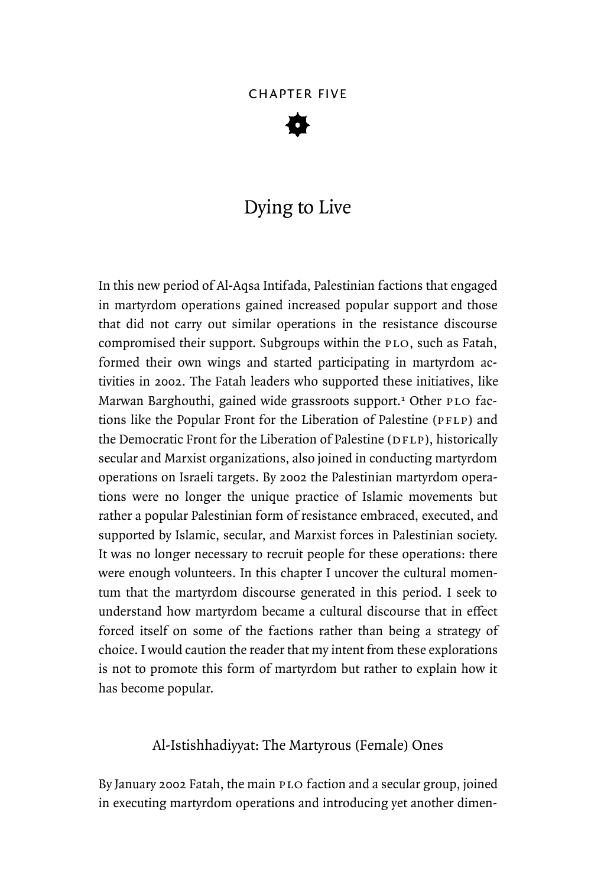CHAPTER FIVE

# Dying to Live

In this new period of Al-Aqsa Intifada, Palestinian factions that engaged in martyrdom operations gained increased popular support and those that did not carry out similar operations in the resistance discourse compromised their support. Subgroups within the PLO, such as Fatah, formed their own wings and started participating in martyrdom activities in 2002. The Fatah leaders who supported these initiatives, like Marwan Barghouthi, gained wide grassroots support.[1] Other PLO factions like the Popular Front for the Liberation of Palestine (PFLP) and the Democratic Front for the Liberation of Palestine (DFLP), historically secular and Marxist organizations, also joined in conducting martyrdom operations on Israeli targets. By 2002 the Palestinian martyrdom operations were no longer the unique practice of Islamic movements but rather a popular Palestinian form of resistance embraced, executed, and supported by Islamic, secular, and Marxist forces in Palestinian society. It was no longer necessary to recruit people for these operations: there were enough volunteers. In this chapter I uncover the cultural momentum that the martyrdom discourse generated in this period. I seek to understand how martyrdom became a cultural discourse that in effect forced itself on some of the factions rather than being a strategy of choice. I would caution the reader that my intent from these explorations is not to promote this form of martyrdom but rather to explain how it has become popular.

## Al-Istishhadiyyat: The Martyrous (Female) Ones

By January 2002 Fatah, the main PLO faction and a secular group, joined in executing martyrdom operations and introducing yet another dimen-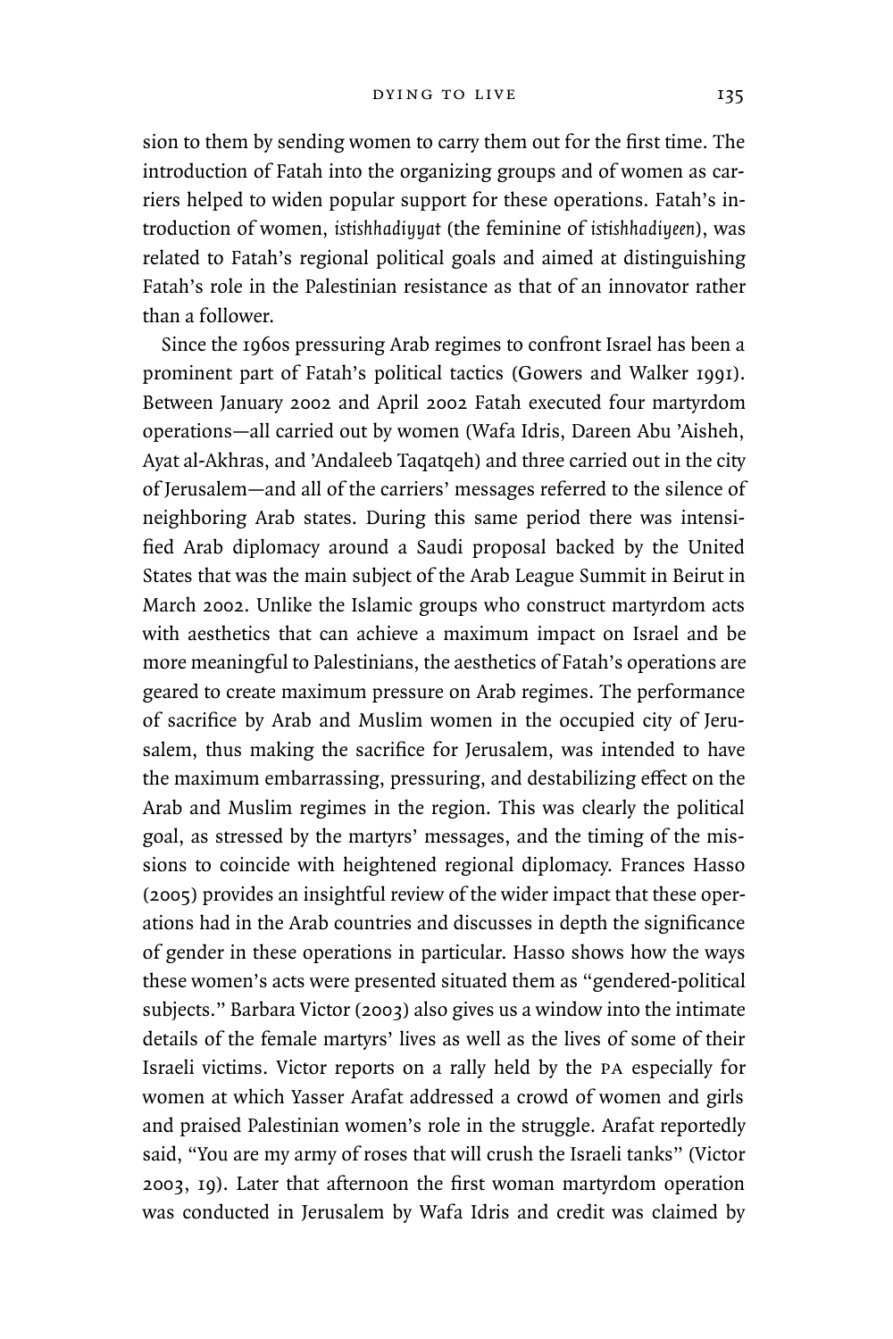sion to them by sending women to carry them out for the first time. The introduction of Fatah into the organizing groups and of women as carriers helped to widen popular support for these operations. Fatah's introduction of women, *istishhadiyyat* (the feminine of *istishhadiyeen*), was related to Fatah's regional political goals and aimed at distinguishing Fatah's role in the Palestinian resistance as that of an innovator rather than a follower.

Since the 1960s pressuring Arab regimes to confront Israel has been a prominent part of Fatah's political tactics (Gowers and Walker 1991). Between January 2002 and April 2002 Fatah executed four martyrdom operations—all carried out by women (Wafa Idris, Dareen Abu 'Aisheh, Ayat al-Akhras, and 'Andaleeb Taqatqeh) and three carried out in the city of Jerusalem—and all of the carriers' messages referred to the silence of neighboring Arab states. During this same period there was intensified Arab diplomacy around a Saudi proposal backed by the United States that was the main subject of the Arab League Summit in Beirut in March 2002. Unlike the Islamic groups who construct martyrdom acts with aesthetics that can achieve a maximum impact on Israel and be more meaningful to Palestinians, the aesthetics of Fatah's operations are geared to create maximum pressure on Arab regimes. The performance of sacrifice by Arab and Muslim women in the occupied city of Jerusalem, thus making the sacrifice for Jerusalem, was intended to have the maximum embarrassing, pressuring, and destabilizing effect on the Arab and Muslim regimes in the region. This was clearly the political goal, as stressed by the martyrs' messages, and the timing of the missions to coincide with heightened regional diplomacy. Frances Hasso (2005) provides an insightful review of the wider impact that these operations had in the Arab countries and discusses in depth the significance of gender in these operations in particular. Hasso shows how the ways these women's acts were presented situated them as "gendered-political subjects." Barbara Victor (2003) also gives us a window into the intimate details of the female martyrs' lives as well as the lives of some of their Israeli victims. Victor reports on a rally held by the PA especially for women at which Yasser Arafat addressed a crowd of women and girls and praised Palestinian women's role in the struggle. Arafat reportedly said, "You are my army of roses that will crush the Israeli tanks" (Victor 2003, 19). Later that afternoon the first woman martyrdom operation was conducted in Jerusalem by Wafa Idris and credit was claimed by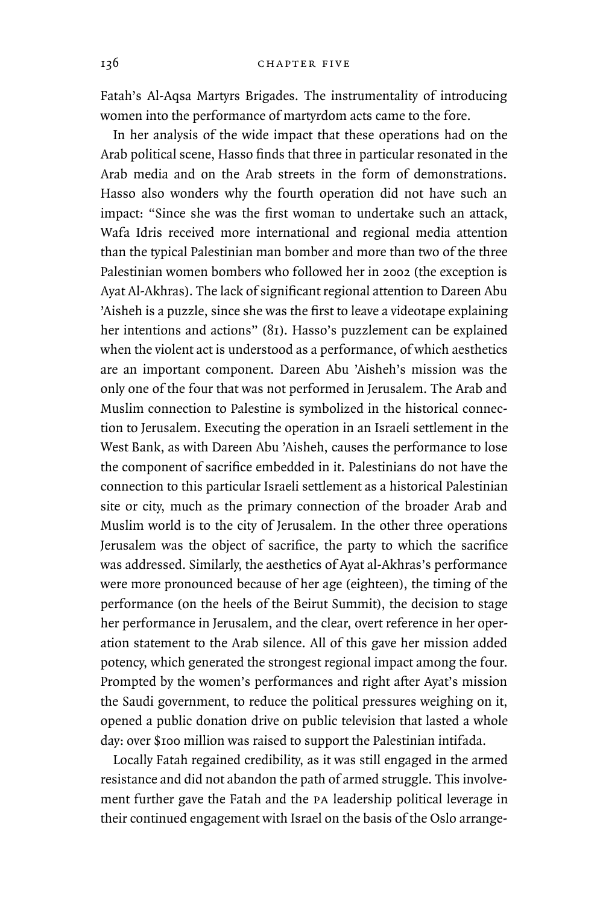Fatah's Al-Aqsa Martyrs Brigades. The instrumentality of introducing women into the performance of martyrdom acts came to the fore.

In her analysis of the wide impact that these operations had on the Arab political scene, Hasso finds that three in particular resonated in the Arab media and on the Arab streets in the form of demonstrations. Hasso also wonders why the fourth operation did not have such an impact: "Since she was the first woman to undertake such an attack, Wafa Idris received more international and regional media attention than the typical Palestinian man bomber and more than two of the three Palestinian women bombers who followed her in 2002 (the exception is Ayat Al-Akhras). The lack of significant regional attention to Dareen Abu 'Aisheh is a puzzle, since she was the first to leave a videotape explaining her intentions and actions" (81). Hasso's puzzlement can be explained when the violent act is understood as a performance, of which aesthetics are an important component. Dareen Abu 'Aisheh's mission was the only one of the four that was not performed in Jerusalem. The Arab and Muslim connection to Palestine is symbolized in the historical connection to Jerusalem. Executing the operation in an Israeli settlement in the West Bank, as with Dareen Abu 'Aisheh, causes the performance to lose the component of sacrifice embedded in it. Palestinians do not have the connection to this particular Israeli settlement as a historical Palestinian site or city, much as the primary connection of the broader Arab and Muslim world is to the city of Jerusalem. In the other three operations Jerusalem was the object of sacrifice, the party to which the sacrifice was addressed. Similarly, the aesthetics of Ayat al-Akhras's performance were more pronounced because of her age (eighteen), the timing of the performance (on the heels of the Beirut Summit), the decision to stage her performance in Jerusalem, and the clear, overt reference in her operation statement to the Arab silence. All of this gave her mission added potency, which generated the strongest regional impact among the four. Prompted by the women's performances and right after Ayat's mission the Saudi government, to reduce the political pressures weighing on it, opened a public donation drive on public television that lasted a whole day: over $100 million was raised to support the Palestinian intifada.

Locally Fatah regained credibility, as it was still engaged in the armed resistance and did not abandon the path of armed struggle. This involvement further gave the Fatah and the PA leadership political leverage in their continued engagement with Israel on the basis of the Oslo arrange-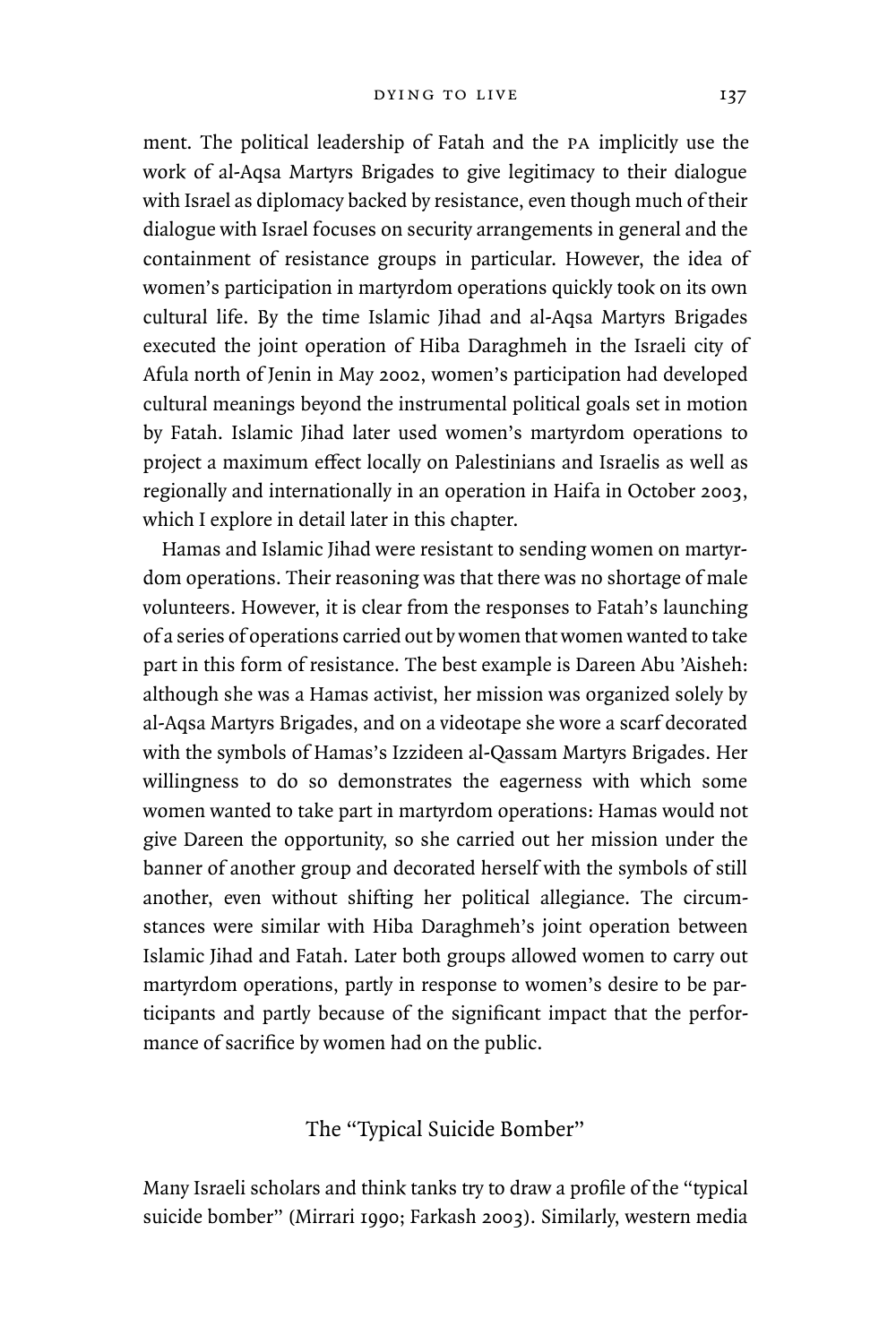ment. The political leadership of Fatah and the PA implicitly use the work of al-Aqsa Martyrs Brigades to give legitimacy to their dialogue with Israel as diplomacy backed by resistance, even though much of their dialogue with Israel focuses on security arrangements in general and the containment of resistance groups in particular. However, the idea of women's participation in martyrdom operations quickly took on its own cultural life. By the time Islamic Jihad and al-Aqsa Martyrs Brigades executed the joint operation of Hiba Daraghmeh in the Israeli city of Afula north of Jenin in May 2002, women's participation had developed cultural meanings beyond the instrumental political goals set in motion by Fatah. Islamic Jihad later used women's martyrdom operations to project a maximum effect locally on Palestinians and Israelis as well as regionally and internationally in an operation in Haifa in October 2003, which I explore in detail later in this chapter.

Hamas and Islamic Jihad were resistant to sending women on martyrdom operations. Their reasoning was that there was no shortage of male volunteers. However, it is clear from the responses to Fatah's launching of a series of operations carried out by women that women wanted to take part in this form of resistance. The best example is Dareen Abu 'Aisheh: although she was a Hamas activist, her mission was organized solely by al-Aqsa Martyrs Brigades, and on a videotape she wore a scarf decorated with the symbols of Hamas's Izzideen al-Qassam Martyrs Brigades. Her willingness to do so demonstrates the eagerness with which some women wanted to take part in martyrdom operations: Hamas would not give Dareen the opportunity, so she carried out her mission under the banner of another group and decorated herself with the symbols of still another, even without shifting her political allegiance. The circumstances were similar with Hiba Daraghmeh's joint operation between Islamic Jihad and Fatah. Later both groups allowed women to carry out martyrdom operations, partly in response to women's desire to be participants and partly because of the significant impact that the performance of sacrifice by women had on the public.

## The "Typical Suicide Bomber"

Many Israeli scholars and think tanks try to draw a profile of the "typical suicide bomber" (Mirrari 1990; Farkash 2003). Similarly, western media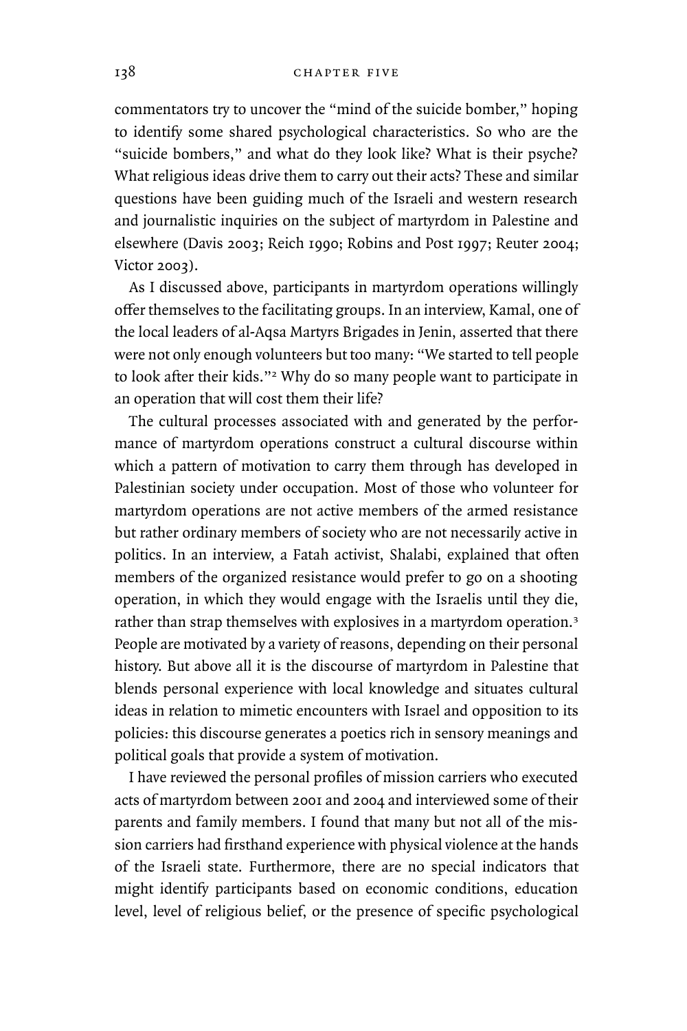commentators try to uncover the "mind of the suicide bomber," hoping to identify some shared psychological characteristics. So who are the "suicide bombers," and what do they look like? What is their psyche? What religious ideas drive them to carry out their acts? These and similar questions have been guiding much of the Israeli and western research and journalistic inquiries on the subject of martyrdom in Palestine and elsewhere (Davis 2003; Reich 1990; Robins and Post 1997; Reuter 2004; Victor 2003).

As I discussed above, participants in martyrdom operations willingly offer themselves to the facilitating groups. In an interview, Kamal, one of the local leaders of al-Aqsa Martyrs Brigades in Jenin, asserted that there were not only enough volunteers but too many: "We started to tell people to look after their kids."[2] Why do so many people want to participate in an operation that will cost them their life?

The cultural processes associated with and generated by the performance of martyrdom operations construct a cultural discourse within which a pattern of motivation to carry them through has developed in Palestinian society under occupation. Most of those who volunteer for martyrdom operations are not active members of the armed resistance but rather ordinary members of society who are not necessarily active in politics. In an interview, a Fatah activist, Shalabi, explained that often members of the organized resistance would prefer to go on a shooting operation, in which they would engage with the Israelis until they die, rather than strap themselves with explosives in a martyrdom operation.[3] People are motivated by a variety of reasons, depending on their personal history. But above all it is the discourse of martyrdom in Palestine that blends personal experience with local knowledge and situates cultural ideas in relation to mimetic encounters with Israel and opposition to its policies: this discourse generates a poetics rich in sensory meanings and political goals that provide a system of motivation.

I have reviewed the personal profiles of mission carriers who executed acts of martyrdom between 2001 and 2004 and interviewed some of their parents and family members. I found that many but not all of the mission carriers had firsthand experience with physical violence at the hands of the Israeli state. Furthermore, there are no special indicators that might identify participants based on economic conditions, education level, level of religious belief, or the presence of specific psychological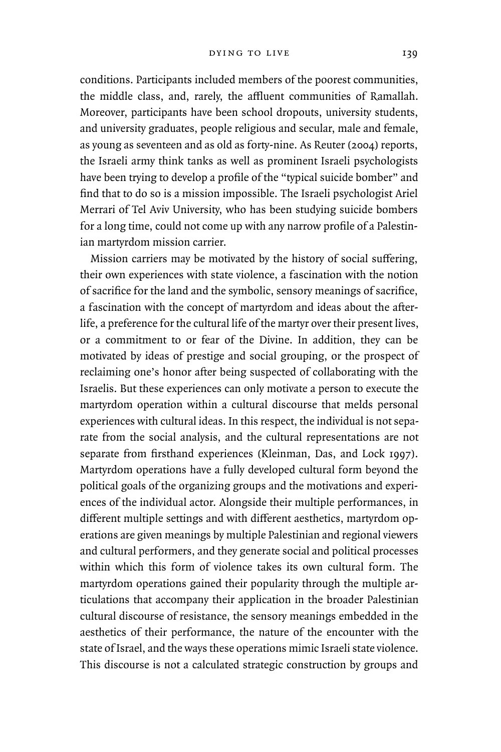conditions. Participants included members of the poorest communities, the middle class, and, rarely, the affluent communities of Ramallah. Moreover, participants have been school dropouts, university students, and university graduates, people religious and secular, male and female, as young as seventeen and as old as forty-nine. As Reuter (2004) reports, the Israeli army think tanks as well as prominent Israeli psychologists have been trying to develop a profile of the "typical suicide bomber" and find that to do so is a mission impossible. The Israeli psychologist Ariel Merrari of Tel Aviv University, who has been studying suicide bombers for a long time, could not come up with any narrow profile of a Palestinian martyrdom mission carrier.

Mission carriers may be motivated by the history of social suffering, their own experiences with state violence, a fascination with the notion of sacrifice for the land and the symbolic, sensory meanings of sacrifice, a fascination with the concept of martyrdom and ideas about the afterlife, a preference for the cultural life of the martyr over their present lives, or a commitment to or fear of the Divine. In addition, they can be motivated by ideas of prestige and social grouping, or the prospect of reclaiming one's honor after being suspected of collaborating with the Israelis. But these experiences can only motivate a person to execute the martyrdom operation within a cultural discourse that melds personal experiences with cultural ideas. In this respect, the individual is not separate from the social analysis, and the cultural representations are not separate from firsthand experiences (Kleinman, Das, and Lock 1997). Martyrdom operations have a fully developed cultural form beyond the political goals of the organizing groups and the motivations and experiences of the individual actor. Alongside their multiple performances, in different multiple settings and with different aesthetics, martyrdom operations are given meanings by multiple Palestinian and regional viewers and cultural performers, and they generate social and political processes within which this form of violence takes its own cultural form. The martyrdom operations gained their popularity through the multiple articulations that accompany their application in the broader Palestinian cultural discourse of resistance, the sensory meanings embedded in the aesthetics of their performance, the nature of the encounter with the state of Israel, and the ways these operations mimic Israeli state violence. This discourse is not a calculated strategic construction by groups and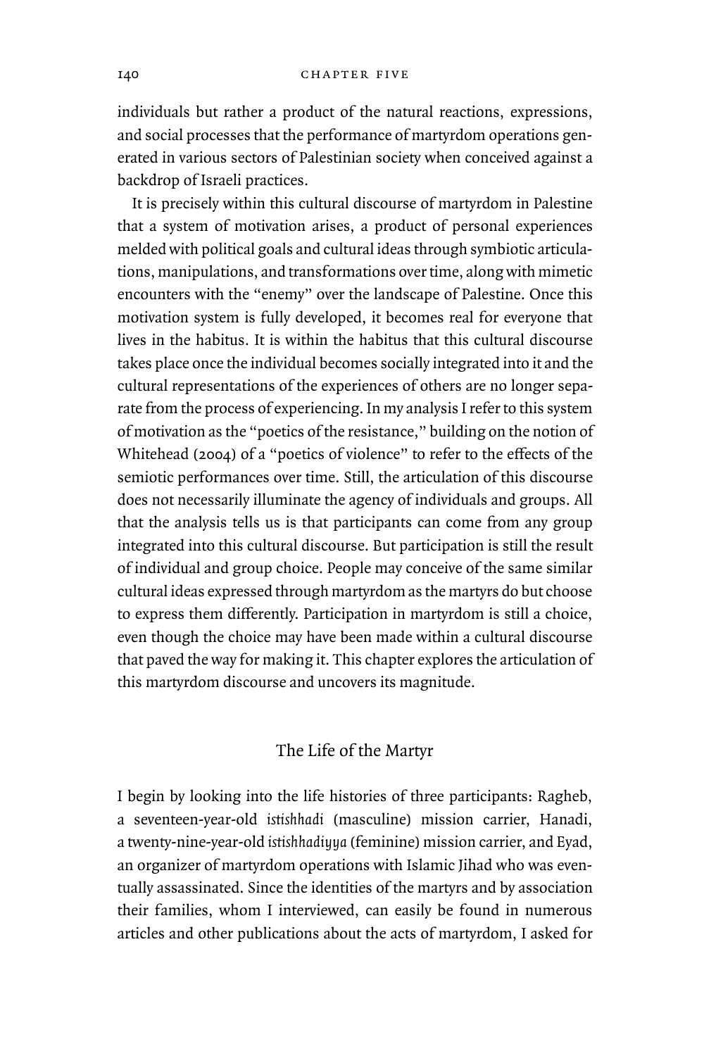individuals but rather a product of the natural reactions, expressions, and social processes that the performance of martyrdom operations generated in various sectors of Palestinian society when conceived against a backdrop of Israeli practices.

It is precisely within this cultural discourse of martyrdom in Palestine that a system of motivation arises, a product of personal experiences melded with political goals and cultural ideas through symbiotic articulations, manipulations, and transformations over time, along with mimetic encounters with the "enemy" over the landscape of Palestine. Once this motivation system is fully developed, it becomes real for everyone that lives in the habitus. It is within the habitus that this cultural discourse takes place once the individual becomes socially integrated into it and the cultural representations of the experiences of others are no longer separate from the process of experiencing. In my analysis I refer to this system of motivation as the "poetics of the resistance," building on the notion of Whitehead (2004) of a "poetics of violence" to refer to the effects of the semiotic performances over time. Still, the articulation of this discourse does not necessarily illuminate the agency of individuals and groups. All that the analysis tells us is that participants can come from any group integrated into this cultural discourse. But participation is still the result of individual and group choice. People may conceive of the same similar cultural ideas expressed through martyrdom as the martyrs do but choose to express them differently. Participation in martyrdom is still a choice, even though the choice may have been made within a cultural discourse that paved the way for making it. This chapter explores the articulation of this martyrdom discourse and uncovers its magnitude.

## The Life of the Martyr

I begin by looking into the life histories of three participants: Ragheb, a seventeen-year-old *istishhadi* (masculine) mission carrier, Hanadi, a twenty-nine-year-old *istishhadiyya* (feminine) mission carrier, and Eyad, an organizer of martyrdom operations with Islamic Jihad who was eventually assassinated. Since the identities of the martyrs and by association their families, whom I interviewed, can easily be found in numerous articles and other publications about the acts of martyrdom, I asked for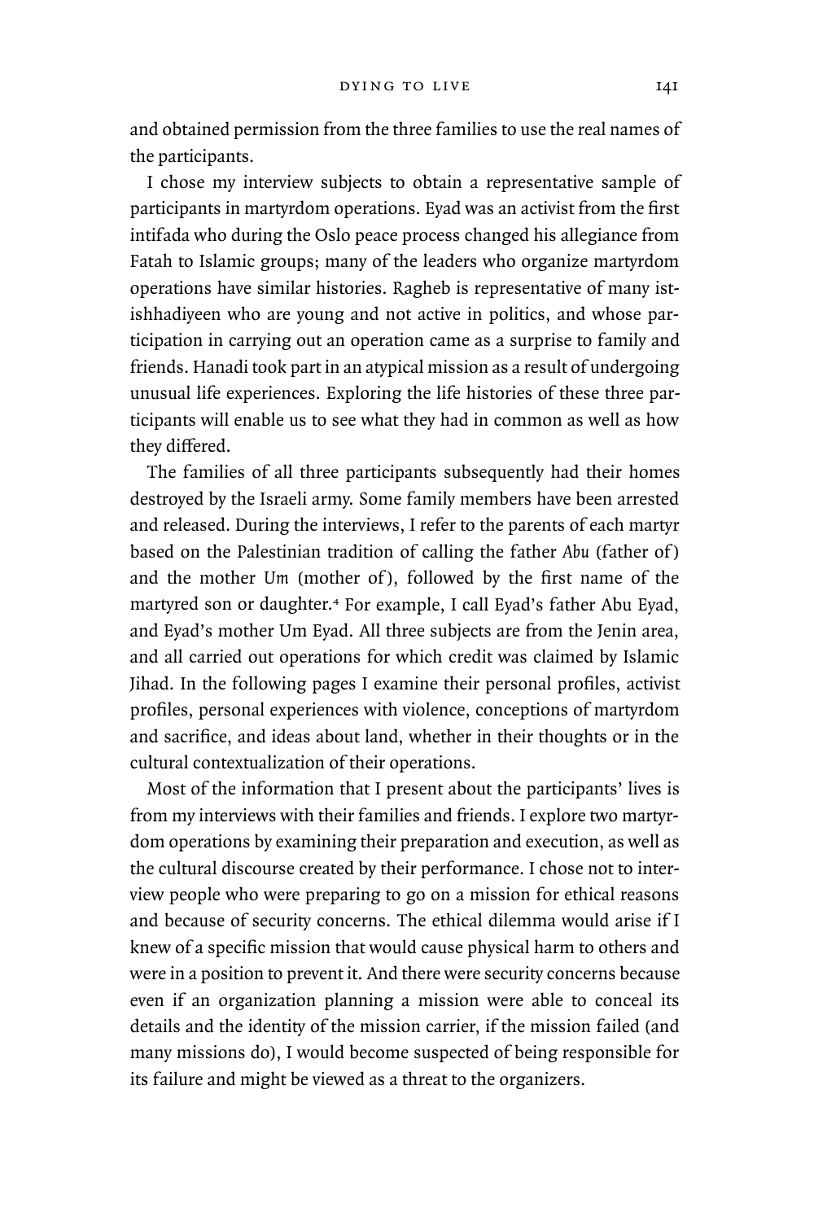and obtained permission from the three families to use the real names of the participants.

I chose my interview subjects to obtain a representative sample of participants in martyrdom operations. Eyad was an activist from the first intifada who during the Oslo peace process changed his allegiance from Fatah to Islamic groups; many of the leaders who organize martyrdom operations have similar histories. Ragheb is representative of many istishhadiyeen who are young and not active in politics, and whose participation in carrying out an operation came as a surprise to family and friends. Hanadi took part in an atypical mission as a result of undergoing unusual life experiences. Exploring the life histories of these three participants will enable us to see what they had in common as well as how they differed.

The families of all three participants subsequently had their homes destroyed by the Israeli army. Some family members have been arrested and released. During the interviews, I refer to the parents of each martyr based on the Palestinian tradition of calling the father *Abu* (father of) and the mother *Um* (mother of), followed by the first name of the martyred son or daughter.[4] For example, I call Eyad's father Abu Eyad, and Eyad's mother Um Eyad. All three subjects are from the Jenin area, and all carried out operations for which credit was claimed by Islamic Jihad. In the following pages I examine their personal profiles, activist profiles, personal experiences with violence, conceptions of martyrdom and sacrifice, and ideas about land, whether in their thoughts or in the cultural contextualization of their operations.

Most of the information that I present about the participants' lives is from my interviews with their families and friends. I explore two martyrdom operations by examining their preparation and execution, as well as the cultural discourse created by their performance. I chose not to interview people who were preparing to go on a mission for ethical reasons and because of security concerns. The ethical dilemma would arise if I knew of a specific mission that would cause physical harm to others and were in a position to prevent it. And there were security concerns because even if an organization planning a mission were able to conceal its details and the identity of the mission carrier, if the mission failed (and many missions do), I would become suspected of being responsible for its failure and might be viewed as a threat to the organizers.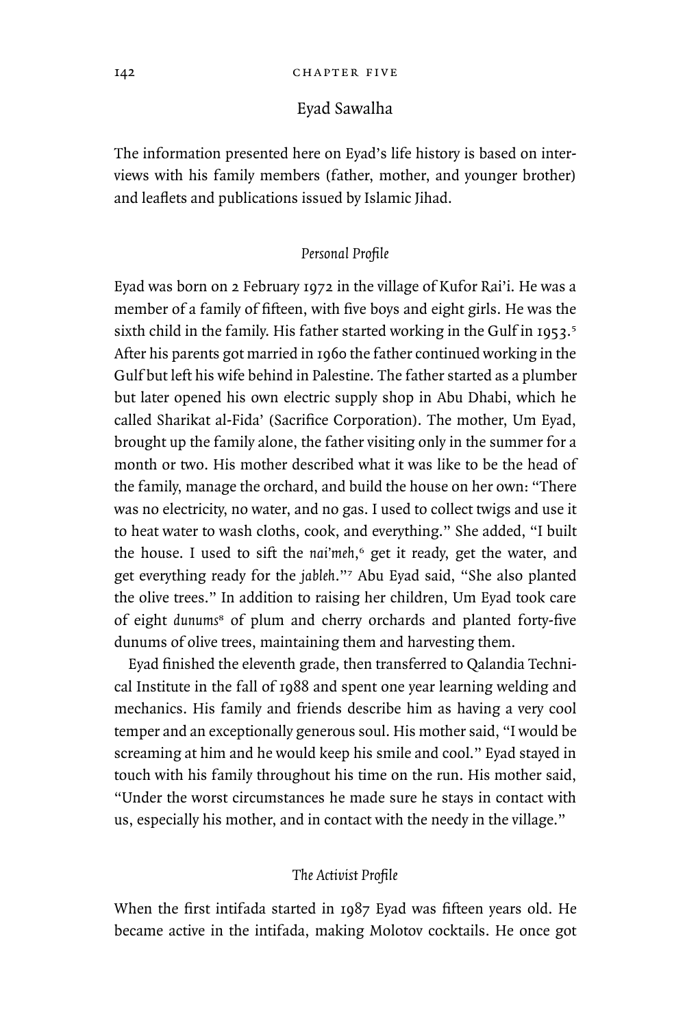## Eyad Sawalha

The information presented here on Eyad's life history is based on interviews with his family members (father, mother, and younger brother) and leaflets and publications issued by Islamic Jihad.

### *Personal Profile*

Eyad was born on 2 February 1972 in the village of Kufor Rai'i. He was a member of a family of fifteen, with five boys and eight girls. He was the sixth child in the family. His father started working in the Gulf in 1953.[5] After his parents got married in 1960 the father continued working in the Gulf but left his wife behind in Palestine. The father started as a plumber but later opened his own electric supply shop in Abu Dhabi, which he called Sharikat al-Fida' (Sacrifice Corporation). The mother, Um Eyad, brought up the family alone, the father visiting only in the summer for a month or two. His mother described what it was like to be the head of the family, manage the orchard, and build the house on her own: "There was no electricity, no water, and no gas. I used to collect twigs and use it to heat water to wash cloths, cook, and everything." She added, "I built the house. I used to sift the *nai'meh*,[6] get it ready, get the water, and get everything ready for the *jableh*."[7] Abu Eyad said, "She also planted the olive trees." In addition to raising her children, Um Eyad took care of eight *dunums*[8] of plum and cherry orchards and planted forty-five dunums of olive trees, maintaining them and harvesting them.

Eyad finished the eleventh grade, then transferred to Qalandia Technical Institute in the fall of 1988 and spent one year learning welding and mechanics. His family and friends describe him as having a very cool temper and an exceptionally generous soul. His mother said, "I would be screaming at him and he would keep his smile and cool." Eyad stayed in touch with his family throughout his time on the run. His mother said, "Under the worst circumstances he made sure he stays in contact with us, especially his mother, and in contact with the needy in the village."

### *The Activist Profile*

When the first intifada started in 1987 Eyad was fifteen years old. He became active in the intifada, making Molotov cocktails. He once got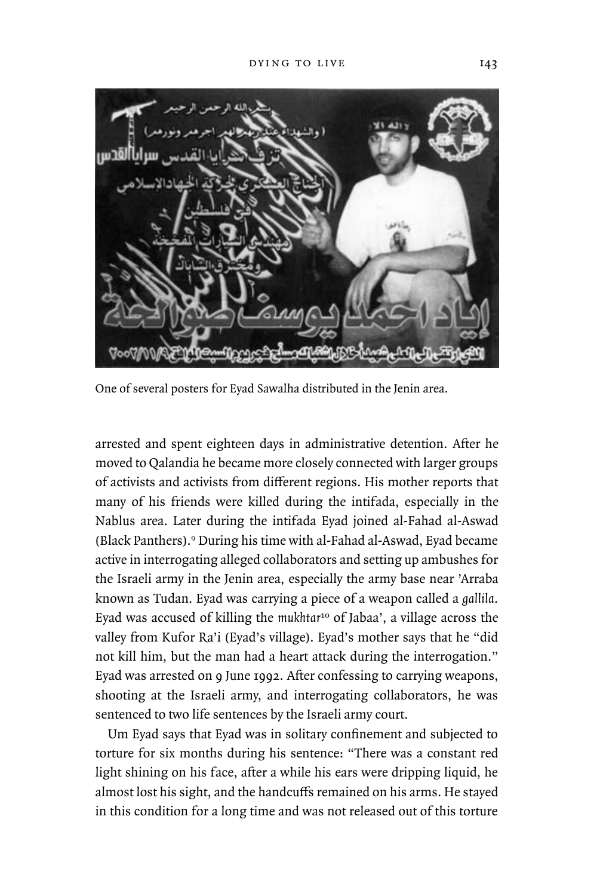One of several posters for Eyad Sawalha distributed in the Jenin area.

arrested and spent eighteen days in administrative detention. After he moved to Qalandia he became more closely connected with larger groups of activists and activists from different regions. His mother reports that many of his friends were killed during the intifada, especially in the Nablus area. Later during the intifada Eyad joined al-Fahad al-Aswad (Black Panthers).[9] During his time with al-Fahad al-Aswad, Eyad became active in interrogating alleged collaborators and setting up ambushes for the Israeli army in the Jenin area, especially the army base near 'Arraba known as Tudan. Eyad was carrying a piece of a weapon called a *gallila*. Eyad was accused of killing the *mukhtar*[10] of Jabaa', a village across the valley from Kufor Ra'i (Eyad's village). Eyad's mother says that he "did not kill him, but the man had a heart attack during the interrogation." Eyad was arrested on 9 June 1992. After confessing to carrying weapons, shooting at the Israeli army, and interrogating collaborators, he was sentenced to two life sentences by the Israeli army court.

Um Eyad says that Eyad was in solitary confinement and subjected to torture for six months during his sentence: "There was a constant red light shining on his face, after a while his ears were dripping liquid, he almost lost his sight, and the handcuffs remained on his arms. He stayed in this condition for a long time and was not released out of this torture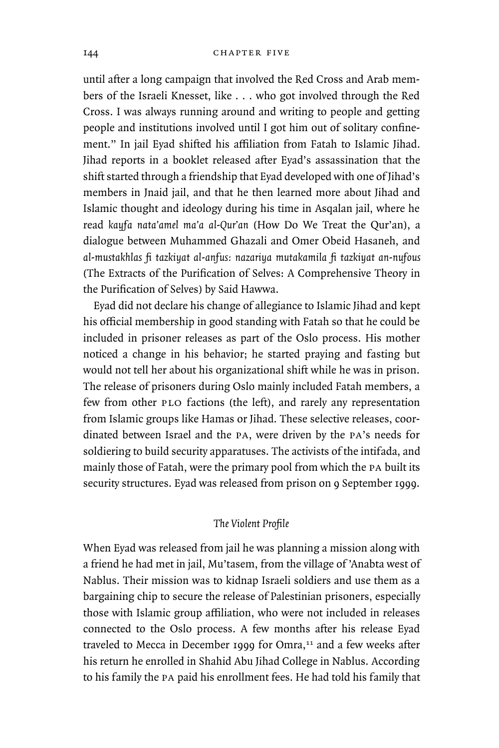until after a long campaign that involved the Red Cross and Arab members of the Israeli Knesset, like . . . who got involved through the Red Cross. I was always running around and writing to people and getting people and institutions involved until I got him out of solitary confinement." In jail Eyad shifted his affiliation from Fatah to Islamic Jihad. Jihad reports in a booklet released after Eyad's assassination that the shift started through a friendship that Eyad developed with one of Jihad's members in Jnaid jail, and that he then learned more about Jihad and Islamic thought and ideology during his time in Asqalan jail, where he read *kayfa nata'amel ma'a al-Qur'an* (How Do We Treat the Qur'an), a dialogue between Muhammed Ghazali and Omer Obeid Hasaneh, and *al-mustakhlas fi tazkiyat al-anfus: nazariya mutakamila fi tazkiyat an-nufous* (The Extracts of the Purification of Selves: A Comprehensive Theory in the Purification of Selves) by Said Hawwa.

Eyad did not declare his change of allegiance to Islamic Jihad and kept his official membership in good standing with Fatah so that he could be included in prisoner releases as part of the Oslo process. His mother noticed a change in his behavior; he started praying and fasting but would not tell her about his organizational shift while he was in prison. The release of prisoners during Oslo mainly included Fatah members, a few from other PLO factions (the left), and rarely any representation from Islamic groups like Hamas or Jihad. These selective releases, coordinated between Israel and the PA, were driven by the PA's needs for soldiering to build security apparatuses. The activists of the intifada, and mainly those of Fatah, were the primary pool from which the PA built its security structures. Eyad was released from prison on 9 September 1999.

### *The Violent Profile*

When Eyad was released from jail he was planning a mission along with a friend he had met in jail, Mu'tasem, from the village of 'Anabta west of Nablus. Their mission was to kidnap Israeli soldiers and use them as a bargaining chip to secure the release of Palestinian prisoners, especially those with Islamic group affiliation, who were not included in releases connected to the Oslo process. A few months after his release Eyad traveled to Mecca in December 1999 for Omra,[11] and a few weeks after his return he enrolled in Shahid Abu Jihad College in Nablus. According to his family the PA paid his enrollment fees. He had told his family that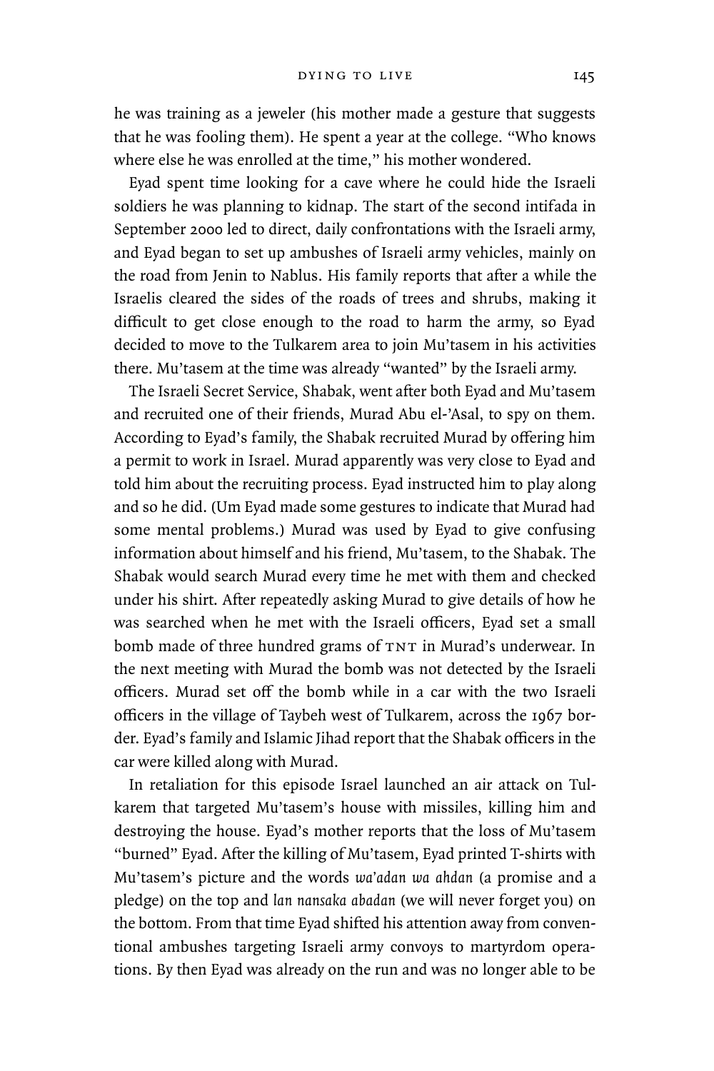he was training as a jeweler (his mother made a gesture that suggests that he was fooling them). He spent a year at the college. "Who knows where else he was enrolled at the time," his mother wondered.

Eyad spent time looking for a cave where he could hide the Israeli soldiers he was planning to kidnap. The start of the second intifada in September 2000 led to direct, daily confrontations with the Israeli army, and Eyad began to set up ambushes of Israeli army vehicles, mainly on the road from Jenin to Nablus. His family reports that after a while the Israelis cleared the sides of the roads of trees and shrubs, making it difficult to get close enough to the road to harm the army, so Eyad decided to move to the Tulkarem area to join Mu'tasem in his activities there. Mu'tasem at the time was already "wanted" by the Israeli army.

The Israeli Secret Service, Shabak, went after both Eyad and Mu'tasem and recruited one of their friends, Murad Abu el-'Asal, to spy on them. According to Eyad's family, the Shabak recruited Murad by offering him a permit to work in Israel. Murad apparently was very close to Eyad and told him about the recruiting process. Eyad instructed him to play along and so he did. (Um Eyad made some gestures to indicate that Murad had some mental problems.) Murad was used by Eyad to give confusing information about himself and his friend, Mu'tasem, to the Shabak. The Shabak would search Murad every time he met with them and checked under his shirt. After repeatedly asking Murad to give details of how he was searched when he met with the Israeli officers, Eyad set a small bomb made of three hundred grams of TNT in Murad's underwear. In the next meeting with Murad the bomb was not detected by the Israeli officers. Murad set off the bomb while in a car with the two Israeli officers in the village of Taybeh west of Tulkarem, across the 1967 border. Eyad's family and Islamic Jihad report that the Shabak officers in the car were killed along with Murad.

In retaliation for this episode Israel launched an air attack on Tulkarem that targeted Mu'tasem's house with missiles, killing him and destroying the house. Eyad's mother reports that the loss of Mu'tasem "burned" Eyad. After the killing of Mu'tasem, Eyad printed T-shirts with Mu'tasem's picture and the words *wa'adan wa ahdan* (a promise and a pledge) on the top and *lan nansaka abadan* (we will never forget you) on the bottom. From that time Eyad shifted his attention away from conventional ambushes targeting Israeli army convoys to martyrdom operations. By then Eyad was already on the run and was no longer able to be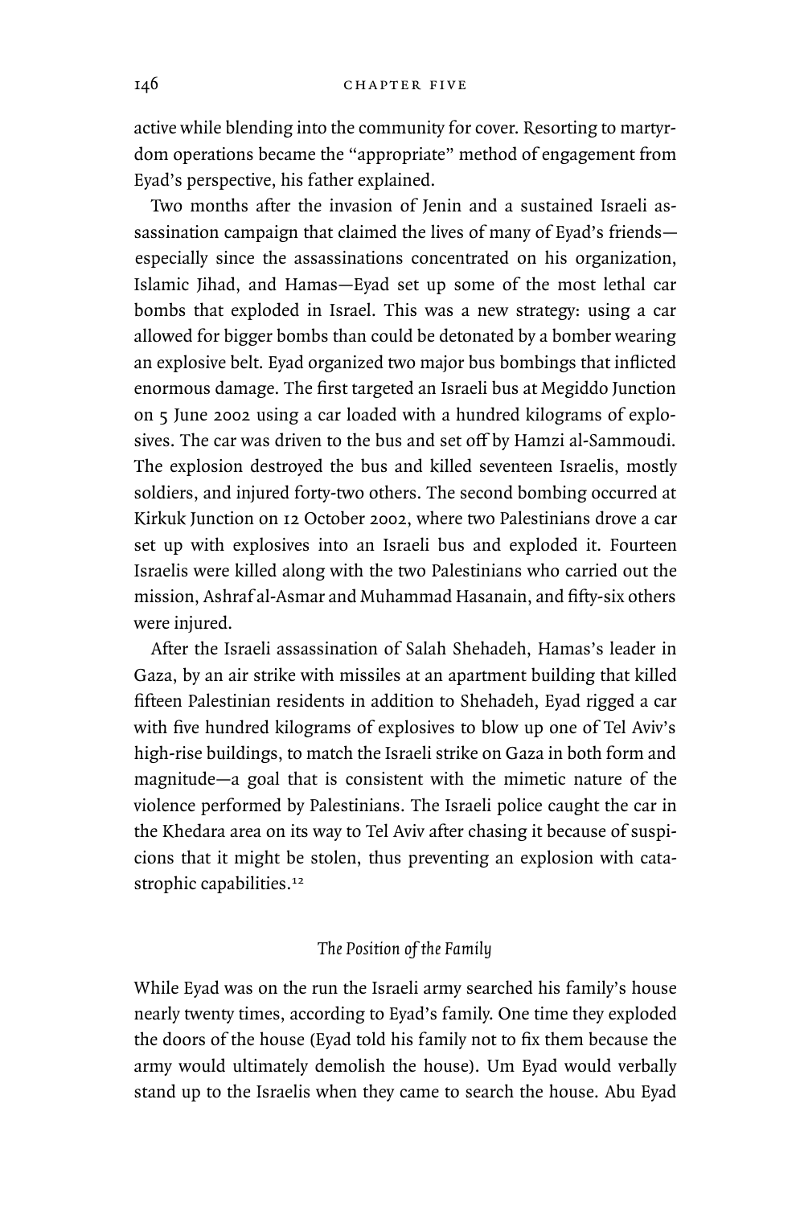active while blending into the community for cover. Resorting to martyrdom operations became the "appropriate" method of engagement from Eyad's perspective, his father explained.

Two months after the invasion of Jenin and a sustained Israeli assassination campaign that claimed the lives of many of Eyad's friends—especially since the assassinations concentrated on his organization, Islamic Jihad, and Hamas—Eyad set up some of the most lethal car bombs that exploded in Israel. This was a new strategy: using a car allowed for bigger bombs than could be detonated by a bomber wearing an explosive belt. Eyad organized two major bus bombings that inflicted enormous damage. The first targeted an Israeli bus at Megiddo Junction on 5 June 2002 using a car loaded with a hundred kilograms of explosives. The car was driven to the bus and set off by Hamzi al-Sammoudi. The explosion destroyed the bus and killed seventeen Israelis, mostly soldiers, and injured forty-two others. The second bombing occurred at Kirkuk Junction on 12 October 2002, where two Palestinians drove a car set up with explosives into an Israeli bus and exploded it. Fourteen Israelis were killed along with the two Palestinians who carried out the mission, Ashraf al-Asmar and Muhammad Hasanain, and fifty-six others were injured.

After the Israeli assassination of Salah Shehadeh, Hamas's leader in Gaza, by an air strike with missiles at an apartment building that killed fifteen Palestinian residents in addition to Shehadeh, Eyad rigged a car with five hundred kilograms of explosives to blow up one of Tel Aviv's high-rise buildings, to match the Israeli strike on Gaza in both form and magnitude—a goal that is consistent with the mimetic nature of the violence performed by Palestinians. The Israeli police caught the car in the Khedara area on its way to Tel Aviv after chasing it because of suspicions that it might be stolen, thus preventing an explosion with catastrophic capabilities.[12]

### *The Position of the Family*

While Eyad was on the run the Israeli army searched his family's house nearly twenty times, according to Eyad's family. One time they exploded the doors of the house (Eyad told his family not to fix them because the army would ultimately demolish the house). Um Eyad would verbally stand up to the Israelis when they came to search the house. Abu Eyad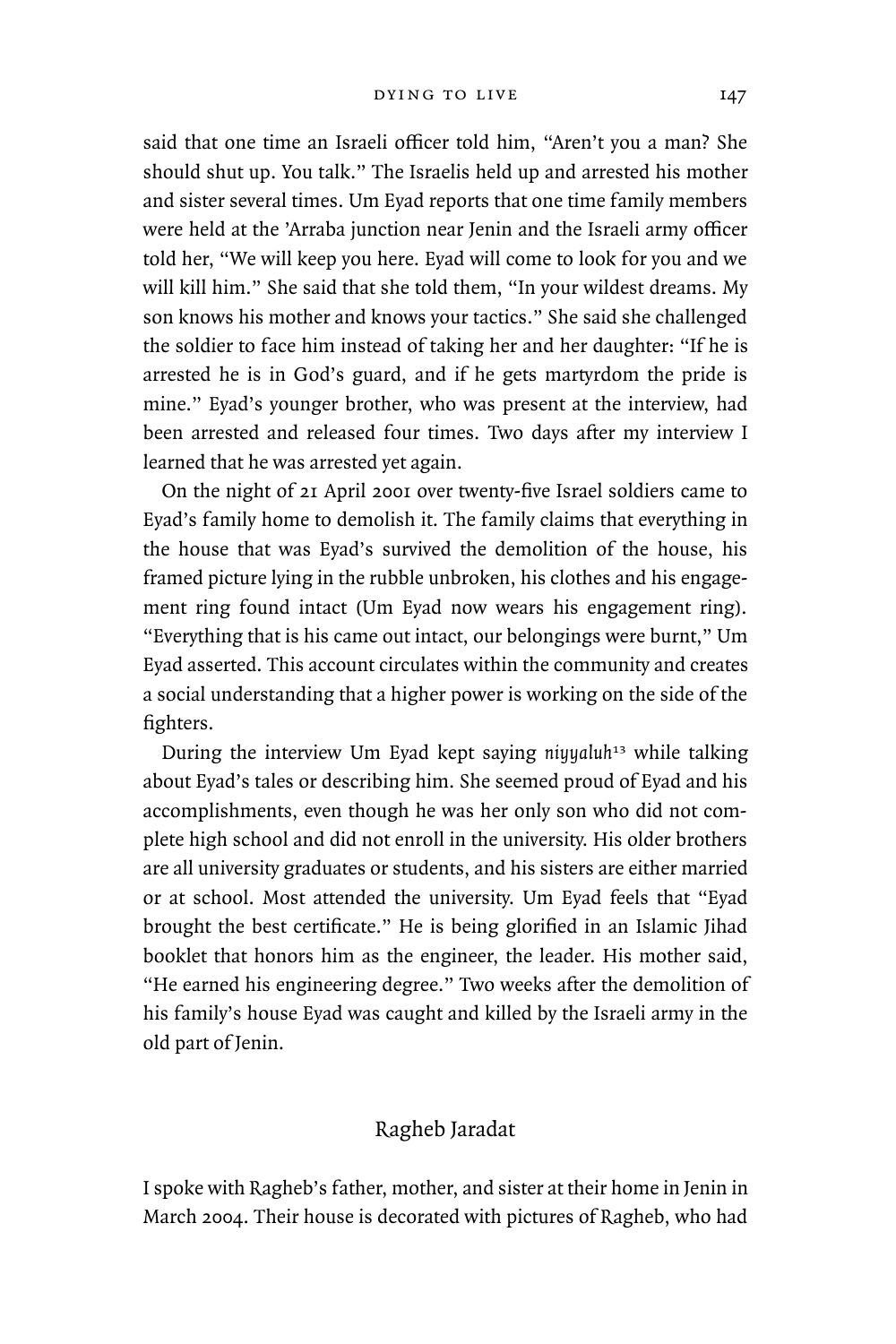said that one time an Israeli officer told him, "Aren't you a man? She should shut up. You talk." The Israelis held up and arrested his mother and sister several times. Um Eyad reports that one time family members were held at the 'Arraba junction near Jenin and the Israeli army officer told her, "We will keep you here. Eyad will come to look for you and we will kill him." She said that she told them, "In your wildest dreams. My son knows his mother and knows your tactics." She said she challenged the soldier to face him instead of taking her and her daughter: "If he is arrested he is in God's guard, and if he gets martyrdom the pride is mine." Eyad's younger brother, who was present at the interview, had been arrested and released four times. Two days after my interview I learned that he was arrested yet again.

On the night of 21 April 2001 over twenty-five Israel soldiers came to Eyad's family home to demolish it. The family claims that everything in the house that was Eyad's survived the demolition of the house, his framed picture lying in the rubble unbroken, his clothes and his engagement ring found intact (Um Eyad now wears his engagement ring). "Everything that is his came out intact, our belongings were burnt," Um Eyad asserted. This account circulates within the community and creates a social understanding that a higher power is working on the side of the fighters.

During the interview Um Eyad kept saying *niyyaluh*[13] while talking about Eyad's tales or describing him. She seemed proud of Eyad and his accomplishments, even though he was her only son who did not complete high school and did not enroll in the university. His older brothers are all university graduates or students, and his sisters are either married or at school. Most attended the university. Um Eyad feels that "Eyad brought the best certificate." He is being glorified in an Islamic Jihad booklet that honors him as the engineer, the leader. His mother said, "He earned his engineering degree." Two weeks after the demolition of his family's house Eyad was caught and killed by the Israeli army in the old part of Jenin.

## Ragheb Jaradat

I spoke with Ragheb's father, mother, and sister at their home in Jenin in March 2004. Their house is decorated with pictures of Ragheb, who had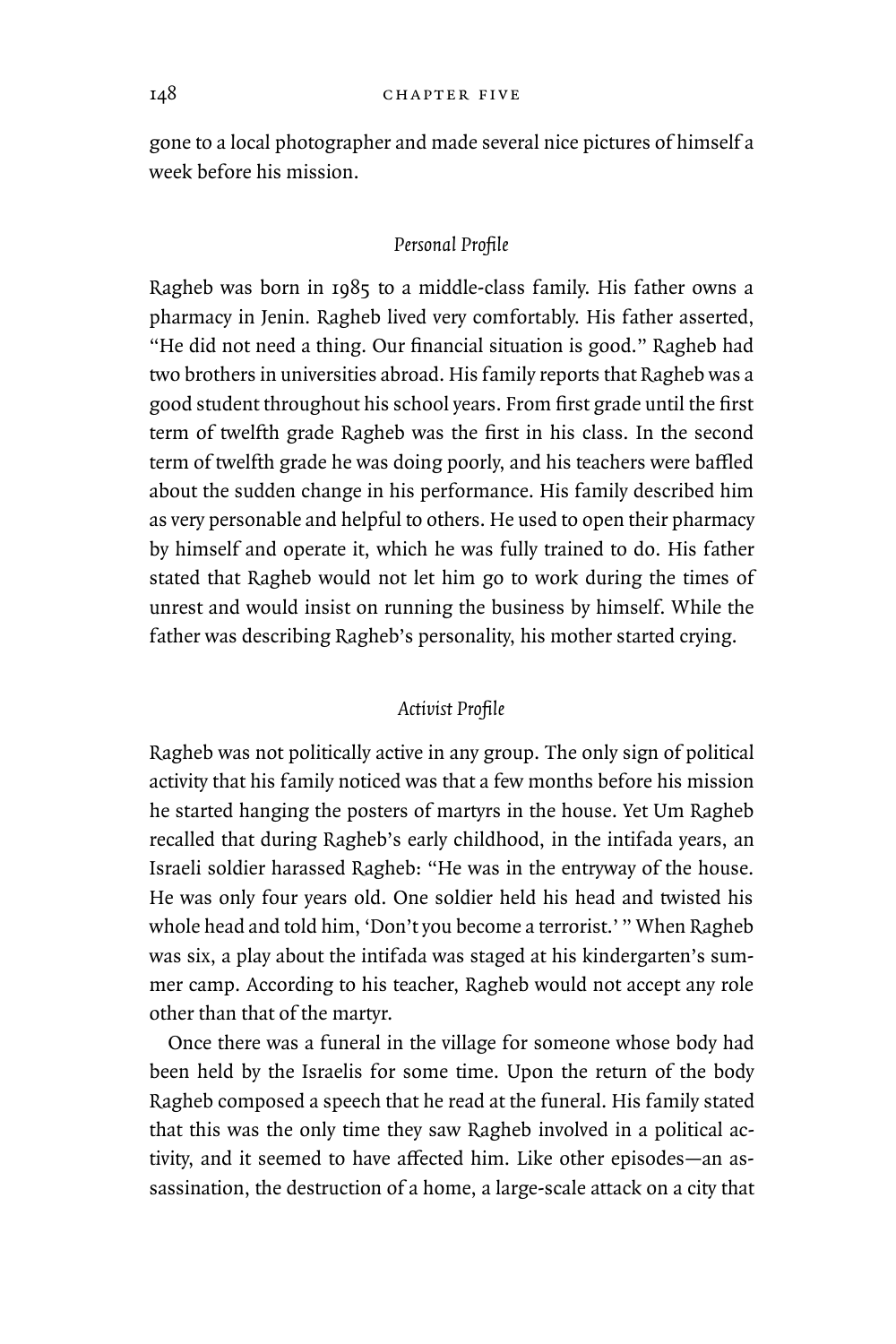gone to a local photographer and made several nice pictures of himself a week before his mission.

### *Personal Profile*

Ragheb was born in 1985 to a middle-class family. His father owns a pharmacy in Jenin. Ragheb lived very comfortably. His father asserted, "He did not need a thing. Our financial situation is good." Ragheb had two brothers in universities abroad. His family reports that Ragheb was a good student throughout his school years. From first grade until the first term of twelfth grade Ragheb was the first in his class. In the second term of twelfth grade he was doing poorly, and his teachers were baffled about the sudden change in his performance. His family described him as very personable and helpful to others. He used to open their pharmacy by himself and operate it, which he was fully trained to do. His father stated that Ragheb would not let him go to work during the times of unrest and would insist on running the business by himself. While the father was describing Ragheb's personality, his mother started crying.

### *Activist Profile*

Ragheb was not politically active in any group. The only sign of political activity that his family noticed was that a few months before his mission he started hanging the posters of martyrs in the house. Yet Um Ragheb recalled that during Ragheb's early childhood, in the intifada years, an Israeli soldier harassed Ragheb: "He was in the entryway of the house. He was only four years old. One soldier held his head and twisted his whole head and told him, 'Don't you become a terrorist.' " When Ragheb was six, a play about the intifada was staged at his kindergarten's summer camp. According to his teacher, Ragheb would not accept any role other than that of the martyr.

Once there was a funeral in the village for someone whose body had been held by the Israelis for some time. Upon the return of the body Ragheb composed a speech that he read at the funeral. His family stated that this was the only time they saw Ragheb involved in a political activity, and it seemed to have affected him. Like other episodes—an assassination, the destruction of a home, a large-scale attack on a city that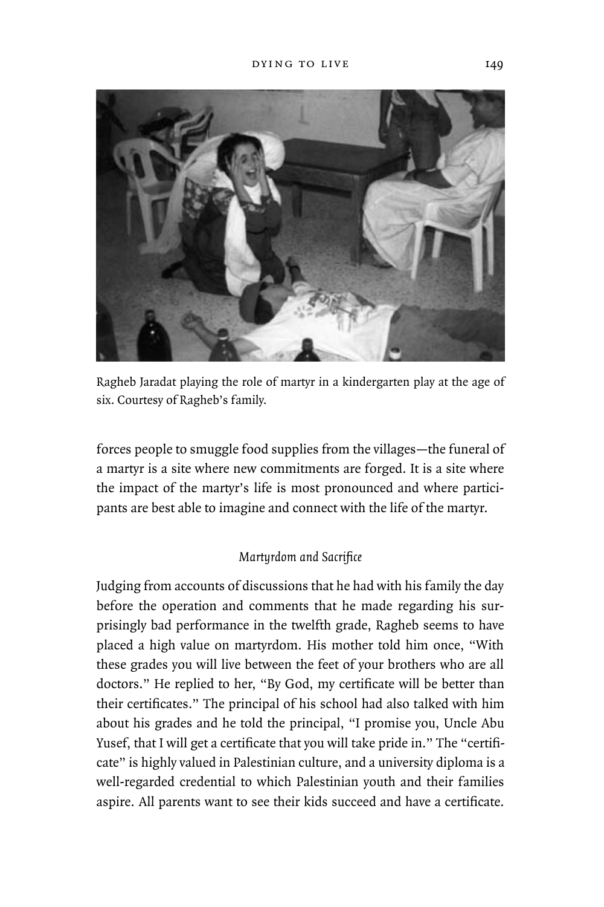Ragheb Jaradat playing the role of martyr in a kindergarten play at the age of six. Courtesy of Ragheb's family.

forces people to smuggle food supplies from the villages—the funeral of a martyr is a site where new commitments are forged. It is a site where the impact of the martyr's life is most pronounced and where participants are best able to imagine and connect with the life of the martyr.

### *Martyrdom and Sacrifice*

Judging from accounts of discussions that he had with his family the day before the operation and comments that he made regarding his surprisingly bad performance in the twelfth grade, Ragheb seems to have placed a high value on martyrdom. His mother told him once, "With these grades you will live between the feet of your brothers who are all doctors." He replied to her, "By God, my certificate will be better than their certificates." The principal of his school had also talked with him about his grades and he told the principal, "I promise you, Uncle Abu Yusef, that I will get a certificate that you will take pride in." The "certificate" is highly valued in Palestinian culture, and a university diploma is a well-regarded credential to which Palestinian youth and their families aspire. All parents want to see their kids succeed and have a certificate.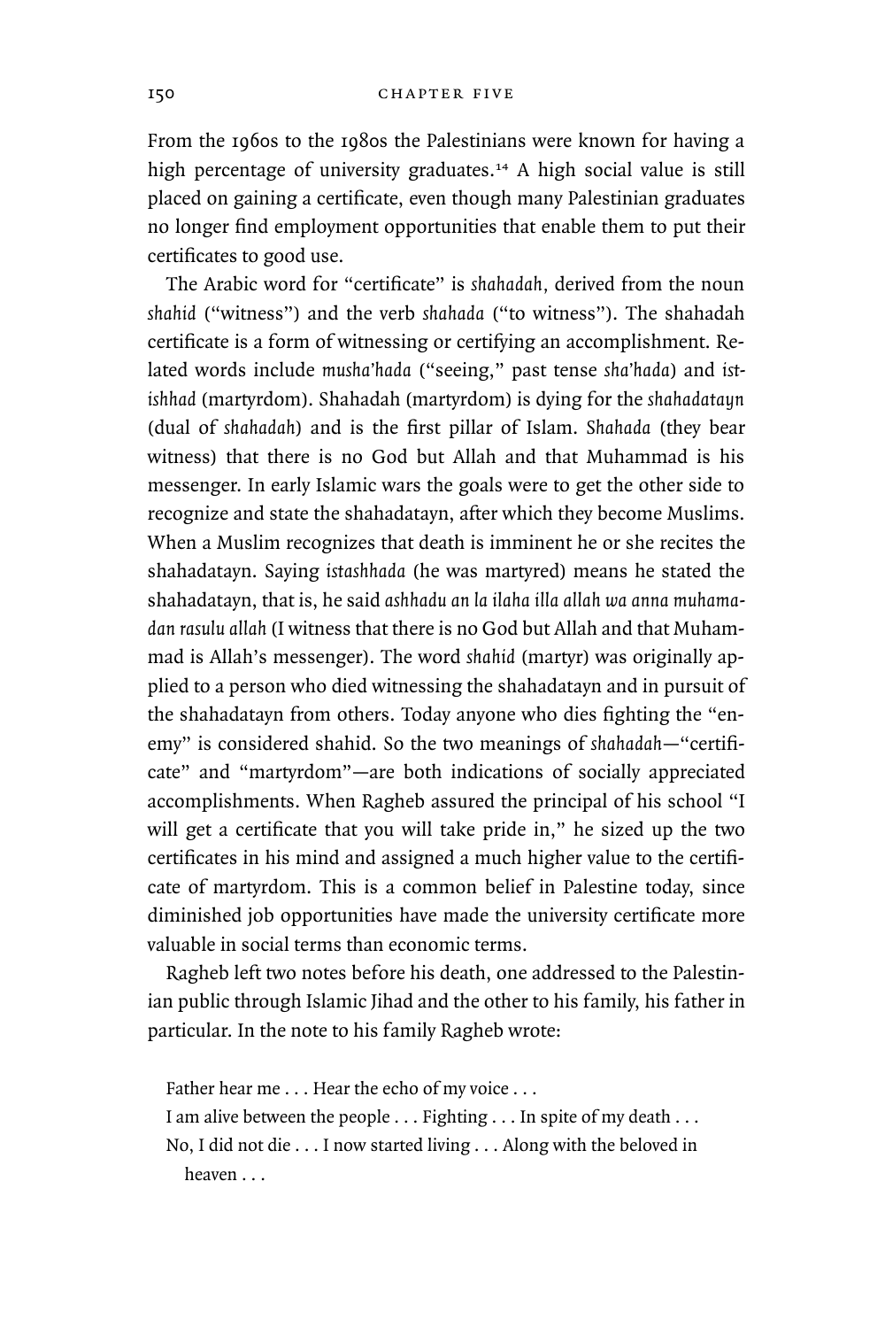From the 1960s to the 1980s the Palestinians were known for having a high percentage of university graduates.[14] A high social value is still placed on gaining a certificate, even though many Palestinian graduates no longer find employment opportunities that enable them to put their certificates to good use.

The Arabic word for "certificate" is *shahadah*, derived from the noun *shahid* ("witness") and the verb *shahada* ("to witness"). The shahadah certificate is a form of witnessing or certifying an accomplishment. Related words include *musha'hada* ("seeing," past tense *sha'hada*) and *istishhad* (martyrdom). Shahadah (martyrdom) is dying for the *shahadatayn* (dual of *shahadah*) and is the first pillar of Islam. *Shahada* (they bear witness) that there is no God but Allah and that Muhammad is his messenger. In early Islamic wars the goals were to get the other side to recognize and state the shahadatayn, after which they become Muslims. When a Muslim recognizes that death is imminent he or she recites the shahadatayn. Saying *istashhada* (he was martyred) means he stated the shahadatayn, that is, he said *ashhadu an la ilaha illa allah wa anna muhamadan rasulu allah* (I witness that there is no God but Allah and that Muhammad is Allah's messenger). The word *shahid* (martyr) was originally applied to a person who died witnessing the shahadatayn and in pursuit of the shahadatayn from others. Today anyone who dies fighting the "enemy" is considered shahid. So the two meanings of *shahadah*—"certificate" and "martyrdom"—are both indications of socially appreciated accomplishments. When Ragheb assured the principal of his school "I will get a certificate that you will take pride in," he sized up the two certificates in his mind and assigned a much higher value to the certificate of martyrdom. This is a common belief in Palestine today, since diminished job opportunities have made the university certificate more valuable in social terms than economic terms.

Ragheb left two notes before his death, one addressed to the Palestinian public through Islamic Jihad and the other to his family, his father in particular. In the note to his family Ragheb wrote:

> Father hear me . . . Hear the echo of my voice . . .
> I am alive between the people . . . Fighting . . . In spite of my death . . .
> No, I did not die . . . I now started living . . . Along with the beloved in heaven . . .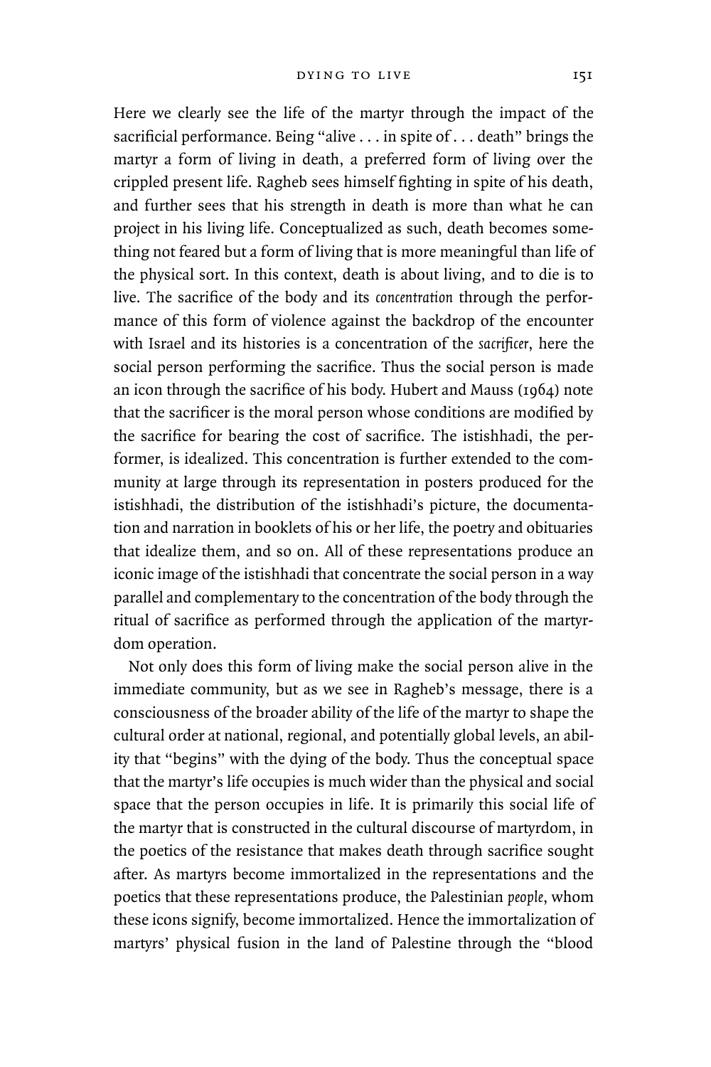Here we clearly see the life of the martyr through the impact of the sacrificial performance. Being "alive . . . in spite of . . . death" brings the martyr a form of living in death, a preferred form of living over the crippled present life. Ragheb sees himself fighting in spite of his death, and further sees that his strength in death is more than what he can project in his living life. Conceptualized as such, death becomes something not feared but a form of living that is more meaningful than life of the physical sort. In this context, death is about living, and to die is to live. The sacrifice of the body and its *concentration* through the performance of this form of violence against the backdrop of the encounter with Israel and its histories is a concentration of the *sacrificer*, here the social person performing the sacrifice. Thus the social person is made an icon through the sacrifice of his body. Hubert and Mauss (1964) note that the sacrificer is the moral person whose conditions are modified by the sacrifice for bearing the cost of sacrifice. The istishhadi, the performer, is idealized. This concentration is further extended to the community at large through its representation in posters produced for the istishhadi, the distribution of the istishhadi's picture, the documentation and narration in booklets of his or her life, the poetry and obituaries that idealize them, and so on. All of these representations produce an iconic image of the istishhadi that concentrate the social person in a way parallel and complementary to the concentration of the body through the ritual of sacrifice as performed through the application of the martyrdom operation.

Not only does this form of living make the social person alive in the immediate community, but as we see in Ragheb's message, there is a consciousness of the broader ability of the life of the martyr to shape the cultural order at national, regional, and potentially global levels, an ability that "begins" with the dying of the body. Thus the conceptual space that the martyr's life occupies is much wider than the physical and social space that the person occupies in life. It is primarily this social life of the martyr that is constructed in the cultural discourse of martyrdom, in the poetics of the resistance that makes death through sacrifice sought after. As martyrs become immortalized in the representations and the poetics that these representations produce, the Palestinian *people*, whom these icons signify, become immortalized. Hence the immortalization of martyrs' physical fusion in the land of Palestine through the "blood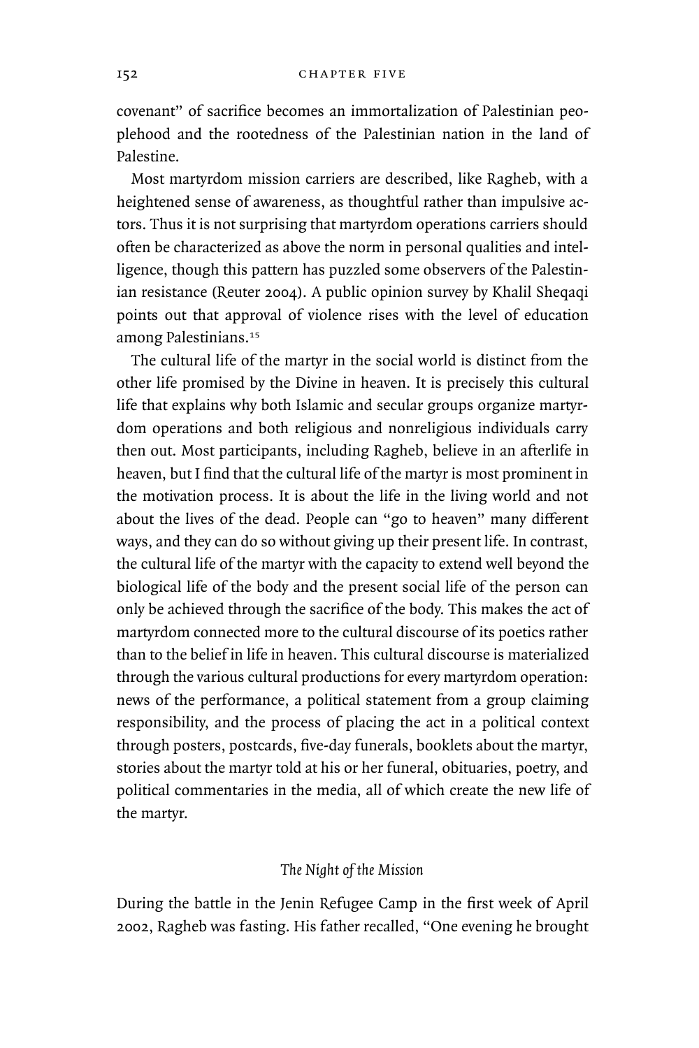covenant" of sacrifice becomes an immortalization of Palestinian peoplehood and the rootedness of the Palestinian nation in the land of Palestine.

Most martyrdom mission carriers are described, like Ragheb, with a heightened sense of awareness, as thoughtful rather than impulsive actors. Thus it is not surprising that martyrdom operations carriers should often be characterized as above the norm in personal qualities and intelligence, though this pattern has puzzled some observers of the Palestinian resistance (Reuter 2004). A public opinion survey by Khalil Sheqaqi points out that approval of violence rises with the level of education among Palestinians.[15]

The cultural life of the martyr in the social world is distinct from the other life promised by the Divine in heaven. It is precisely this cultural life that explains why both Islamic and secular groups organize martyrdom operations and both religious and nonreligious individuals carry then out. Most participants, including Ragheb, believe in an afterlife in heaven, but I find that the cultural life of the martyr is most prominent in the motivation process. It is about the life in the living world and not about the lives of the dead. People can "go to heaven" many different ways, and they can do so without giving up their present life. In contrast, the cultural life of the martyr with the capacity to extend well beyond the biological life of the body and the present social life of the person can only be achieved through the sacrifice of the body. This makes the act of martyrdom connected more to the cultural discourse of its poetics rather than to the belief in life in heaven. This cultural discourse is materialized through the various cultural productions for every martyrdom operation: news of the performance, a political statement from a group claiming responsibility, and the process of placing the act in a political context through posters, postcards, five-day funerals, booklets about the martyr, stories about the martyr told at his or her funeral, obituaries, poetry, and political commentaries in the media, all of which create the new life of the martyr.

### *The Night of the Mission*

During the battle in the Jenin Refugee Camp in the first week of April 2002, Ragheb was fasting. His father recalled, "One evening he brought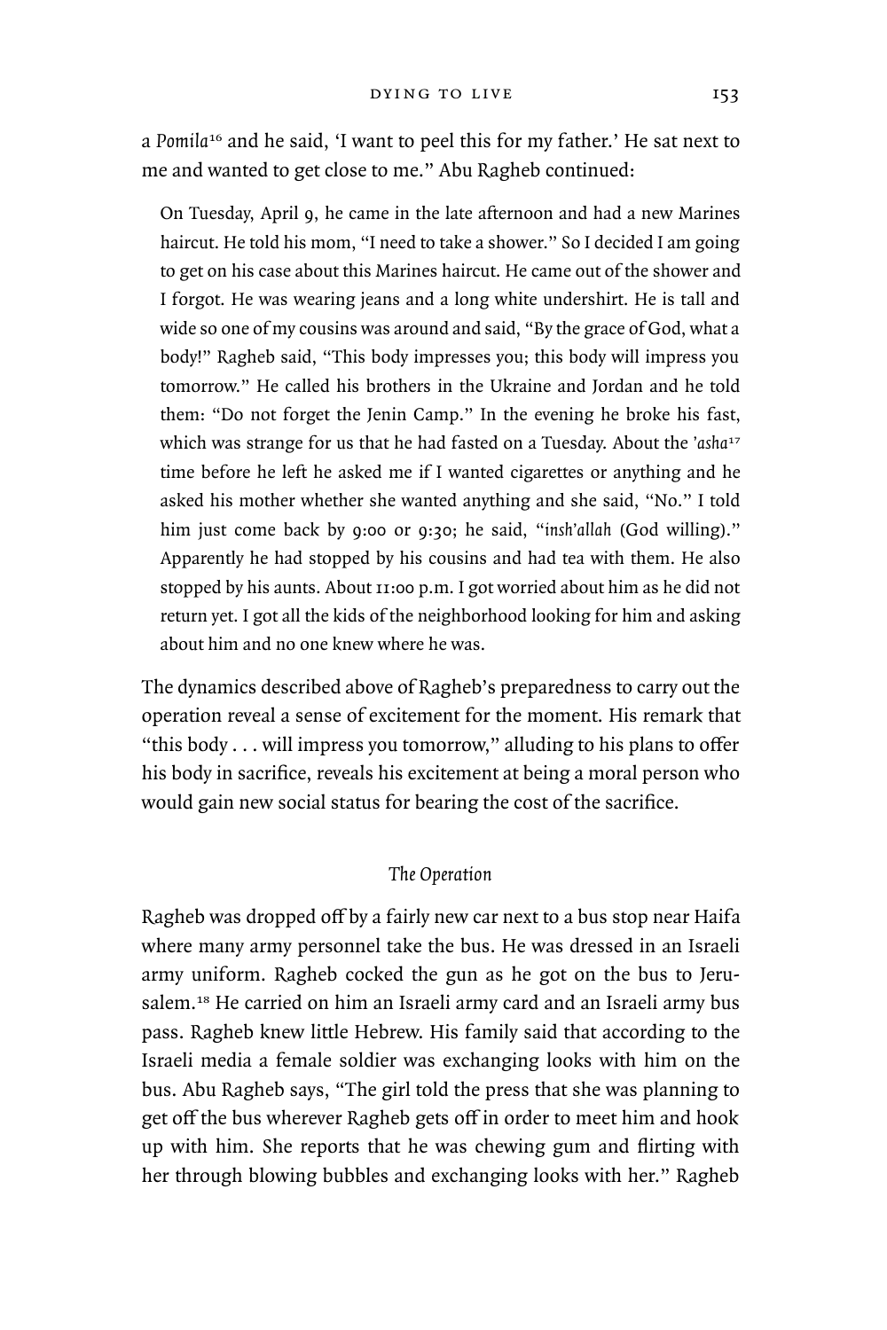a *Pomila*[16] and he said, 'I want to peel this for my father.' He sat next to me and wanted to get close to me." Abu Ragheb continued:

> On Tuesday, April 9, he came in the late afternoon and had a new Marines haircut. He told his mom, "I need to take a shower." So I decided I am going to get on his case about this Marines haircut. He came out of the shower and I forgot. He was wearing jeans and a long white undershirt. He is tall and wide so one of my cousins was around and said, "By the grace of God, what a body!" Ragheb said, "This body impresses you; this body will impress you tomorrow." He called his brothers in the Ukraine and Jordan and he told them: "Do not forget the Jenin Camp." In the evening he broke his fast, which was strange for us that he had fasted on a Tuesday. About the *'asha*[17] time before he left he asked me if I wanted cigarettes or anything and he asked his mother whether she wanted anything and she said, "No." I told him just come back by 9:00 or 9:30; he said, "*insh'allah* (God willing)." Apparently he had stopped by his cousins and had tea with them. He also stopped by his aunts. About 11:00 p.m. I got worried about him as he did not return yet. I got all the kids of the neighborhood looking for him and asking about him and no one knew where he was.

The dynamics described above of Ragheb's preparedness to carry out the operation reveal a sense of excitement for the moment. His remark that "this body . . . will impress you tomorrow," alluding to his plans to offer his body in sacrifice, reveals his excitement at being a moral person who would gain new social status for bearing the cost of the sacrifice.

### *The Operation*

Ragheb was dropped off by a fairly new car next to a bus stop near Haifa where many army personnel take the bus. He was dressed in an Israeli army uniform. Ragheb cocked the gun as he got on the bus to Jerusalem.[18] He carried on him an Israeli army card and an Israeli army bus pass. Ragheb knew little Hebrew. His family said that according to the Israeli media a female soldier was exchanging looks with him on the bus. Abu Ragheb says, "The girl told the press that she was planning to get off the bus wherever Ragheb gets off in order to meet him and hook up with him. She reports that he was chewing gum and flirting with her through blowing bubbles and exchanging looks with her." Ragheb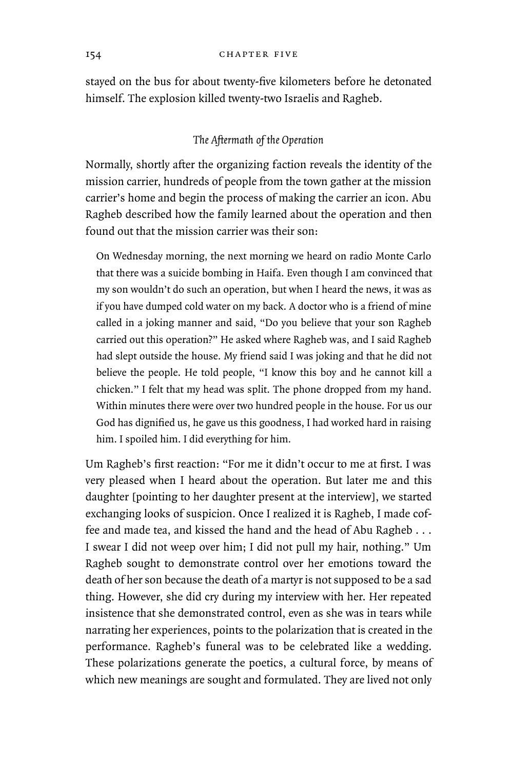stayed on the bus for about twenty-five kilometers before he detonated himself. The explosion killed twenty-two Israelis and Ragheb.

### *The Aftermath of the Operation*

Normally, shortly after the organizing faction reveals the identity of the mission carrier, hundreds of people from the town gather at the mission carrier's home and begin the process of making the carrier an icon. Abu Ragheb described how the family learned about the operation and then found out that the mission carrier was their son:

> On Wednesday morning, the next morning we heard on radio Monte Carlo that there was a suicide bombing in Haifa. Even though I am convinced that my son wouldn't do such an operation, but when I heard the news, it was as if you have dumped cold water on my back. A doctor who is a friend of mine called in a joking manner and said, "Do you believe that your son Ragheb carried out this operation?" He asked where Ragheb was, and I said Ragheb had slept outside the house. My friend said I was joking and that he did not believe the people. He told people, "I know this boy and he cannot kill a chicken." I felt that my head was split. The phone dropped from my hand. Within minutes there were over two hundred people in the house. For us our God has dignified us, he gave us this goodness, I had worked hard in raising him. I spoiled him. I did everything for him.

Um Ragheb's first reaction: "For me it didn't occur to me at first. I was very pleased when I heard about the operation. But later me and this daughter [pointing to her daughter present at the interview], we started exchanging looks of suspicion. Once I realized it is Ragheb, I made coffee and made tea, and kissed the hand and the head of Abu Ragheb . . . I swear I did not weep over him; I did not pull my hair, nothing." Um Ragheb sought to demonstrate control over her emotions toward the death of her son because the death of a martyr is not supposed to be a sad thing. However, she did cry during my interview with her. Her repeated insistence that she demonstrated control, even as she was in tears while narrating her experiences, points to the polarization that is created in the performance. Ragheb's funeral was to be celebrated like a wedding. These polarizations generate the poetics, a cultural force, by means of which new meanings are sought and formulated. They are lived not only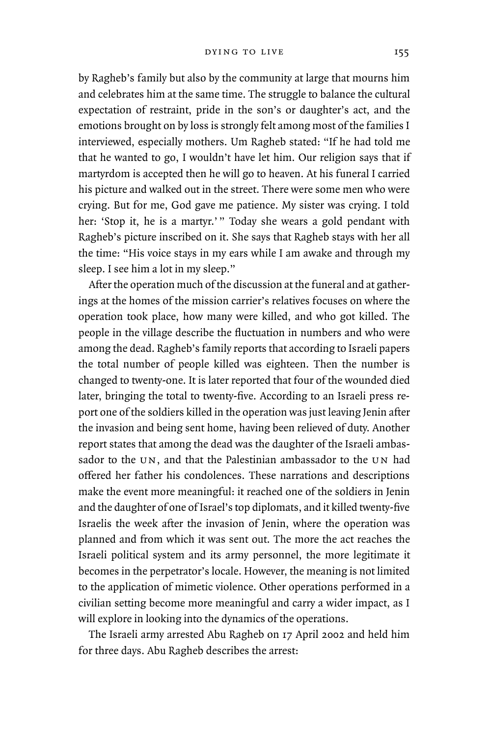by Ragheb's family but also by the community at large that mourns him and celebrates him at the same time. The struggle to balance the cultural expectation of restraint, pride in the son's or daughter's act, and the emotions brought on by loss is strongly felt among most of the families I interviewed, especially mothers. Um Ragheb stated: "If he had told me that he wanted to go, I wouldn't have let him. Our religion says that if martyrdom is accepted then he will go to heaven. At his funeral I carried his picture and walked out in the street. There were some men who were crying. But for me, God gave me patience. My sister was crying. I told her: 'Stop it, he is a martyr.'" Today she wears a gold pendant with Ragheb's picture inscribed on it. She says that Ragheb stays with her all the time: "His voice stays in my ears while I am awake and through my sleep. I see him a lot in my sleep."

After the operation much of the discussion at the funeral and at gatherings at the homes of the mission carrier's relatives focuses on where the operation took place, how many were killed, and who got killed. The people in the village describe the fluctuation in numbers and who were among the dead. Ragheb's family reports that according to Israeli papers the total number of people killed was eighteen. Then the number is changed to twenty-one. It is later reported that four of the wounded died later, bringing the total to twenty-five. According to an Israeli press report one of the soldiers killed in the operation was just leaving Jenin after the invasion and being sent home, having been relieved of duty. Another report states that among the dead was the daughter of the Israeli ambassador to the UN, and that the Palestinian ambassador to the UN had offered her father his condolences. These narrations and descriptions make the event more meaningful: it reached one of the soldiers in Jenin and the daughter of one of Israel's top diplomats, and it killed twenty-five Israelis the week after the invasion of Jenin, where the operation was planned and from which it was sent out. The more the act reaches the Israeli political system and its army personnel, the more legitimate it becomes in the perpetrator's locale. However, the meaning is not limited to the application of mimetic violence. Other operations performed in a civilian setting become more meaningful and carry a wider impact, as I will explore in looking into the dynamics of the operations.

The Israeli army arrested Abu Ragheb on 17 April 2002 and held him for three days. Abu Ragheb describes the arrest: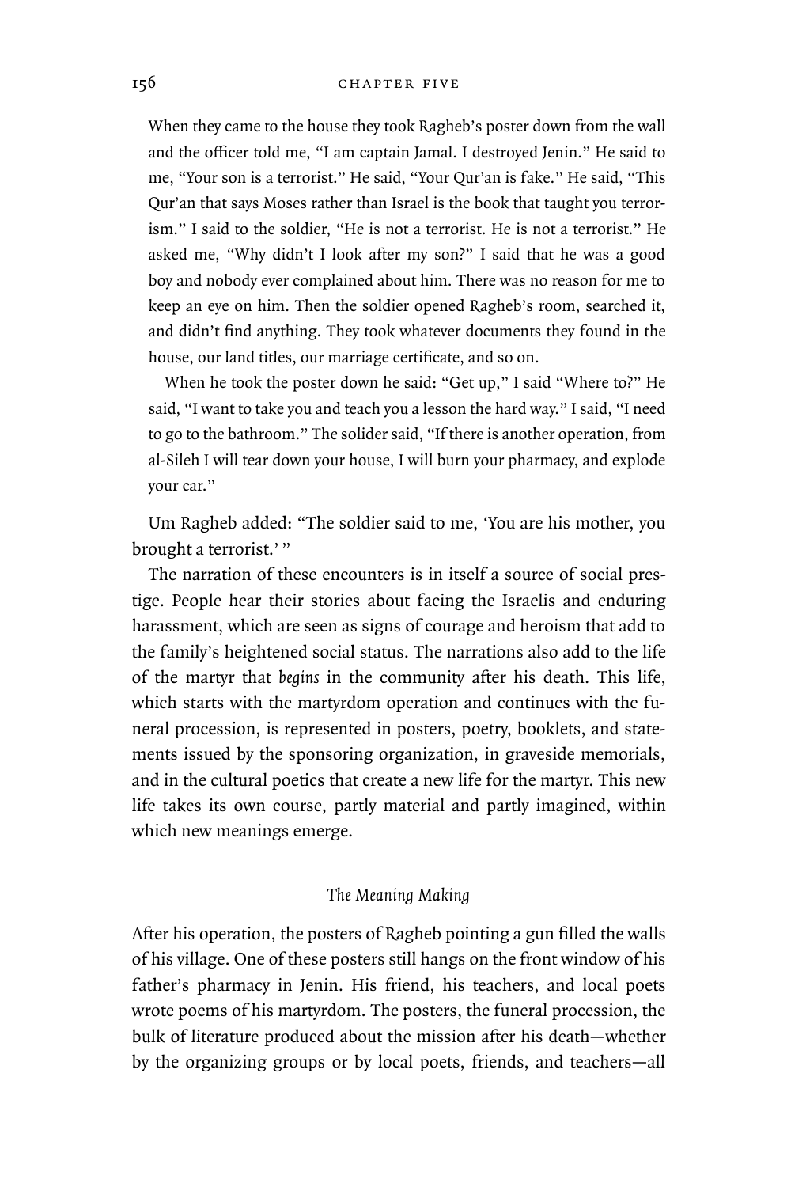> When they came to the house they took Ragheb's poster down from the wall and the officer told me, "I am captain Jamal. I destroyed Jenin." He said to me, "Your son is a terrorist." He said, "Your Qur'an is fake." He said, "This Qur'an that says Moses rather than Israel is the book that taught you terrorism." I said to the soldier, "He is not a terrorist. He is not a terrorist." He asked me, "Why didn't I look after my son?" I said that he was a good boy and nobody ever complained about him. There was no reason for me to keep an eye on him. Then the soldier opened Ragheb's room, searched it, and didn't find anything. They took whatever documents they found in the house, our land titles, our marriage certificate, and so on.
>
> When he took the poster down he said: "Get up," I said "Where to?" He said, "I want to take you and teach you a lesson the hard way." I said, "I need to go to the bathroom." The solider said, "If there is another operation, from al-Sileh I will tear down your house, I will burn your pharmacy, and explode your car."

Um Ragheb added: "The soldier said to me, 'You are his mother, you brought a terrorist.' "

The narration of these encounters is in itself a source of social prestige. People hear their stories about facing the Israelis and enduring harassment, which are seen as signs of courage and heroism that add to the family's heightened social status. The narrations also add to the life of the martyr that *begins* in the community after his death. This life, which starts with the martyrdom operation and continues with the funeral procession, is represented in posters, poetry, booklets, and statements issued by the sponsoring organization, in graveside memorials, and in the cultural poetics that create a new life for the martyr. This new life takes its own course, partly material and partly imagined, within which new meanings emerge.

### *The Meaning Making*

After his operation, the posters of Ragheb pointing a gun filled the walls of his village. One of these posters still hangs on the front window of his father's pharmacy in Jenin. His friend, his teachers, and local poets wrote poems of his martyrdom. The posters, the funeral procession, the bulk of literature produced about the mission after his death—whether by the organizing groups or by local poets, friends, and teachers—all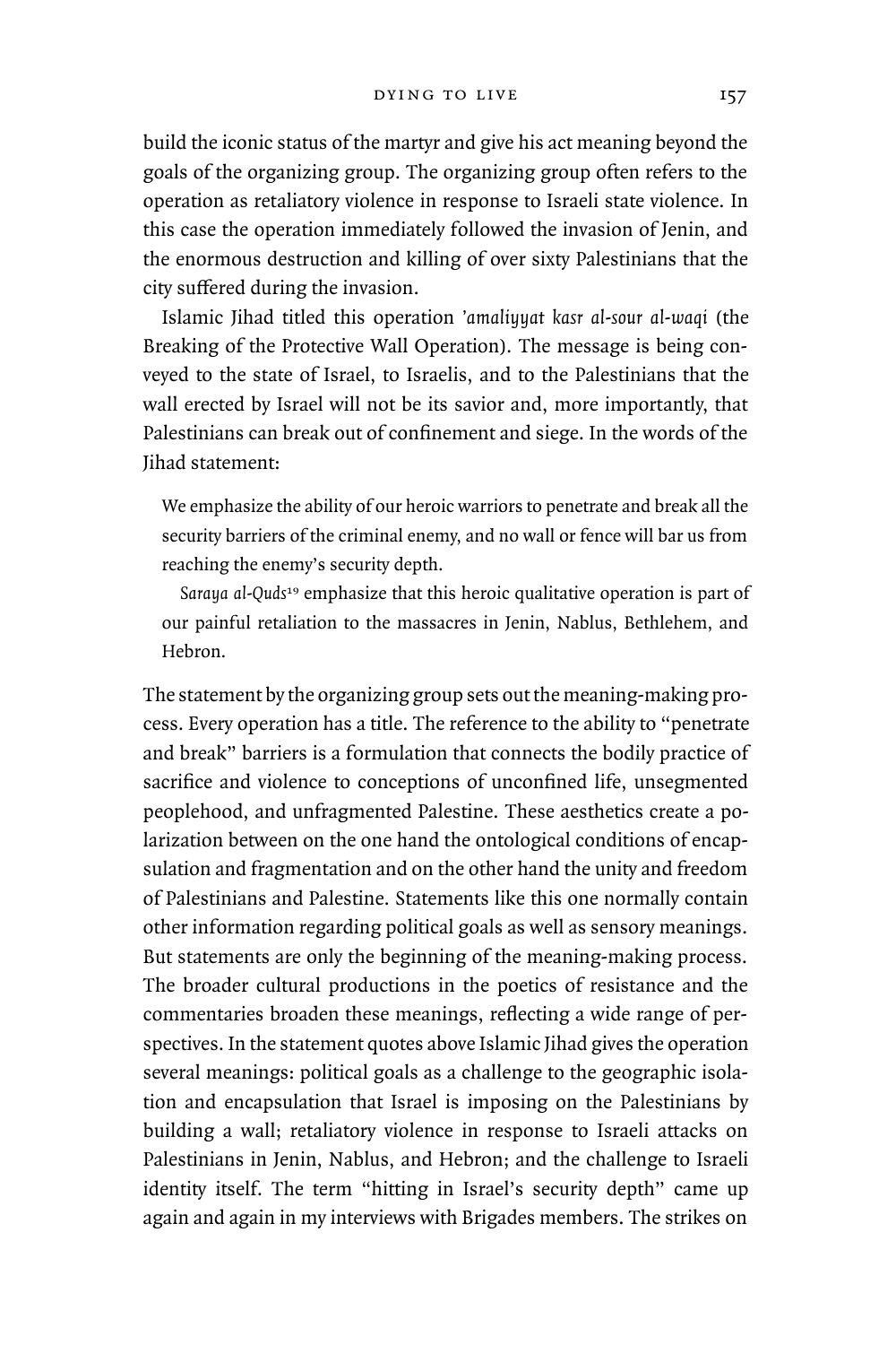build the iconic status of the martyr and give his act meaning beyond the goals of the organizing group. The organizing group often refers to the operation as retaliatory violence in response to Israeli state violence. In this case the operation immediately followed the invasion of Jenin, and the enormous destruction and killing of over sixty Palestinians that the city suffered during the invasion.

Islamic Jihad titled this operation *'amaliyyat kasr al-sour al-waqi* (the Breaking of the Protective Wall Operation). The message is being conveyed to the state of Israel, to Israelis, and to the Palestinians that the wall erected by Israel will not be its savior and, more importantly, that Palestinians can break out of confinement and siege. In the words of the Jihad statement:

> We emphasize the ability of our heroic warriors to penetrate and break all the security barriers of the criminal enemy, and no wall or fence will bar us from reaching the enemy's security depth.
>
> *Saraya al-Quds*[19] emphasize that this heroic qualitative operation is part of our painful retaliation to the massacres in Jenin, Nablus, Bethlehem, and Hebron.

The statement by the organizing group sets out the meaning-making process. Every operation has a title. The reference to the ability to "penetrate and break" barriers is a formulation that connects the bodily practice of sacrifice and violence to conceptions of unconfined life, unsegmented peoplehood, and unfragmented Palestine. These aesthetics create a polarization between on the one hand the ontological conditions of encapsulation and fragmentation and on the other hand the unity and freedom of Palestinians and Palestine. Statements like this one normally contain other information regarding political goals as well as sensory meanings. But statements are only the beginning of the meaning-making process. The broader cultural productions in the poetics of resistance and the commentaries broaden these meanings, reflecting a wide range of perspectives. In the statement quotes above Islamic Jihad gives the operation several meanings: political goals as a challenge to the geographic isolation and encapsulation that Israel is imposing on the Palestinians by building a wall; retaliatory violence in response to Israeli attacks on Palestinians in Jenin, Nablus, and Hebron; and the challenge to Israeli identity itself. The term "hitting in Israel's security depth" came up again and again in my interviews with Brigades members. The strikes on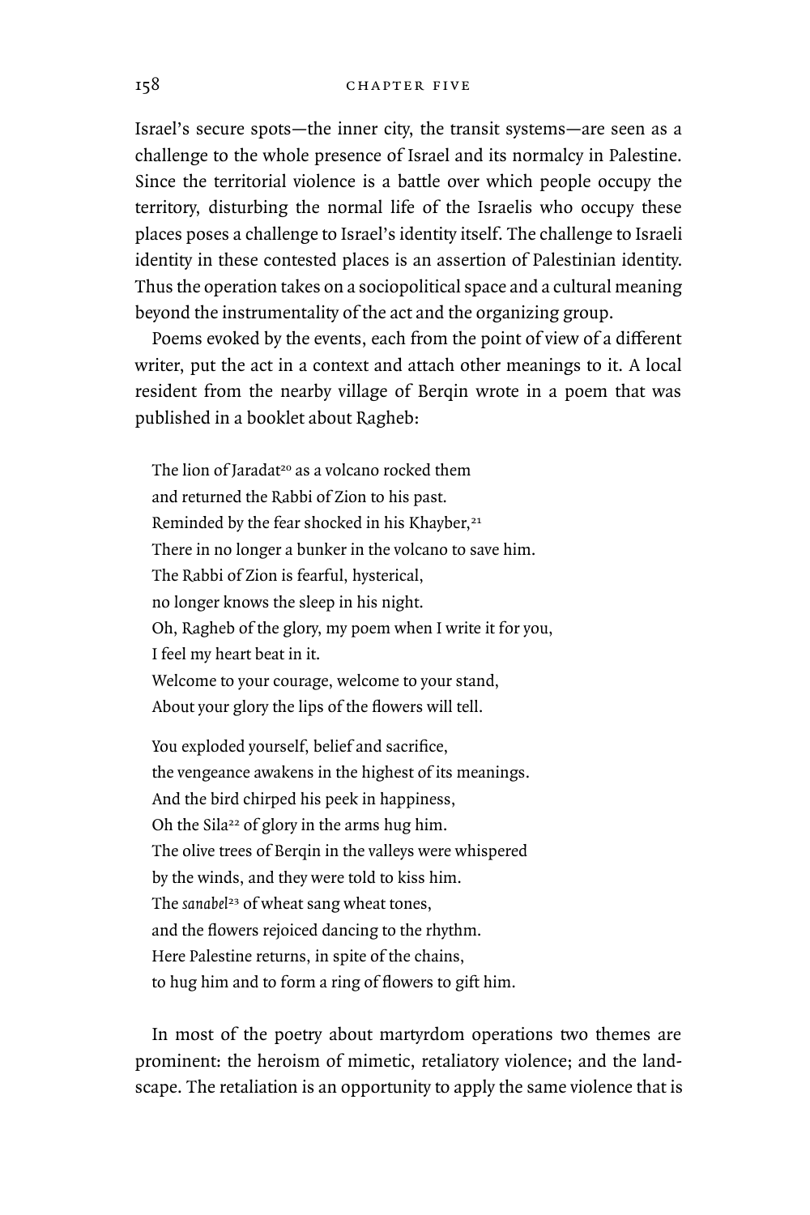Israel's secure spots—the inner city, the transit systems—are seen as a challenge to the whole presence of Israel and its normalcy in Palestine. Since the territorial violence is a battle over which people occupy the territory, disturbing the normal life of the Israelis who occupy these places poses a challenge to Israel's identity itself. The challenge to Israeli identity in these contested places is an assertion of Palestinian identity. Thus the operation takes on a sociopolitical space and a cultural meaning beyond the instrumentality of the act and the organizing group.

Poems evoked by the events, each from the point of view of a different writer, put the act in a context and attach other meanings to it. A local resident from the nearby village of Berqin wrote in a poem that was published in a booklet about Ragheb:

> The lion of Jaradat[20] as a volcano rocked them
> and returned the Rabbi of Zion to his past.
> Reminded by the fear shocked in his Khayber,[21]
> There in no longer a bunker in the volcano to save him.
> The Rabbi of Zion is fearful, hysterical,
> no longer knows the sleep in his night.
> Oh, Ragheb of the glory, my poem when I write it for you,
> I feel my heart beat in it.
> Welcome to your courage, welcome to your stand,
> About your glory the lips of the flowers will tell.
>
> You exploded yourself, belief and sacrifice,
> the vengeance awakens in the highest of its meanings.
> And the bird chirped his peek in happiness,
> Oh the Sila[22] of glory in the arms hug him.
> The olive trees of Berqin in the valleys were whispered
> by the winds, and they were told to kiss him.
> The *sanabel*[23] of wheat sang wheat tones,
> and the flowers rejoiced dancing to the rhythm.
> Here Palestine returns, in spite of the chains,
> to hug him and to form a ring of flowers to gift him.

In most of the poetry about martyrdom operations two themes are prominent: the heroism of mimetic, retaliatory violence; and the landscape. The retaliation is an opportunity to apply the same violence that is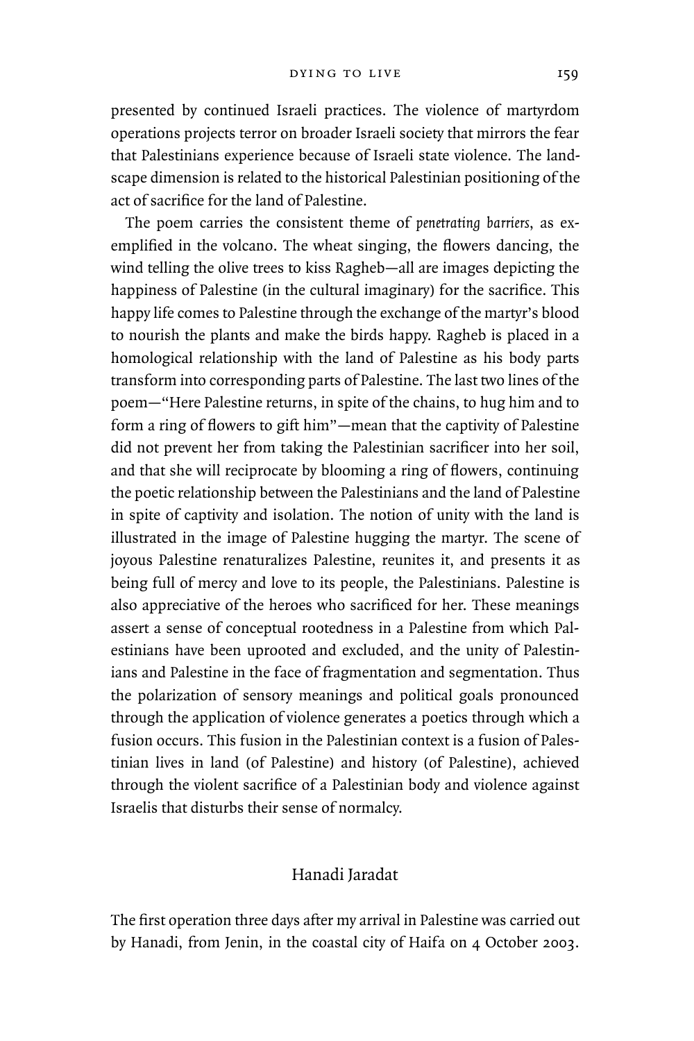presented by continued Israeli practices. The violence of martyrdom operations projects terror on broader Israeli society that mirrors the fear that Palestinians experience because of Israeli state violence. The landscape dimension is related to the historical Palestinian positioning of the act of sacrifice for the land of Palestine.

The poem carries the consistent theme of *penetrating barriers*, as exemplified in the volcano. The wheat singing, the flowers dancing, the wind telling the olive trees to kiss Ragheb—all are images depicting the happiness of Palestine (in the cultural imaginary) for the sacrifice. This happy life comes to Palestine through the exchange of the martyr's blood to nourish the plants and make the birds happy. Ragheb is placed in a homological relationship with the land of Palestine as his body parts transform into corresponding parts of Palestine. The last two lines of the poem—"Here Palestine returns, in spite of the chains, to hug him and to form a ring of flowers to gift him"—mean that the captivity of Palestine did not prevent her from taking the Palestinian sacrificer into her soil, and that she will reciprocate by blooming a ring of flowers, continuing the poetic relationship between the Palestinians and the land of Palestine in spite of captivity and isolation. The notion of unity with the land is illustrated in the image of Palestine hugging the martyr. The scene of joyous Palestine renaturalizes Palestine, reunites it, and presents it as being full of mercy and love to its people, the Palestinians. Palestine is also appreciative of the heroes who sacrificed for her. These meanings assert a sense of conceptual rootedness in a Palestine from which Palestinians have been uprooted and excluded, and the unity of Palestinians and Palestine in the face of fragmentation and segmentation. Thus the polarization of sensory meanings and political goals pronounced through the application of violence generates a poetics through which a fusion occurs. This fusion in the Palestinian context is a fusion of Palestinian lives in land (of Palestine) and history (of Palestine), achieved through the violent sacrifice of a Palestinian body and violence against Israelis that disturbs their sense of normalcy.

## Hanadi Jaradat

The first operation three days after my arrival in Palestine was carried out by Hanadi, from Jenin, in the coastal city of Haifa on 4 October 2003.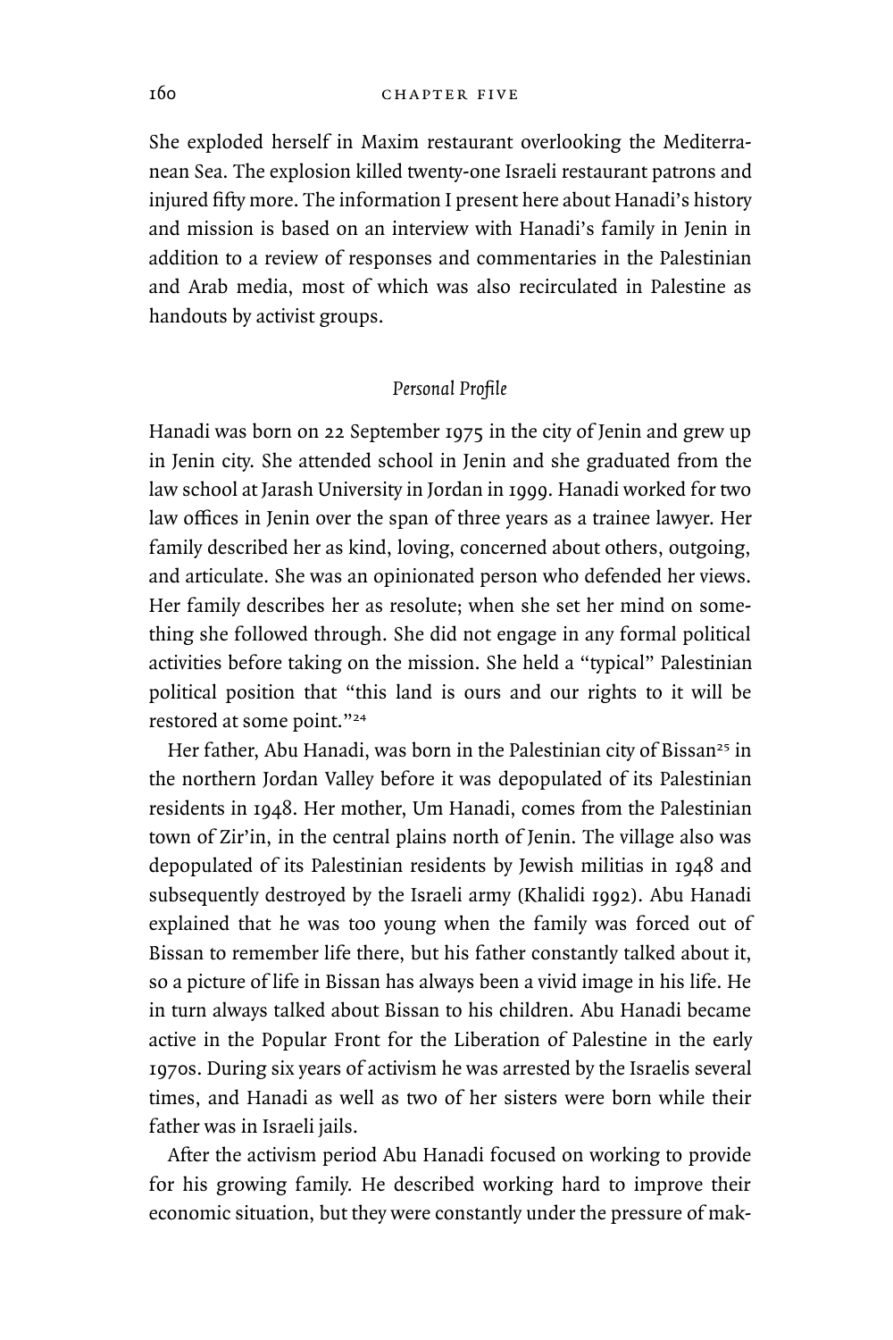She exploded herself in Maxim restaurant overlooking the Mediterranean Sea. The explosion killed twenty-one Israeli restaurant patrons and injured fifty more. The information I present here about Hanadi's history and mission is based on an interview with Hanadi's family in Jenin in addition to a review of responses and commentaries in the Palestinian and Arab media, most of which was also recirculated in Palestine as handouts by activist groups.

### *Personal Profile*

Hanadi was born on 22 September 1975 in the city of Jenin and grew up in Jenin city. She attended school in Jenin and she graduated from the law school at Jarash University in Jordan in 1999. Hanadi worked for two law offices in Jenin over the span of three years as a trainee lawyer. Her family described her as kind, loving, concerned about others, outgoing, and articulate. She was an opinionated person who defended her views. Her family describes her as resolute; when she set her mind on something she followed through. She did not engage in any formal political activities before taking on the mission. She held a "typical" Palestinian political position that "this land is ours and our rights to it will be restored at some point."[24]

Her father, Abu Hanadi, was born in the Palestinian city of Bissan[25] in the northern Jordan Valley before it was depopulated of its Palestinian residents in 1948. Her mother, Um Hanadi, comes from the Palestinian town of Zir'in, in the central plains north of Jenin. The village also was depopulated of its Palestinian residents by Jewish militias in 1948 and subsequently destroyed by the Israeli army (Khalidi 1992). Abu Hanadi explained that he was too young when the family was forced out of Bissan to remember life there, but his father constantly talked about it, so a picture of life in Bissan has always been a vivid image in his life. He in turn always talked about Bissan to his children. Abu Hanadi became active in the Popular Front for the Liberation of Palestine in the early 1970s. During six years of activism he was arrested by the Israelis several times, and Hanadi as well as two of her sisters were born while their father was in Israeli jails.

After the activism period Abu Hanadi focused on working to provide for his growing family. He described working hard to improve their economic situation, but they were constantly under the pressure of mak-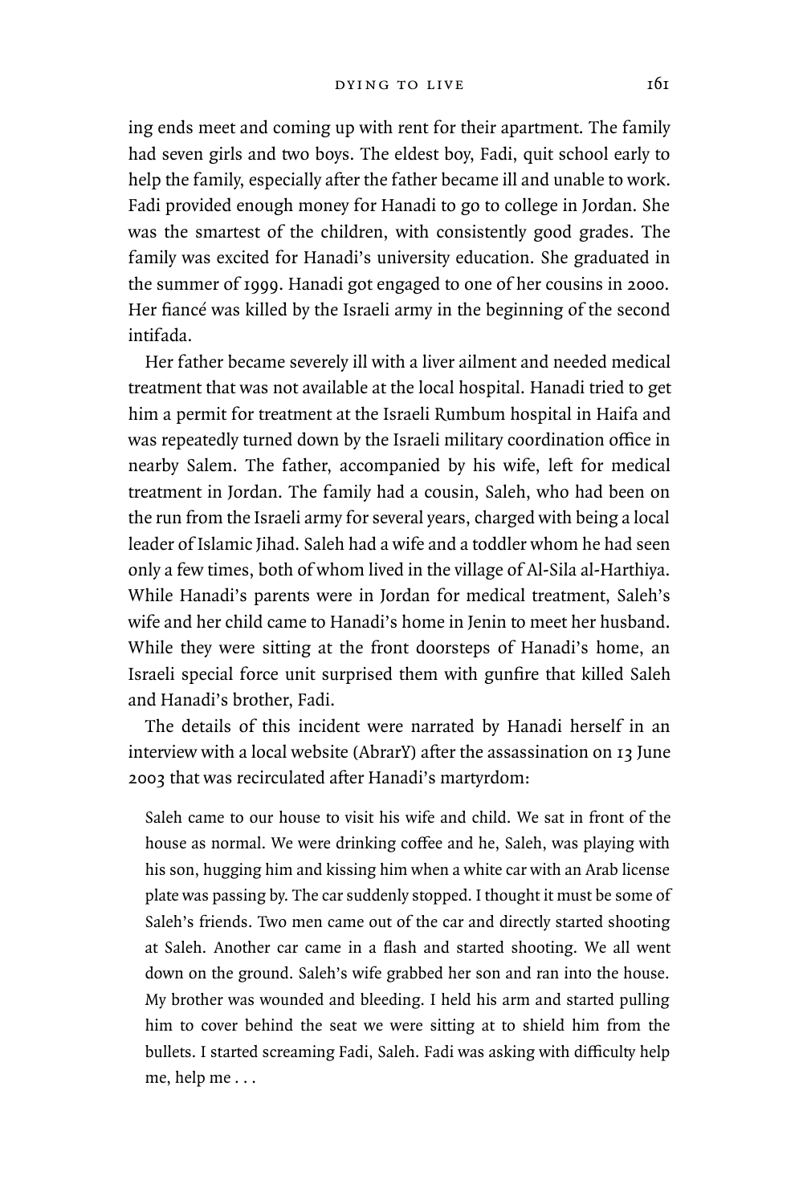ing ends meet and coming up with rent for their apartment. The family had seven girls and two boys. The eldest boy, Fadi, quit school early to help the family, especially after the father became ill and unable to work. Fadi provided enough money for Hanadi to go to college in Jordan. She was the smartest of the children, with consistently good grades. The family was excited for Hanadi's university education. She graduated in the summer of 1999. Hanadi got engaged to one of her cousins in 2000. Her fiancé was killed by the Israeli army in the beginning of the second intifada.

Her father became severely ill with a liver ailment and needed medical treatment that was not available at the local hospital. Hanadi tried to get him a permit for treatment at the Israeli Rumbum hospital in Haifa and was repeatedly turned down by the Israeli military coordination office in nearby Salem. The father, accompanied by his wife, left for medical treatment in Jordan. The family had a cousin, Saleh, who had been on the run from the Israeli army for several years, charged with being a local leader of Islamic Jihad. Saleh had a wife and a toddler whom he had seen only a few times, both of whom lived in the village of Al-Sila al-Harthiya. While Hanadi's parents were in Jordan for medical treatment, Saleh's wife and her child came to Hanadi's home in Jenin to meet her husband. While they were sitting at the front doorsteps of Hanadi's home, an Israeli special force unit surprised them with gunfire that killed Saleh and Hanadi's brother, Fadi.

The details of this incident were narrated by Hanadi herself in an interview with a local website (AbrarY) after the assassination on 13 June 2003 that was recirculated after Hanadi's martyrdom:

> Saleh came to our house to visit his wife and child. We sat in front of the house as normal. We were drinking coffee and he, Saleh, was playing with his son, hugging him and kissing him when a white car with an Arab license plate was passing by. The car suddenly stopped. I thought it must be some of Saleh's friends. Two men came out of the car and directly started shooting at Saleh. Another car came in a flash and started shooting. We all went down on the ground. Saleh's wife grabbed her son and ran into the house. My brother was wounded and bleeding. I held his arm and started pulling him to cover behind the seat we were sitting at to shield him from the bullets. I started screaming Fadi, Saleh. Fadi was asking with difficulty help me, help me . . .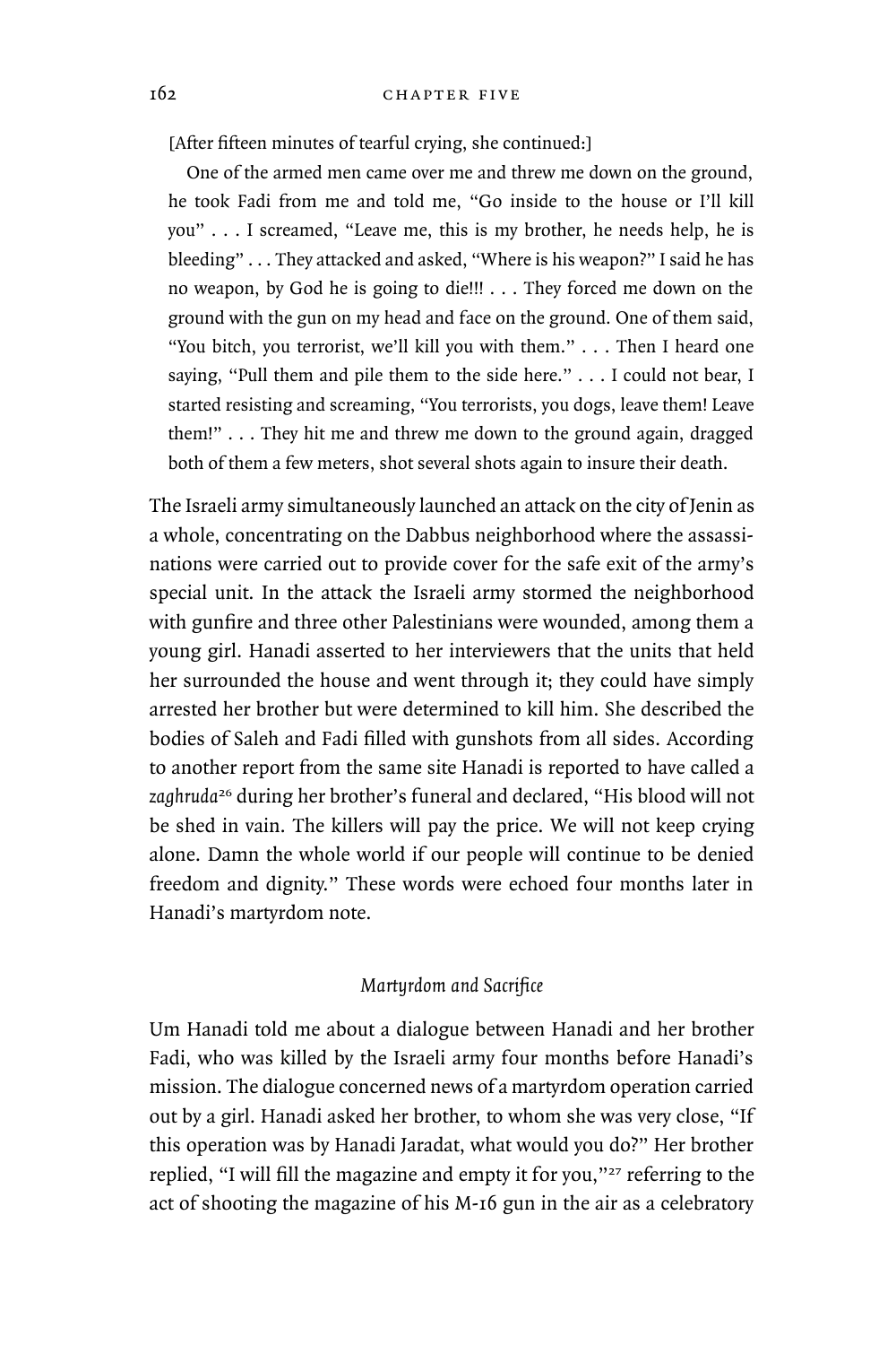[After fifteen minutes of tearful crying, she continued:]

> One of the armed men came over me and threw me down on the ground, he took Fadi from me and told me, "Go inside to the house or I'll kill you" . . . I screamed, "Leave me, this is my brother, he needs help, he is bleeding" . . . They attacked and asked, "Where is his weapon?" I said he has no weapon, by God he is going to die!!! . . . They forced me down on the ground with the gun on my head and face on the ground. One of them said, "You bitch, you terrorist, we'll kill you with them." . . . Then I heard one saying, "Pull them and pile them to the side here." . . . I could not bear, I started resisting and screaming, "You terrorists, you dogs, leave them! Leave them!" . . . They hit me and threw me down to the ground again, dragged both of them a few meters, shot several shots again to insure their death.

The Israeli army simultaneously launched an attack on the city of Jenin as a whole, concentrating on the Dabbus neighborhood where the assassinations were carried out to provide cover for the safe exit of the army's special unit. In the attack the Israeli army stormed the neighborhood with gunfire and three other Palestinians were wounded, among them a young girl. Hanadi asserted to her interviewers that the units that held her surrounded the house and went through it; they could have simply arrested her brother but were determined to kill him. She described the bodies of Saleh and Fadi filled with gunshots from all sides. According to another report from the same site Hanadi is reported to have called a *zaghruda*[26] during her brother's funeral and declared, "His blood will not be shed in vain. The killers will pay the price. We will not keep crying alone. Damn the whole world if our people will continue to be denied freedom and dignity." These words were echoed four months later in Hanadi's martyrdom note.

### *Martyrdom and Sacrifice*

Um Hanadi told me about a dialogue between Hanadi and her brother Fadi, who was killed by the Israeli army four months before Hanadi's mission. The dialogue concerned news of a martyrdom operation carried out by a girl. Hanadi asked her brother, to whom she was very close, "If this operation was by Hanadi Jaradat, what would you do?" Her brother replied, "I will fill the magazine and empty it for you,"[27] referring to the act of shooting the magazine of his M-16 gun in the air as a celebratory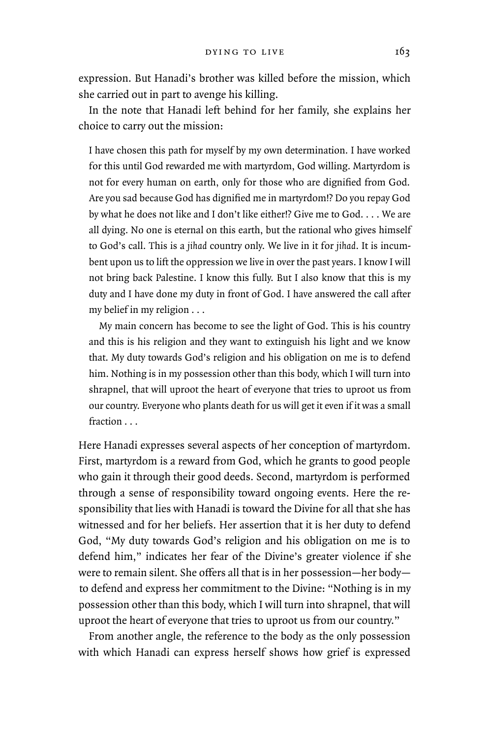expression. But Hanadi's brother was killed before the mission, which she carried out in part to avenge his killing.

In the note that Hanadi left behind for her family, she explains her choice to carry out the mission:

> I have chosen this path for myself by my own determination. I have worked for this until God rewarded me with martyrdom, God willing. Martyrdom is not for every human on earth, only for those who are dignified from God. Are you sad because God has dignified me in martyrdom!? Do you repay God by what he does not like and I don't like either!? Give me to God. . . . We are all dying. No one is eternal on this earth, but the rational who gives himself to God's call. This is a *jihad* country only. We live in it for *jihad*. It is incumbent upon us to lift the oppression we live in over the past years. I know I will not bring back Palestine. I know this fully. But I also know that this is my duty and I have done my duty in front of God. I have answered the call after my belief in my religion . . .
>
> My main concern has become to see the light of God. This is his country and this is his religion and they want to extinguish his light and we know that. My duty towards God's religion and his obligation on me is to defend him. Nothing is in my possession other than this body, which I will turn into shrapnel, that will uproot the heart of everyone that tries to uproot us from our country. Everyone who plants death for us will get it even if it was a small fraction . . .

Here Hanadi expresses several aspects of her conception of martyrdom. First, martyrdom is a reward from God, which he grants to good people who gain it through their good deeds. Second, martyrdom is performed through a sense of responsibility toward ongoing events. Here the responsibility that lies with Hanadi is toward the Divine for all that she has witnessed and for her beliefs. Her assertion that it is her duty to defend God, "My duty towards God's religion and his obligation on me is to defend him," indicates her fear of the Divine's greater violence if she were to remain silent. She offers all that is in her possession—her body—to defend and express her commitment to the Divine: "Nothing is in my possession other than this body, which I will turn into shrapnel, that will uproot the heart of everyone that tries to uproot us from our country."

From another angle, the reference to the body as the only possession with which Hanadi can express herself shows how grief is expressed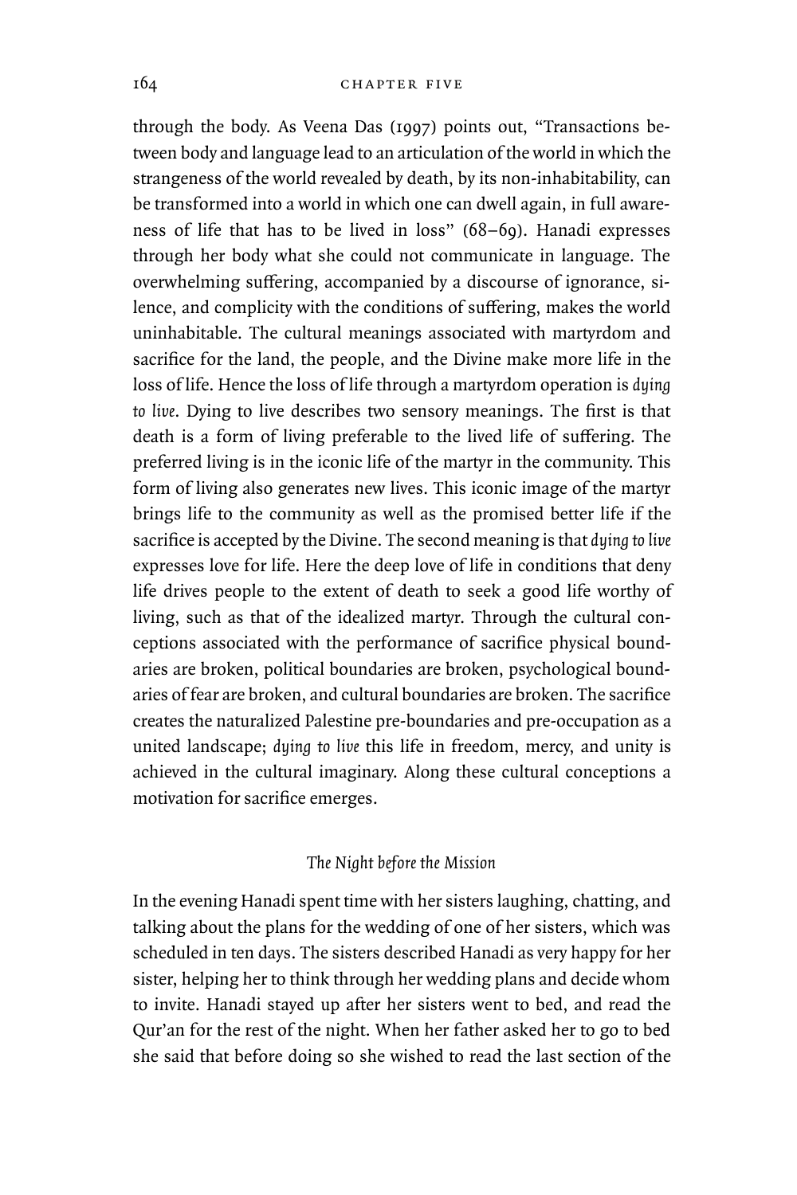through the body. As Veena Das (1997) points out, "Transactions between body and language lead to an articulation of the world in which the strangeness of the world revealed by death, by its non-inhabitability, can be transformed into a world in which one can dwell again, in full awareness of life that has to be lived in loss" (68–69). Hanadi expresses through her body what she could not communicate in language. The overwhelming suffering, accompanied by a discourse of ignorance, silence, and complicity with the conditions of suffering, makes the world uninhabitable. The cultural meanings associated with martyrdom and sacrifice for the land, the people, and the Divine make more life in the loss of life. Hence the loss of life through a martyrdom operation is *dying to live*. Dying to live describes two sensory meanings. The first is that death is a form of living preferable to the lived life of suffering. The preferred living is in the iconic life of the martyr in the community. This form of living also generates new lives. This iconic image of the martyr brings life to the community as well as the promised better life if the sacrifice is accepted by the Divine. The second meaning is that *dying to live* expresses love for life. Here the deep love of life in conditions that deny life drives people to the extent of death to seek a good life worthy of living, such as that of the idealized martyr. Through the cultural conceptions associated with the performance of sacrifice physical boundaries are broken, political boundaries are broken, psychological boundaries of fear are broken, and cultural boundaries are broken. The sacrifice creates the naturalized Palestine pre-boundaries and pre-occupation as a united landscape; *dying to live* this life in freedom, mercy, and unity is achieved in the cultural imaginary. Along these cultural conceptions a motivation for sacrifice emerges.

### *The Night before the Mission*

In the evening Hanadi spent time with her sisters laughing, chatting, and talking about the plans for the wedding of one of her sisters, which was scheduled in ten days. The sisters described Hanadi as very happy for her sister, helping her to think through her wedding plans and decide whom to invite. Hanadi stayed up after her sisters went to bed, and read the Qur'an for the rest of the night. When her father asked her to go to bed she said that before doing so she wished to read the last section of the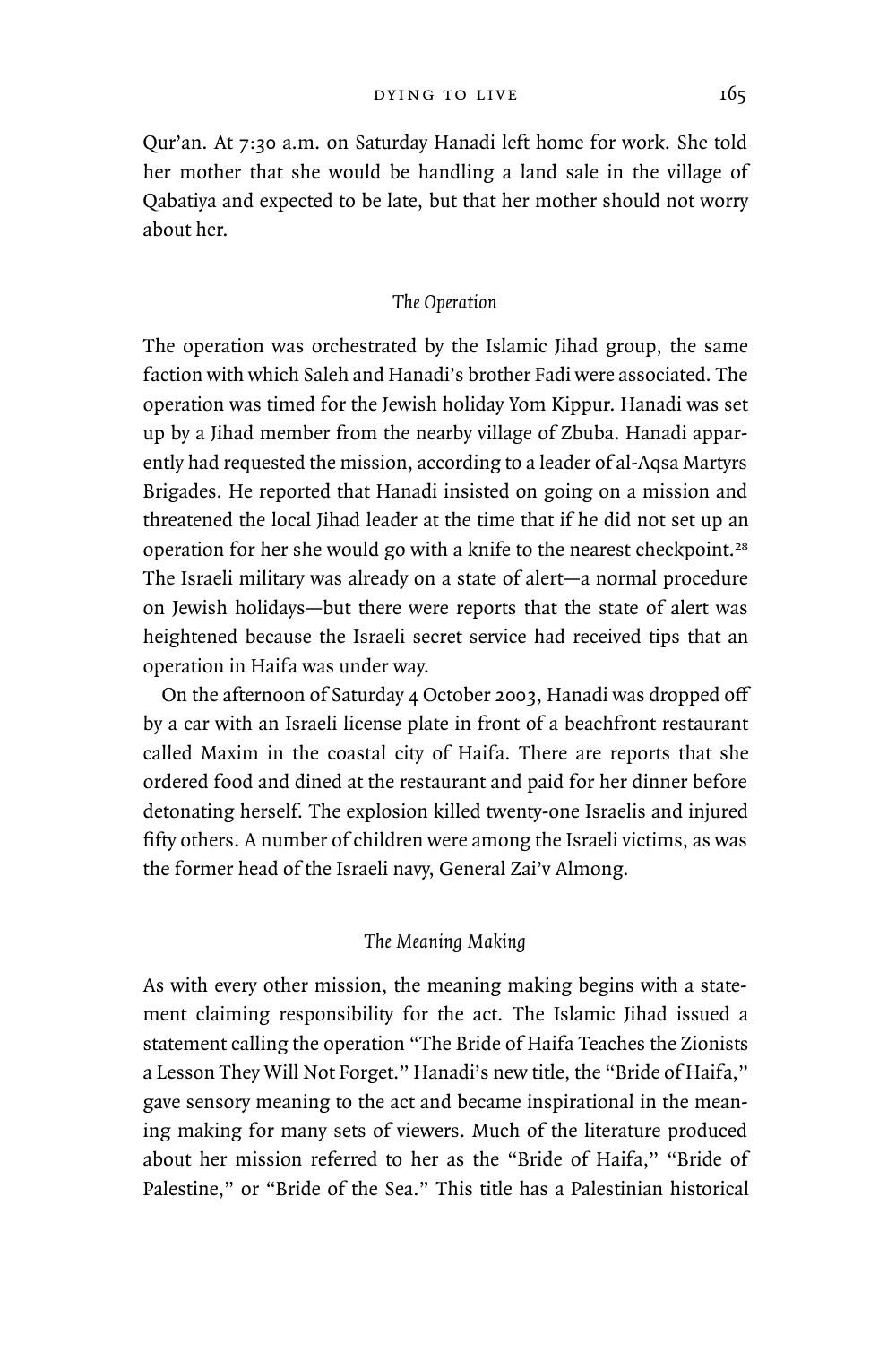Qur'an. At 7:30 a.m. on Saturday Hanadi left home for work. She told her mother that she would be handling a land sale in the village of Qabatiya and expected to be late, but that her mother should not worry about her.

### *The Operation*

The operation was orchestrated by the Islamic Jihad group, the same faction with which Saleh and Hanadi's brother Fadi were associated. The operation was timed for the Jewish holiday Yom Kippur. Hanadi was set up by a Jihad member from the nearby village of Zbuba. Hanadi apparently had requested the mission, according to a leader of al-Aqsa Martyrs Brigades. He reported that Hanadi insisted on going on a mission and threatened the local Jihad leader at the time that if he did not set up an operation for her she would go with a knife to the nearest checkpoint.[28] The Israeli military was already on a state of alert—a normal procedure on Jewish holidays—but there were reports that the state of alert was heightened because the Israeli secret service had received tips that an operation in Haifa was under way.

On the afternoon of Saturday 4 October 2003, Hanadi was dropped off by a car with an Israeli license plate in front of a beachfront restaurant called Maxim in the coastal city of Haifa. There are reports that she ordered food and dined at the restaurant and paid for her dinner before detonating herself. The explosion killed twenty-one Israelis and injured fifty others. A number of children were among the Israeli victims, as was the former head of the Israeli navy, General Zai'v Almong.

### *The Meaning Making*

As with every other mission, the meaning making begins with a statement claiming responsibility for the act. The Islamic Jihad issued a statement calling the operation "The Bride of Haifa Teaches the Zionists a Lesson They Will Not Forget." Hanadi's new title, the "Bride of Haifa," gave sensory meaning to the act and became inspirational in the meaning making for many sets of viewers. Much of the literature produced about her mission referred to her as the "Bride of Haifa," "Bride of Palestine," or "Bride of the Sea." This title has a Palestinian historical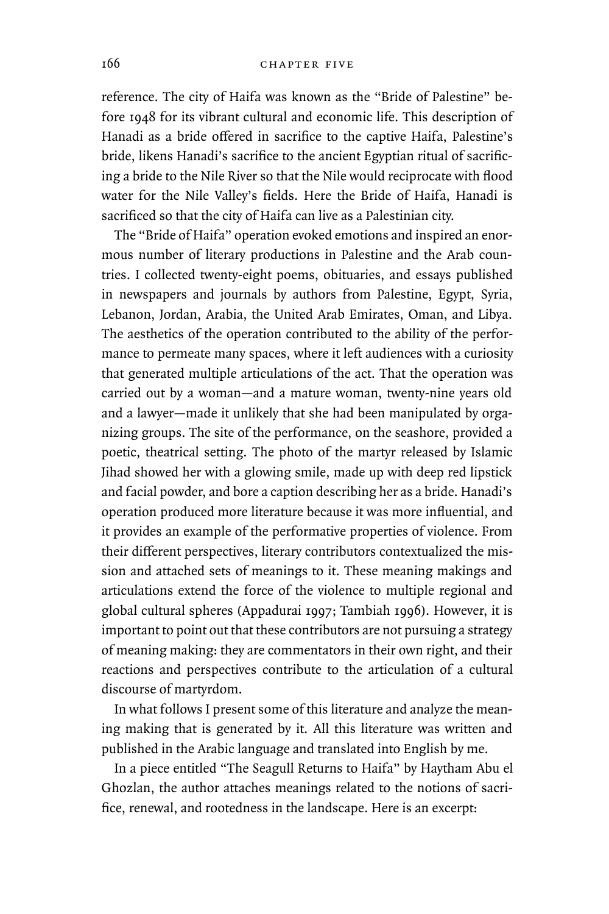reference. The city of Haifa was known as the "Bride of Palestine" before 1948 for its vibrant cultural and economic life. This description of Hanadi as a bride offered in sacrifice to the captive Haifa, Palestine's bride, likens Hanadi's sacrifice to the ancient Egyptian ritual of sacrificing a bride to the Nile River so that the Nile would reciprocate with flood water for the Nile Valley's fields. Here the Bride of Haifa, Hanadi is sacrificed so that the city of Haifa can live as a Palestinian city.

The "Bride of Haifa" operation evoked emotions and inspired an enormous number of literary productions in Palestine and the Arab countries. I collected twenty-eight poems, obituaries, and essays published in newspapers and journals by authors from Palestine, Egypt, Syria, Lebanon, Jordan, Arabia, the United Arab Emirates, Oman, and Libya. The aesthetics of the operation contributed to the ability of the performance to permeate many spaces, where it left audiences with a curiosity that generated multiple articulations of the act. That the operation was carried out by a woman—and a mature woman, twenty-nine years old and a lawyer—made it unlikely that she had been manipulated by organizing groups. The site of the performance, on the seashore, provided a poetic, theatrical setting. The photo of the martyr released by Islamic Jihad showed her with a glowing smile, made up with deep red lipstick and facial powder, and bore a caption describing her as a bride. Hanadi's operation produced more literature because it was more influential, and it provides an example of the performative properties of violence. From their different perspectives, literary contributors contextualized the mission and attached sets of meanings to it. These meaning makings and articulations extend the force of the violence to multiple regional and global cultural spheres (Appadurai 1997; Tambiah 1996). However, it is important to point out that these contributors are not pursuing a strategy of meaning making: they are commentators in their own right, and their reactions and perspectives contribute to the articulation of a cultural discourse of martyrdom.

In what follows I present some of this literature and analyze the meaning making that is generated by it. All this literature was written and published in the Arabic language and translated into English by me.

In a piece entitled "The Seagull Returns to Haifa" by Haytham Abu el Ghozlan, the author attaches meanings related to the notions of sacrifice, renewal, and rootedness in the landscape. Here is an excerpt: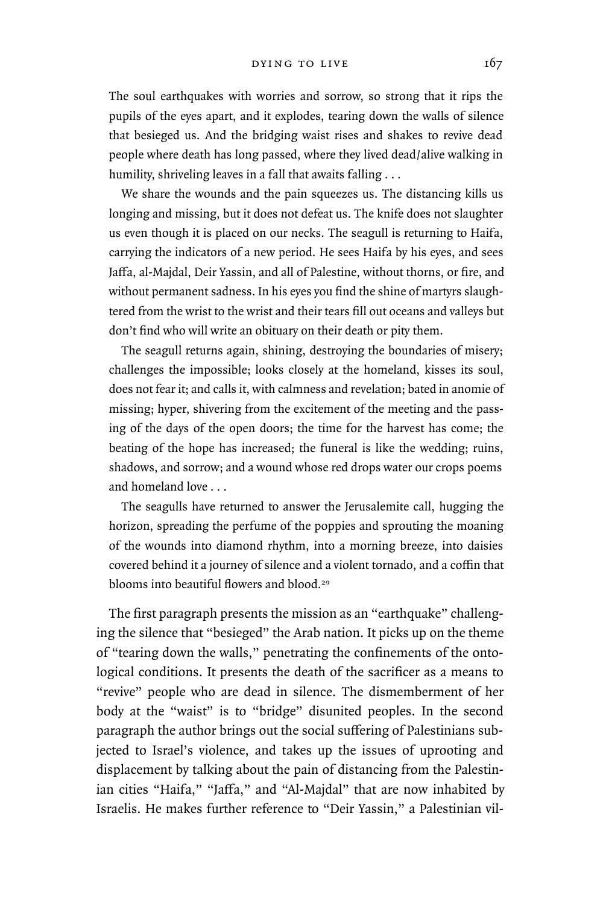> The soul earthquakes with worries and sorrow, so strong that it rips the pupils of the eyes apart, and it explodes, tearing down the walls of silence that besieged us. And the bridging waist rises and shakes to revive dead people where death has long passed, where they lived dead/alive walking in humility, shriveling leaves in a fall that awaits falling . . .
>
> We share the wounds and the pain squeezes us. The distancing kills us longing and missing, but it does not defeat us. The knife does not slaughter us even though it is placed on our necks. The seagull is returning to Haifa, carrying the indicators of a new period. He sees Haifa by his eyes, and sees Jaffa, al-Majdal, Deir Yassin, and all of Palestine, without thorns, or fire, and without permanent sadness. In his eyes you find the shine of martyrs slaughtered from the wrist to the wrist and their tears fill out oceans and valleys but don't find who will write an obituary on their death or pity them.
>
> The seagull returns again, shining, destroying the boundaries of misery; challenges the impossible; looks closely at the homeland, kisses its soul, does not fear it; and calls it, with calmness and revelation; bated in anomie of missing; hyper, shivering from the excitement of the meeting and the passing of the days of the open doors; the time for the harvest has come; the beating of the hope has increased; the funeral is like the wedding; ruins, shadows, and sorrow; and a wound whose red drops water our crops poems and homeland love . . .
>
> The seagulls have returned to answer the Jerusalemite call, hugging the horizon, spreading the perfume of the poppies and sprouting the moaning of the wounds into diamond rhythm, into a morning breeze, into daisies covered behind it a journey of silence and a violent tornado, and a coffin that blooms into beautiful flowers and blood.[29]

The first paragraph presents the mission as an "earthquake" challenging the silence that "besieged" the Arab nation. It picks up on the theme of "tearing down the walls," penetrating the confinements of the ontological conditions. It presents the death of the sacrificer as a means to "revive" people who are dead in silence. The dismemberment of her body at the "waist" is to "bridge" disunited peoples. In the second paragraph the author brings out the social suffering of Palestinians subjected to Israel's violence, and takes up the issues of uprooting and displacement by talking about the pain of distancing from the Palestinian cities "Haifa," "Jaffa," and "Al-Majdal" that are now inhabited by Israelis. He makes further reference to "Deir Yassin," a Palestinian vil-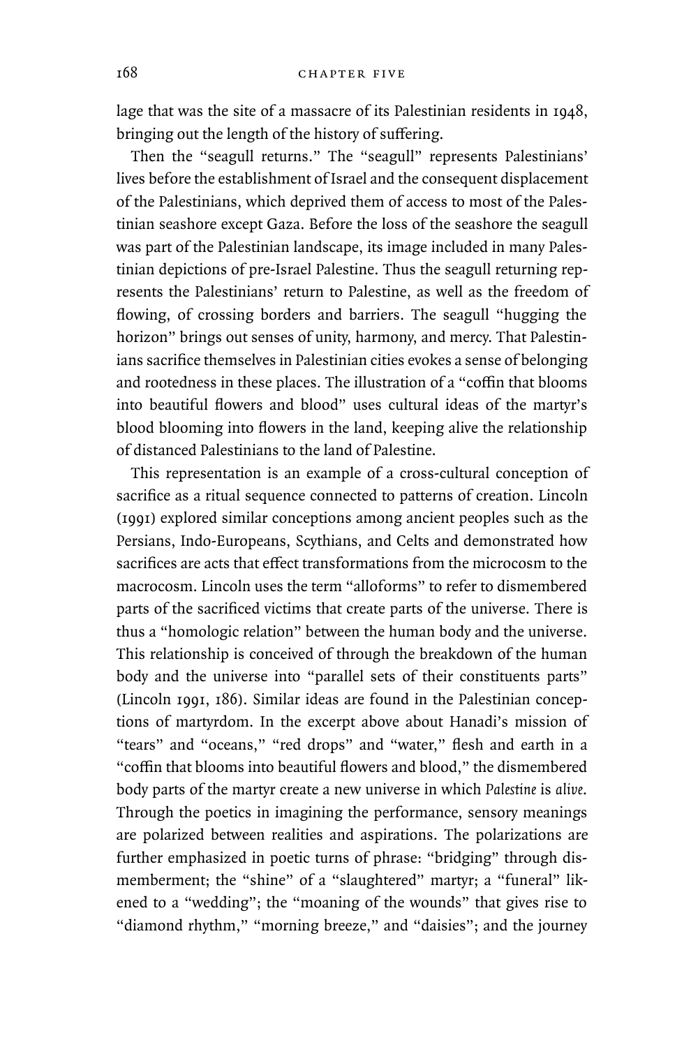lage that was the site of a massacre of its Palestinian residents in 1948, bringing out the length of the history of suffering.

Then the "seagull returns." The "seagull" represents Palestinians' lives before the establishment of Israel and the consequent displacement of the Palestinians, which deprived them of access to most of the Palestinian seashore except Gaza. Before the loss of the seashore the seagull was part of the Palestinian landscape, its image included in many Palestinian depictions of pre-Israel Palestine. Thus the seagull returning represents the Palestinians' return to Palestine, as well as the freedom of flowing, of crossing borders and barriers. The seagull "hugging the horizon" brings out senses of unity, harmony, and mercy. That Palestinians sacrifice themselves in Palestinian cities evokes a sense of belonging and rootedness in these places. The illustration of a "coffin that blooms into beautiful flowers and blood" uses cultural ideas of the martyr's blood blooming into flowers in the land, keeping alive the relationship of distanced Palestinians to the land of Palestine.

This representation is an example of a cross-cultural conception of sacrifice as a ritual sequence connected to patterns of creation. Lincoln (1991) explored similar conceptions among ancient peoples such as the Persians, Indo-Europeans, Scythians, and Celts and demonstrated how sacrifices are acts that effect transformations from the microcosm to the macrocosm. Lincoln uses the term "alloforms" to refer to dismembered parts of the sacrificed victims that create parts of the universe. There is thus a "homologic relation" between the human body and the universe. This relationship is conceived of through the breakdown of the human body and the universe into "parallel sets of their constituents parts" (Lincoln 1991, 186). Similar ideas are found in the Palestinian conceptions of martyrdom. In the excerpt above about Hanadi's mission of "tears" and "oceans," "red drops" and "water," flesh and earth in a "coffin that blooms into beautiful flowers and blood," the dismembered body parts of the martyr create a new universe in which *Palestine* is *alive*. Through the poetics in imagining the performance, sensory meanings are polarized between realities and aspirations. The polarizations are further emphasized in poetic turns of phrase: "bridging" through dismemberment; the "shine" of a "slaughtered" martyr; a "funeral" likened to a "wedding"; the "moaning of the wounds" that gives rise to "diamond rhythm," "morning breeze," and "daisies"; and the journey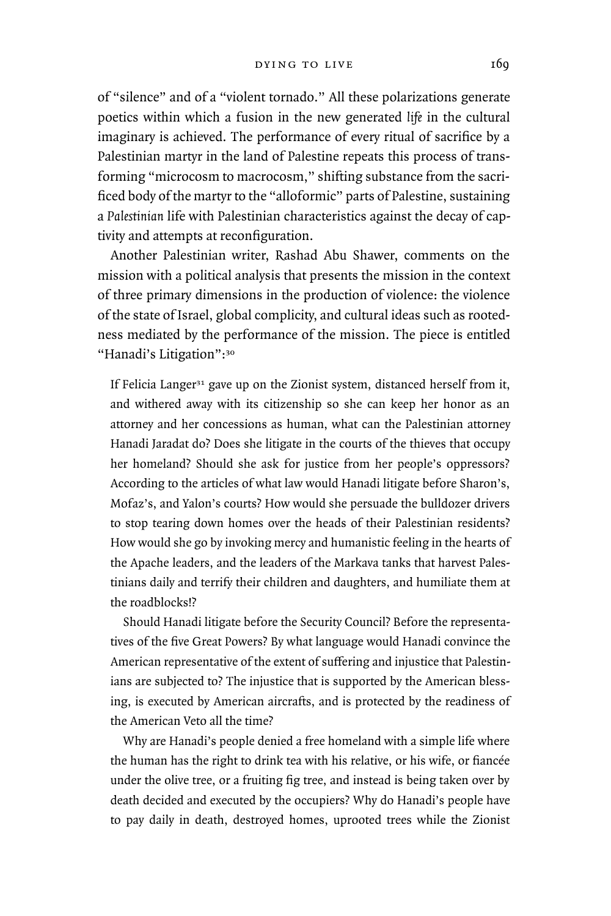of "silence" and of a "violent tornado." All these polarizations generate poetics within which a fusion in the new generated *life* in the cultural imaginary is achieved. The performance of every ritual of sacrifice by a Palestinian martyr in the land of Palestine repeats this process of transforming "microcosm to macrocosm," shifting substance from the sacrificed body of the martyr to the "alloformic" parts of Palestine, sustaining a *Palestinian* life with Palestinian characteristics against the decay of captivity and attempts at reconfiguration.

Another Palestinian writer, Rashad Abu Shawer, comments on the mission with a political analysis that presents the mission in the context of three primary dimensions in the production of violence: the violence of the state of Israel, global complicity, and cultural ideas such as rootedness mediated by the performance of the mission. The piece is entitled "Hanadi's Litigation":[30]

> If Felicia Langer[31] gave up on the Zionist system, distanced herself from it, and withered away with its citizenship so she can keep her honor as an attorney and her concessions as human, what can the Palestinian attorney Hanadi Jaradat do? Does she litigate in the courts of the thieves that occupy her homeland? Should she ask for justice from her people's oppressors? According to the articles of what law would Hanadi litigate before Sharon's, Mofaz's, and Yalon's courts? How would she persuade the bulldozer drivers to stop tearing down homes over the heads of their Palestinian residents? How would she go by invoking mercy and humanistic feeling in the hearts of the Apache leaders, and the leaders of the Markava tanks that harvest Palestinians daily and terrify their children and daughters, and humiliate them at the roadblocks!?
>
> Should Hanadi litigate before the Security Council? Before the representatives of the five Great Powers? By what language would Hanadi convince the American representative of the extent of suffering and injustice that Palestinians are subjected to? The injustice that is supported by the American blessing, is executed by American aircrafts, and is protected by the readiness of the American Veto all the time?
>
> Why are Hanadi's people denied a free homeland with a simple life where the human has the right to drink tea with his relative, or his wife, or fiancée under the olive tree, or a fruiting fig tree, and instead is being taken over by death decided and executed by the occupiers? Why do Hanadi's people have to pay daily in death, destroyed homes, uprooted trees while the Zionist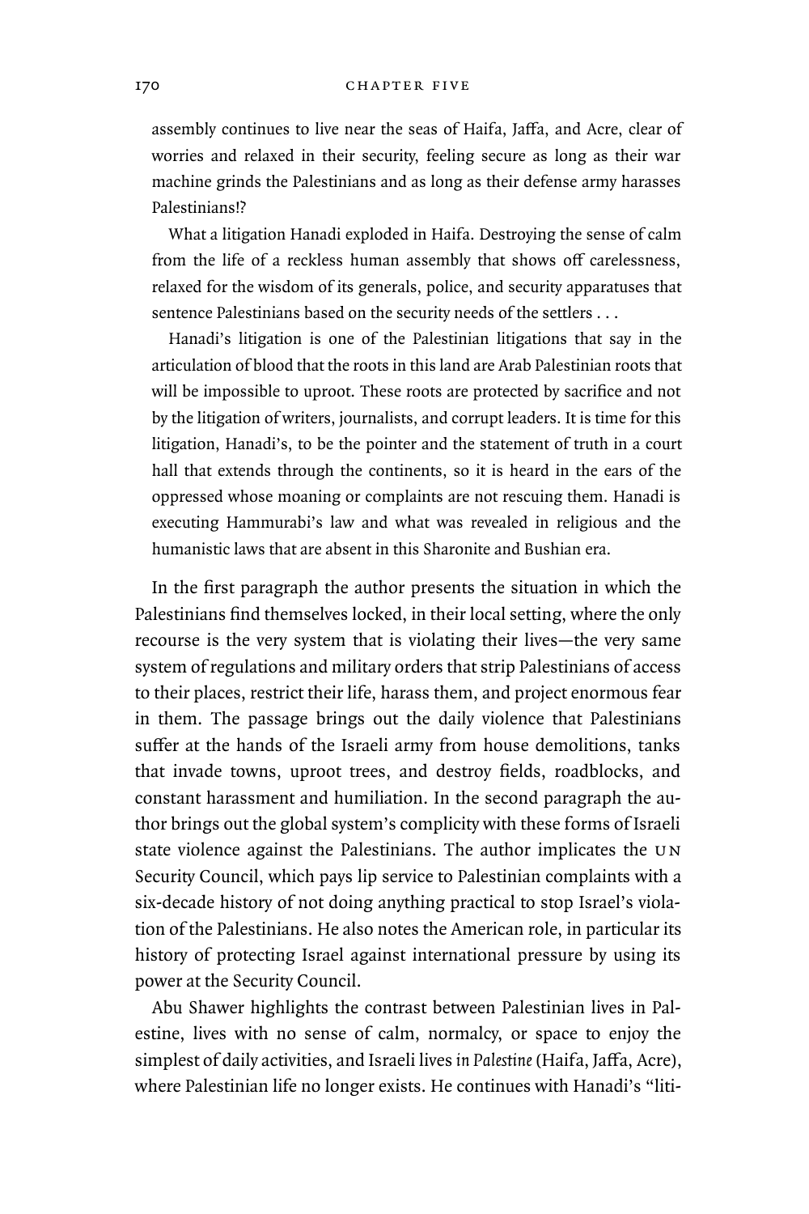> assembly continues to live near the seas of Haifa, Jaffa, and Acre, clear of worries and relaxed in their security, feeling secure as long as their war machine grinds the Palestinians and as long as their defense army harasses Palestinians!?
>
> What a litigation Hanadi exploded in Haifa. Destroying the sense of calm from the life of a reckless human assembly that shows off carelessness, relaxed for the wisdom of its generals, police, and security apparatuses that sentence Palestinians based on the security needs of the settlers . . .
>
> Hanadi's litigation is one of the Palestinian litigations that say in the articulation of blood that the roots in this land are Arab Palestinian roots that will be impossible to uproot. These roots are protected by sacrifice and not by the litigation of writers, journalists, and corrupt leaders. It is time for this litigation, Hanadi's, to be the pointer and the statement of truth in a court hall that extends through the continents, so it is heard in the ears of the oppressed whose moaning or complaints are not rescuing them. Hanadi is executing Hammurabi's law and what was revealed in religious and the humanistic laws that are absent in this Sharonite and Bushian era.

In the first paragraph the author presents the situation in which the Palestinians find themselves locked, in their local setting, where the only recourse is the very system that is violating their lives—the very same system of regulations and military orders that strip Palestinians of access to their places, restrict their life, harass them, and project enormous fear in them. The passage brings out the daily violence that Palestinians suffer at the hands of the Israeli army from house demolitions, tanks that invade towns, uproot trees, and destroy fields, roadblocks, and constant harassment and humiliation. In the second paragraph the author brings out the global system's complicity with these forms of Israeli state violence against the Palestinians. The author implicates the UN Security Council, which pays lip service to Palestinian complaints with a six-decade history of not doing anything practical to stop Israel's violation of the Palestinians. He also notes the American role, in particular its history of protecting Israel against international pressure by using its power at the Security Council.

Abu Shawer highlights the contrast between Palestinian lives in Palestine, lives with no sense of calm, normalcy, or space to enjoy the simplest of daily activities, and Israeli lives *in Palestine* (Haifa, Jaffa, Acre), where Palestinian life no longer exists. He continues with Hanadi's "liti-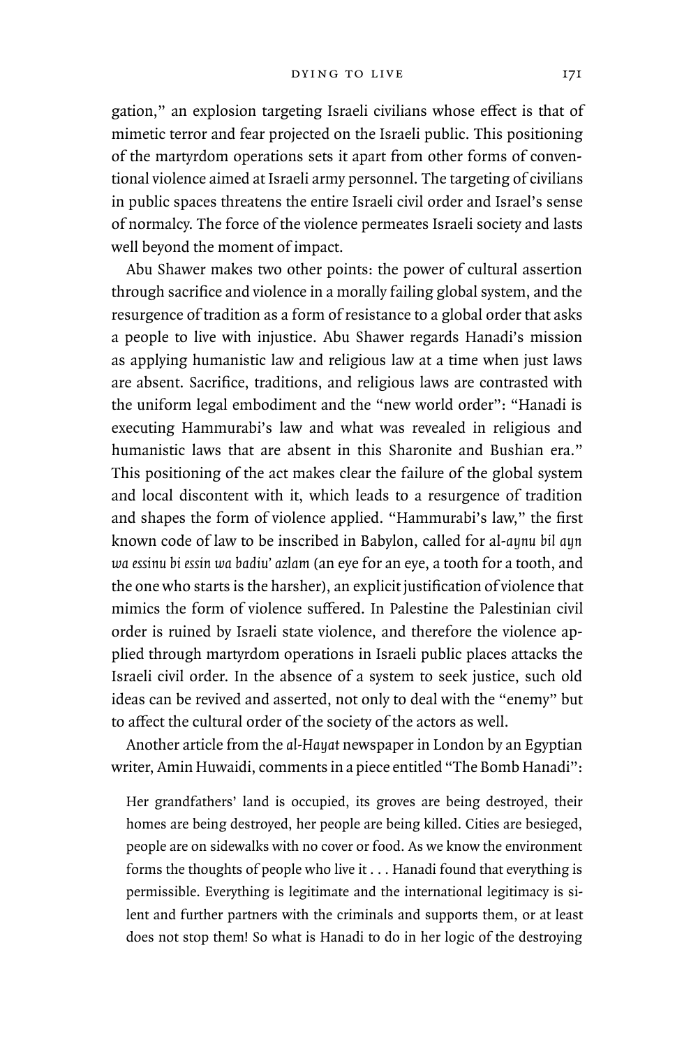gation," an explosion targeting Israeli civilians whose effect is that of mimetic terror and fear projected on the Israeli public. This positioning of the martyrdom operations sets it apart from other forms of conventional violence aimed at Israeli army personnel. The targeting of civilians in public spaces threatens the entire Israeli civil order and Israel's sense of normalcy. The force of the violence permeates Israeli society and lasts well beyond the moment of impact.

Abu Shawer makes two other points: the power of cultural assertion through sacrifice and violence in a morally failing global system, and the resurgence of tradition as a form of resistance to a global order that asks a people to live with injustice. Abu Shawer regards Hanadi's mission as applying humanistic law and religious law at a time when just laws are absent. Sacrifice, traditions, and religious laws are contrasted with the uniform legal embodiment and the "new world order": "Hanadi is executing Hammurabi's law and what was revealed in religious and humanistic laws that are absent in this Sharonite and Bushian era." This positioning of the act makes clear the failure of the global system and local discontent with it, which leads to a resurgence of tradition and shapes the form of violence applied. "Hammurabi's law," the first known code of law to be inscribed in Babylon, called for al-*aynu bil ayn wa essinu bi essin wa badiu' azlam* (an eye for an eye, a tooth for a tooth, and the one who starts is the harsher), an explicit justification of violence that mimics the form of violence suffered. In Palestine the Palestinian civil order is ruined by Israeli state violence, and therefore the violence applied through martyrdom operations in Israeli public places attacks the Israeli civil order. In the absence of a system to seek justice, such old ideas can be revived and asserted, not only to deal with the "enemy" but to affect the cultural order of the society of the actors as well.

Another article from the *al-Hayat* newspaper in London by an Egyptian writer, Amin Huwaidi, comments in a piece entitled "The Bomb Hanadi":

> Her grandfathers' land is occupied, its groves are being destroyed, their homes are being destroyed, her people are being killed. Cities are besieged, people are on sidewalks with no cover or food. As we know the environment forms the thoughts of people who live it . . . Hanadi found that everything is permissible. Everything is legitimate and the international legitimacy is silent and further partners with the criminals and supports them, or at least does not stop them! So what is Hanadi to do in her logic of the destroying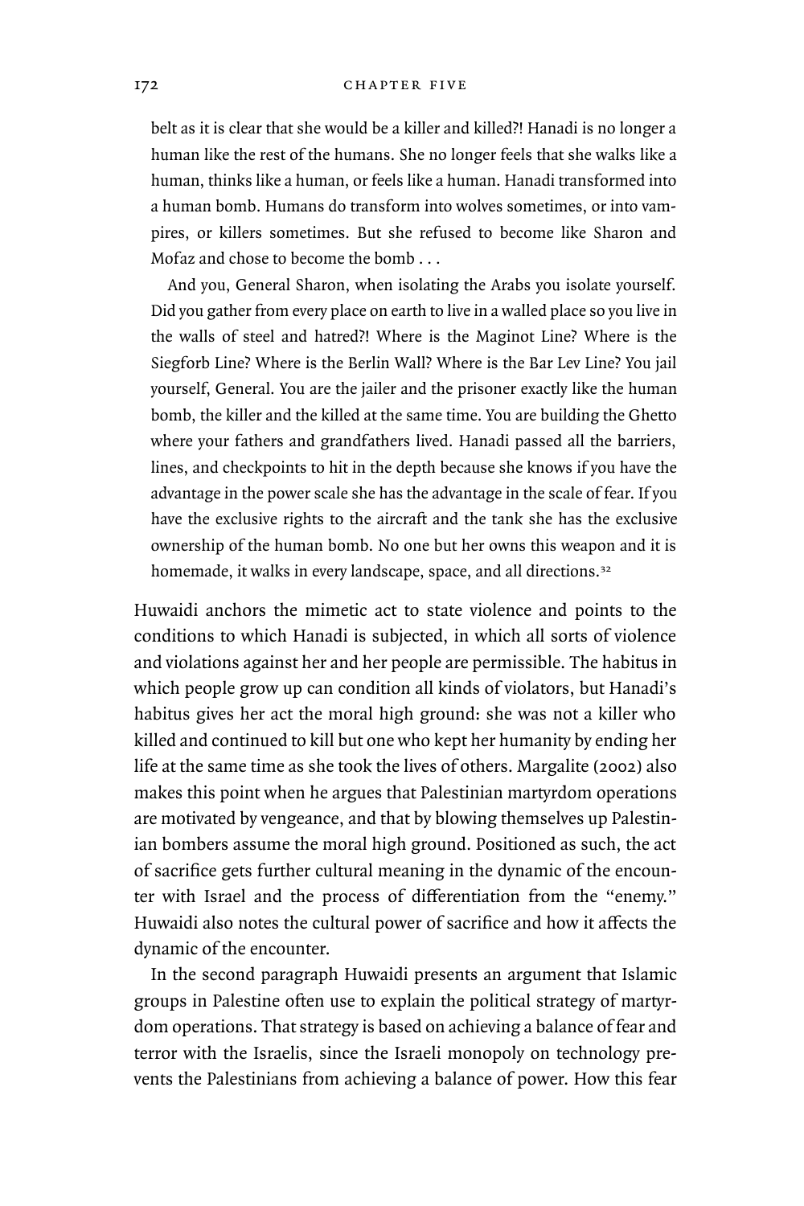belt as it is clear that she would be a killer and killed?! Hanadi is no longer a human like the rest of the humans. She no longer feels that she walks like a human, thinks like a human, or feels like a human. Hanadi transformed into a human bomb. Humans do transform into wolves sometimes, or into vampires, or killers sometimes. But she refused to become like Sharon and Mofaz and chose to become the bomb . . .

> And you, General Sharon, when isolating the Arabs you isolate yourself. Did you gather from every place on earth to live in a walled place so you live in the walls of steel and hatred?! Where is the Maginot Line? Where is the Siegforb Line? Where is the Berlin Wall? Where is the Bar Lev Line? You jail yourself, General. You are the jailer and the prisoner exactly like the human bomb, the killer and the killed at the same time. You are building the Ghetto where your fathers and grandfathers lived. Hanadi passed all the barriers, lines, and checkpoints to hit in the depth because she knows if you have the advantage in the power scale she has the advantage in the scale of fear. If you have the exclusive rights to the aircraft and the tank she has the exclusive ownership of the human bomb. No one but her owns this weapon and it is homemade, it walks in every landscape, space, and all directions.[32]

Huwaidi anchors the mimetic act to state violence and points to the conditions to which Hanadi is subjected, in which all sorts of violence and violations against her and her people are permissible. The habitus in which people grow up can condition all kinds of violators, but Hanadi's habitus gives her act the moral high ground: she was not a killer who killed and continued to kill but one who kept her humanity by ending her life at the same time as she took the lives of others. Margalite (2002) also makes this point when he argues that Palestinian martyrdom operations are motivated by vengeance, and that by blowing themselves up Palestinian bombers assume the moral high ground. Positioned as such, the act of sacrifice gets further cultural meaning in the dynamic of the encounter with Israel and the process of differentiation from the "enemy." Huwaidi also notes the cultural power of sacrifice and how it affects the dynamic of the encounter.

In the second paragraph Huwaidi presents an argument that Islamic groups in Palestine often use to explain the political strategy of martyrdom operations. That strategy is based on achieving a balance of fear and terror with the Israelis, since the Israeli monopoly on technology prevents the Palestinians from achieving a balance of power. How this fear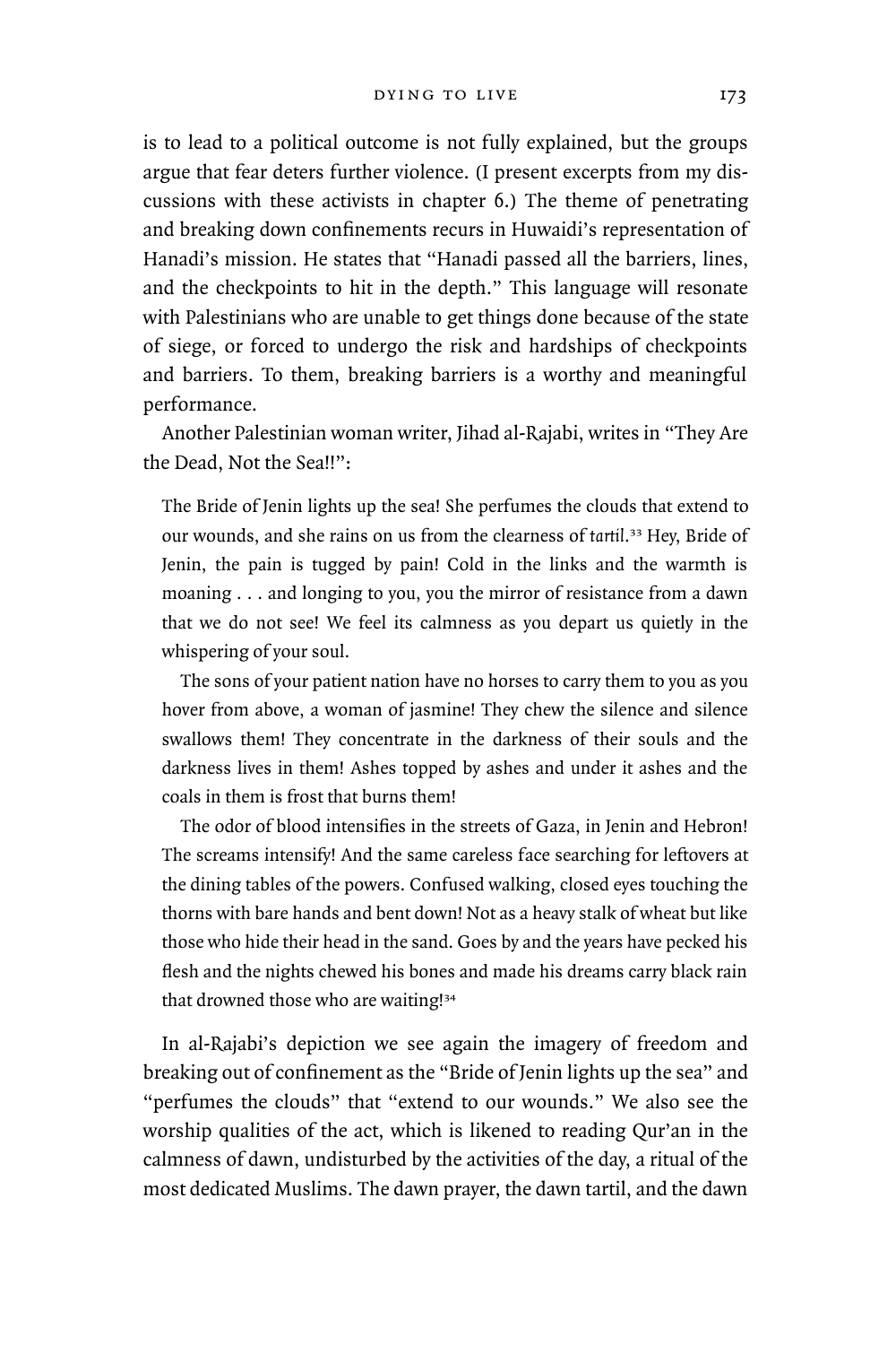is to lead to a political outcome is not fully explained, but the groups argue that fear deters further violence. (I present excerpts from my discussions with these activists in chapter 6.) The theme of penetrating and breaking down confinements recurs in Huwaidi's representation of Hanadi's mission. He states that "Hanadi passed all the barriers, lines, and the checkpoints to hit in the depth." This language will resonate with Palestinians who are unable to get things done because of the state of siege, or forced to undergo the risk and hardships of checkpoints and barriers. To them, breaking barriers is a worthy and meaningful performance.

Another Palestinian woman writer, Jihad al-Rajabi, writes in "They Are the Dead, Not the Sea!!":

> The Bride of Jenin lights up the sea! She perfumes the clouds that extend to our wounds, and she rains on us from the clearness of *tartil*.[33] Hey, Bride of Jenin, the pain is tugged by pain! Cold in the links and the warmth is moaning . . . and longing to you, you the mirror of resistance from a dawn that we do not see! We feel its calmness as you depart us quietly in the whispering of your soul.
>
> The sons of your patient nation have no horses to carry them to you as you hover from above, a woman of jasmine! They chew the silence and silence swallows them! They concentrate in the darkness of their souls and the darkness lives in them! Ashes topped by ashes and under it ashes and the coals in them is frost that burns them!
>
> The odor of blood intensifies in the streets of Gaza, in Jenin and Hebron! The screams intensify! And the same careless face searching for leftovers at the dining tables of the powers. Confused walking, closed eyes touching the thorns with bare hands and bent down! Not as a heavy stalk of wheat but like those who hide their head in the sand. Goes by and the years have pecked his flesh and the nights chewed his bones and made his dreams carry black rain that drowned those who are waiting![34]

In al-Rajabi's depiction we see again the imagery of freedom and breaking out of confinement as the "Bride of Jenin lights up the sea" and "perfumes the clouds" that "extend to our wounds." We also see the worship qualities of the act, which is likened to reading Qur'an in the calmness of dawn, undisturbed by the activities of the day, a ritual of the most dedicated Muslims. The dawn prayer, the dawn tartil, and the dawn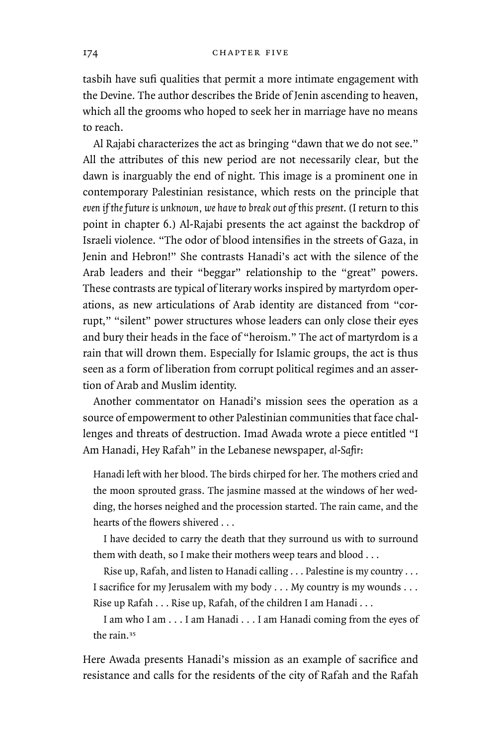tasbih have sufi qualities that permit a more intimate engagement with the Devine. The author describes the Bride of Jenin ascending to heaven, which all the grooms who hoped to seek her in marriage have no means to reach.

Al Rajabi characterizes the act as bringing "dawn that we do not see." All the attributes of this new period are not necessarily clear, but the dawn is inarguably the end of night. This image is a prominent one in contemporary Palestinian resistance, which rests on the principle that *even if the future is unknown, we have to break out of this present*. (I return to this point in chapter 6.) Al-Rajabi presents the act against the backdrop of Israeli violence. "The odor of blood intensifies in the streets of Gaza, in Jenin and Hebron!" She contrasts Hanadi's act with the silence of the Arab leaders and their "beggar" relationship to the "great" powers. These contrasts are typical of literary works inspired by martyrdom operations, as new articulations of Arab identity are distanced from "corrupt," "silent" power structures whose leaders can only close their eyes and bury their heads in the face of "heroism." The act of martyrdom is a rain that will drown them. Especially for Islamic groups, the act is thus seen as a form of liberation from corrupt political regimes and an assertion of Arab and Muslim identity.

Another commentator on Hanadi's mission sees the operation as a source of empowerment to other Palestinian communities that face challenges and threats of destruction. Imad Awada wrote a piece entitled "I Am Hanadi, Hey Rafah" in the Lebanese newspaper, *al-Safir*:

> Hanadi left with her blood. The birds chirped for her. The mothers cried and the moon sprouted grass. The jasmine massed at the windows of her wedding, the horses neighed and the procession started. The rain came, and the hearts of the flowers shivered . . .
>
> I have decided to carry the death that they surround us with to surround them with death, so I make their mothers weep tears and blood . . .
>
> Rise up, Rafah, and listen to Hanadi calling . . . Palestine is my country . . . I sacrifice for my Jerusalem with my body . . . My country is my wounds . . . Rise up Rafah . . . Rise up, Rafah, of the children I am Hanadi . . .
>
> I am who I am . . . I am Hanadi . . . I am Hanadi coming from the eyes of the rain.[35]

Here Awada presents Hanadi's mission as an example of sacrifice and resistance and calls for the residents of the city of Rafah and the Rafah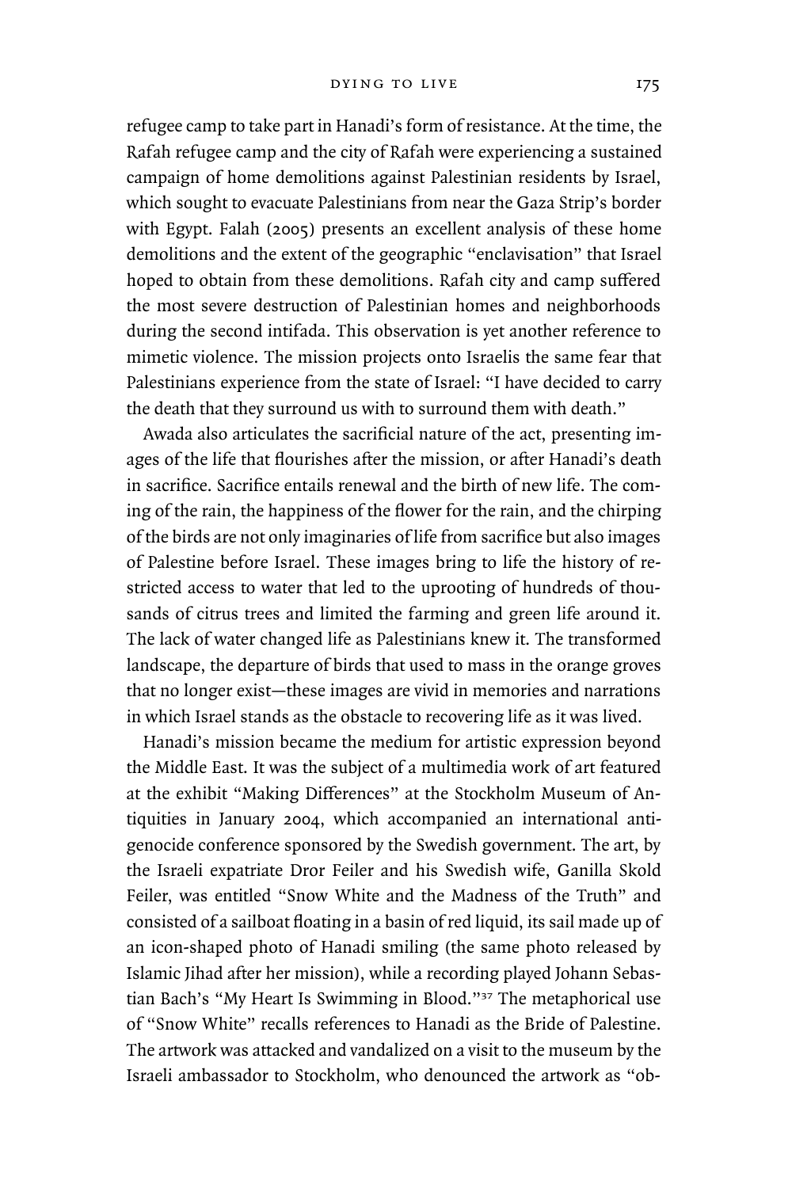refugee camp to take part in Hanadi's form of resistance. At the time, the Rafah refugee camp and the city of Rafah were experiencing a sustained campaign of home demolitions against Palestinian residents by Israel, which sought to evacuate Palestinians from near the Gaza Strip's border with Egypt. Falah (2005) presents an excellent analysis of these home demolitions and the extent of the geographic "enclavisation" that Israel hoped to obtain from these demolitions. Rafah city and camp suffered the most severe destruction of Palestinian homes and neighborhoods during the second intifada. This observation is yet another reference to mimetic violence. The mission projects onto Israelis the same fear that Palestinians experience from the state of Israel: "I have decided to carry the death that they surround us with to surround them with death."

Awada also articulates the sacrificial nature of the act, presenting images of the life that flourishes after the mission, or after Hanadi's death in sacrifice. Sacrifice entails renewal and the birth of new life. The coming of the rain, the happiness of the flower for the rain, and the chirping of the birds are not only imaginaries of life from sacrifice but also images of Palestine before Israel. These images bring to life the history of restricted access to water that led to the uprooting of hundreds of thousands of citrus trees and limited the farming and green life around it. The lack of water changed life as Palestinians knew it. The transformed landscape, the departure of birds that used to mass in the orange groves that no longer exist—these images are vivid in memories and narrations in which Israel stands as the obstacle to recovering life as it was lived.

Hanadi's mission became the medium for artistic expression beyond the Middle East. It was the subject of a multimedia work of art featured at the exhibit "Making Differences" at the Stockholm Museum of Antiquities in January 2004, which accompanied an international antigenocide conference sponsored by the Swedish government. The art, by the Israeli expatriate Dror Feiler and his Swedish wife, Ganilla Skold Feiler, was entitled "Snow White and the Madness of the Truth" and consisted of a sailboat floating in a basin of red liquid, its sail made up of an icon-shaped photo of Hanadi smiling (the same photo released by Islamic Jihad after her mission), while a recording played Johann Sebastian Bach's "My Heart Is Swimming in Blood."[37] The metaphorical use of "Snow White" recalls references to Hanadi as the Bride of Palestine. The artwork was attacked and vandalized on a visit to the museum by the Israeli ambassador to Stockholm, who denounced the artwork as "ob-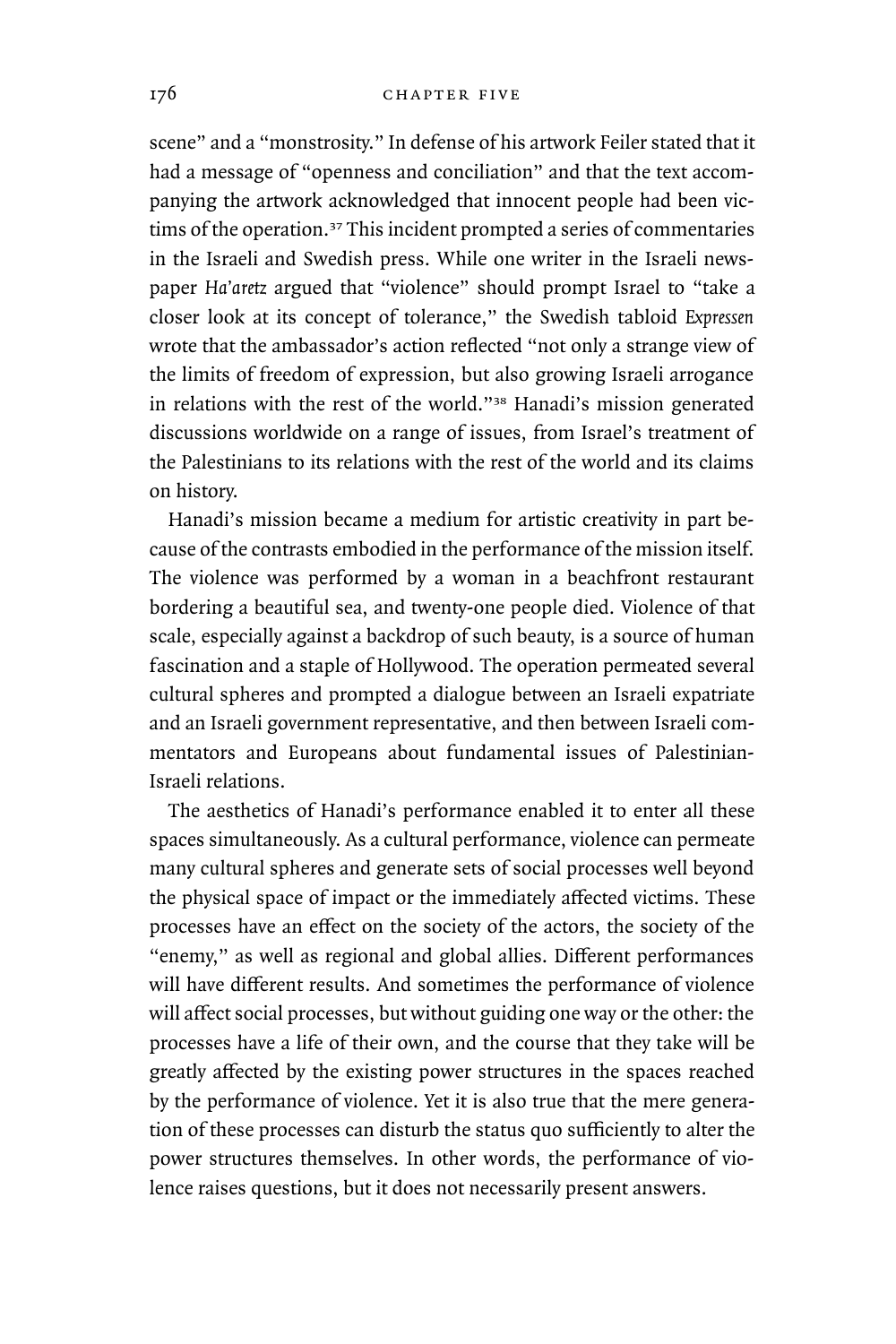scene" and a "monstrosity." In defense of his artwork Feiler stated that it had a message of "openness and conciliation" and that the text accompanying the artwork acknowledged that innocent people had been victims of the operation.[37] This incident prompted a series of commentaries in the Israeli and Swedish press. While one writer in the Israeli newspaper *Ha'aretz* argued that "violence" should prompt Israel to "take a closer look at its concept of tolerance," the Swedish tabloid *Expressen* wrote that the ambassador's action reflected "not only a strange view of the limits of freedom of expression, but also growing Israeli arrogance in relations with the rest of the world."[38] Hanadi's mission generated discussions worldwide on a range of issues, from Israel's treatment of the Palestinians to its relations with the rest of the world and its claims on history.

Hanadi's mission became a medium for artistic creativity in part because of the contrasts embodied in the performance of the mission itself. The violence was performed by a woman in a beachfront restaurant bordering a beautiful sea, and twenty-one people died. Violence of that scale, especially against a backdrop of such beauty, is a source of human fascination and a staple of Hollywood. The operation permeated several cultural spheres and prompted a dialogue between an Israeli expatriate and an Israeli government representative, and then between Israeli commentators and Europeans about fundamental issues of Palestinian-Israeli relations.

The aesthetics of Hanadi's performance enabled it to enter all these spaces simultaneously. As a cultural performance, violence can permeate many cultural spheres and generate sets of social processes well beyond the physical space of impact or the immediately affected victims. These processes have an effect on the society of the actors, the society of the "enemy," as well as regional and global allies. Different performances will have different results. And sometimes the performance of violence will affect social processes, but without guiding one way or the other: the processes have a life of their own, and the course that they take will be greatly affected by the existing power structures in the spaces reached by the performance of violence. Yet it is also true that the mere generation of these processes can disturb the status quo sufficiently to alter the power structures themselves. In other words, the performance of violence raises questions, but it does not necessarily present answers.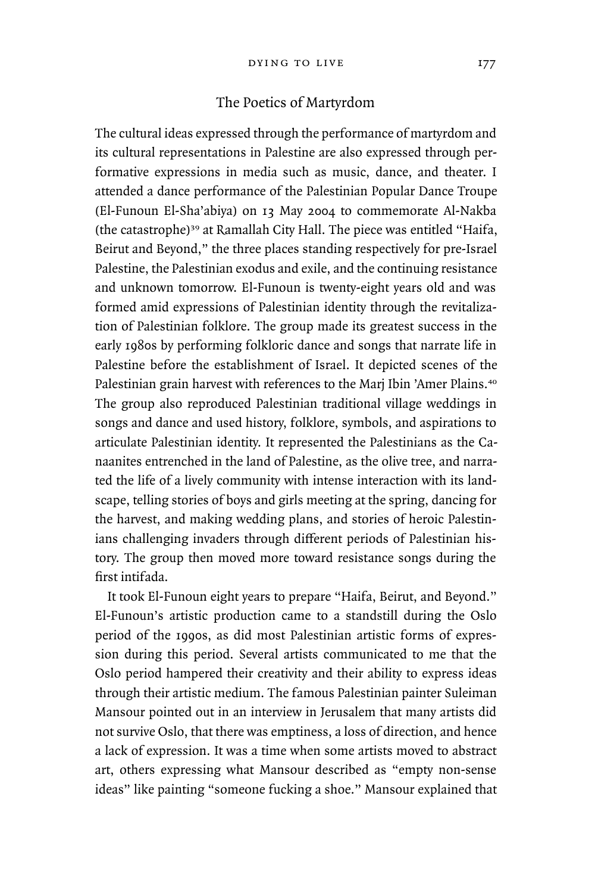## The Poetics of Martyrdom

The cultural ideas expressed through the performance of martyrdom and its cultural representations in Palestine are also expressed through performative expressions in media such as music, dance, and theater. I attended a dance performance of the Palestinian Popular Dance Troupe (El-Funoun El-Sha'abiya) on 13 May 2004 to commemorate Al-Nakba (the catastrophe)[39] at Ramallah City Hall. The piece was entitled "Haifa, Beirut and Beyond," the three places standing respectively for pre-Israel Palestine, the Palestinian exodus and exile, and the continuing resistance and unknown tomorrow. El-Funoun is twenty-eight years old and was formed amid expressions of Palestinian identity through the revitalization of Palestinian folklore. The group made its greatest success in the early 1980s by performing folkloric dance and songs that narrate life in Palestine before the establishment of Israel. It depicted scenes of the Palestinian grain harvest with references to the Marj Ibin 'Amer Plains.[40] The group also reproduced Palestinian traditional village weddings in songs and dance and used history, folklore, symbols, and aspirations to articulate Palestinian identity. It represented the Palestinians as the Canaanites entrenched in the land of Palestine, as the olive tree, and narrated the life of a lively community with intense interaction with its landscape, telling stories of boys and girls meeting at the spring, dancing for the harvest, and making wedding plans, and stories of heroic Palestinians challenging invaders through different periods of Palestinian history. The group then moved more toward resistance songs during the first intifada.

It took El-Funoun eight years to prepare "Haifa, Beirut, and Beyond." El-Funoun's artistic production came to a standstill during the Oslo period of the 1990s, as did most Palestinian artistic forms of expression during this period. Several artists communicated to me that the Oslo period hampered their creativity and their ability to express ideas through their artistic medium. The famous Palestinian painter Suleiman Mansour pointed out in an interview in Jerusalem that many artists did not survive Oslo, that there was emptiness, a loss of direction, and hence a lack of expression. It was a time when some artists moved to abstract art, others expressing what Mansour described as "empty non-sense ideas" like painting "someone fucking a shoe." Mansour explained that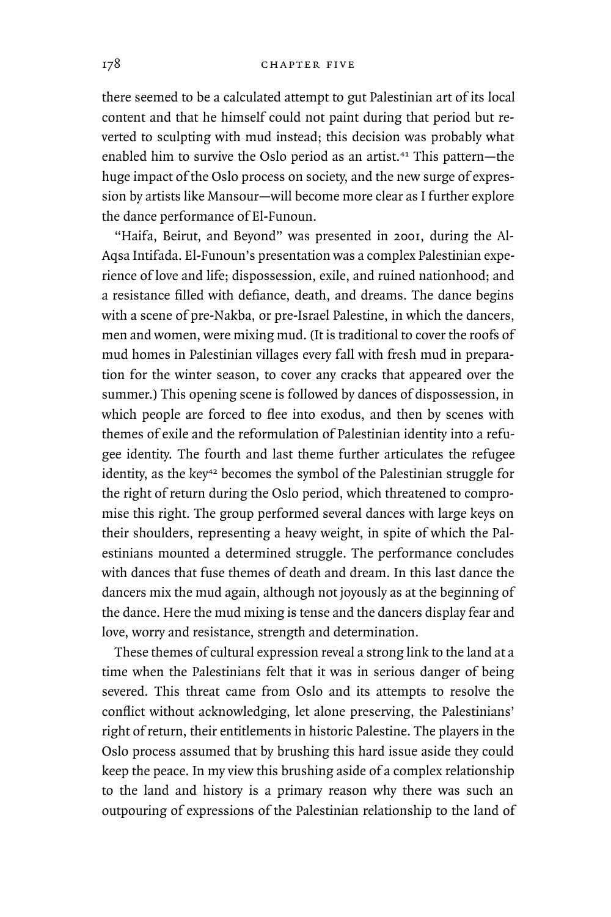there seemed to be a calculated attempt to gut Palestinian art of its local content and that he himself could not paint during that period but reverted to sculpting with mud instead; this decision was probably what enabled him to survive the Oslo period as an artist.[41] This pattern—the huge impact of the Oslo process on society, and the new surge of expression by artists like Mansour—will become more clear as I further explore the dance performance of El-Funoun.

"Haifa, Beirut, and Beyond" was presented in 2001, during the Al-Aqsa Intifada. El-Funoun's presentation was a complex Palestinian experience of love and life; dispossession, exile, and ruined nationhood; and a resistance filled with defiance, death, and dreams. The dance begins with a scene of pre-Nakba, or pre-Israel Palestine, in which the dancers, men and women, were mixing mud. (It is traditional to cover the roofs of mud homes in Palestinian villages every fall with fresh mud in preparation for the winter season, to cover any cracks that appeared over the summer.) This opening scene is followed by dances of dispossession, in which people are forced to flee into exodus, and then by scenes with themes of exile and the reformulation of Palestinian identity into a refugee identity. The fourth and last theme further articulates the refugee identity, as the key[42] becomes the symbol of the Palestinian struggle for the right of return during the Oslo period, which threatened to compromise this right. The group performed several dances with large keys on their shoulders, representing a heavy weight, in spite of which the Palestinians mounted a determined struggle. The performance concludes with dances that fuse themes of death and dream. In this last dance the dancers mix the mud again, although not joyously as at the beginning of the dance. Here the mud mixing is tense and the dancers display fear and love, worry and resistance, strength and determination.

These themes of cultural expression reveal a strong link to the land at a time when the Palestinians felt that it was in serious danger of being severed. This threat came from Oslo and its attempts to resolve the conflict without acknowledging, let alone preserving, the Palestinians' right of return, their entitlements in historic Palestine. The players in the Oslo process assumed that by brushing this hard issue aside they could keep the peace. In my view this brushing aside of a complex relationship to the land and history is a primary reason why there was such an outpouring of expressions of the Palestinian relationship to the land of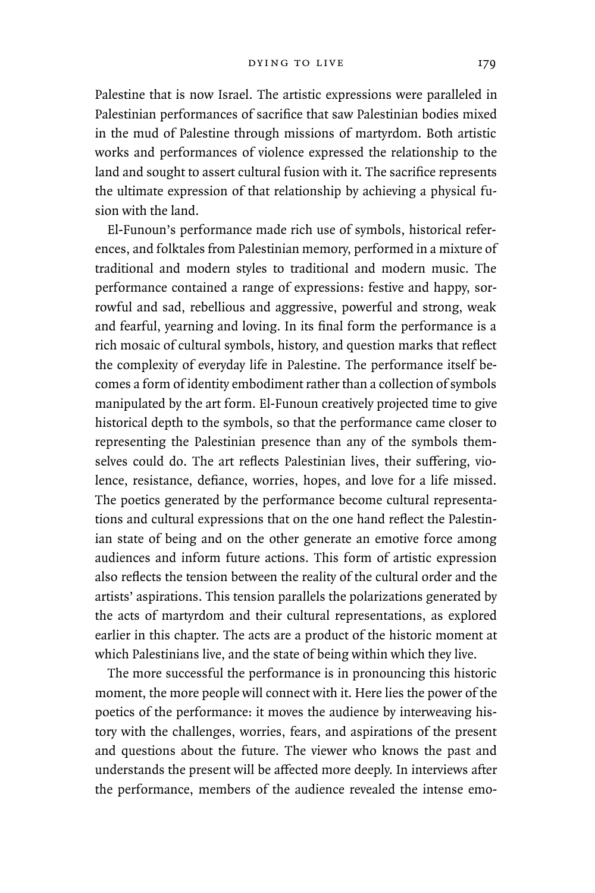Palestine that is now Israel. The artistic expressions were paralleled in Palestinian performances of sacrifice that saw Palestinian bodies mixed in the mud of Palestine through missions of martyrdom. Both artistic works and performances of violence expressed the relationship to the land and sought to assert cultural fusion with it. The sacrifice represents the ultimate expression of that relationship by achieving a physical fusion with the land.

El-Funoun's performance made rich use of symbols, historical references, and folktales from Palestinian memory, performed in a mixture of traditional and modern styles to traditional and modern music. The performance contained a range of expressions: festive and happy, sorrowful and sad, rebellious and aggressive, powerful and strong, weak and fearful, yearning and loving. In its final form the performance is a rich mosaic of cultural symbols, history, and question marks that reflect the complexity of everyday life in Palestine. The performance itself becomes a form of identity embodiment rather than a collection of symbols manipulated by the art form. El-Funoun creatively projected time to give historical depth to the symbols, so that the performance came closer to representing the Palestinian presence than any of the symbols themselves could do. The art reflects Palestinian lives, their suffering, violence, resistance, defiance, worries, hopes, and love for a life missed. The poetics generated by the performance become cultural representations and cultural expressions that on the one hand reflect the Palestinian state of being and on the other generate an emotive force among audiences and inform future actions. This form of artistic expression also reflects the tension between the reality of the cultural order and the artists' aspirations. This tension parallels the polarizations generated by the acts of martyrdom and their cultural representations, as explored earlier in this chapter. The acts are a product of the historic moment at which Palestinians live, and the state of being within which they live.

The more successful the performance is in pronouncing this historic moment, the more people will connect with it. Here lies the power of the poetics of the performance: it moves the audience by interweaving history with the challenges, worries, fears, and aspirations of the present and questions about the future. The viewer who knows the past and understands the present will be affected more deeply. In interviews after the performance, members of the audience revealed the intense emo-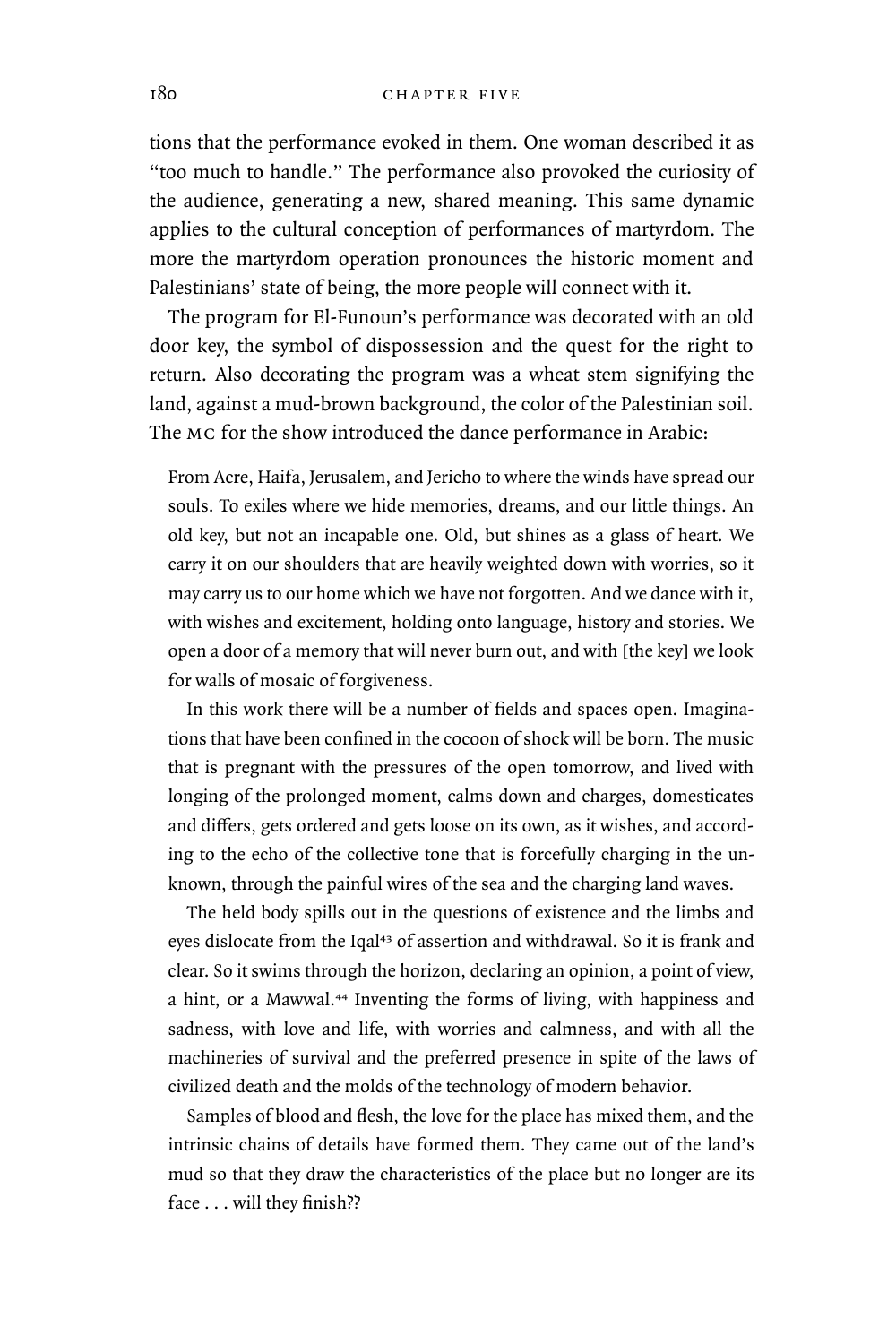tions that the performance evoked in them. One woman described it as "too much to handle." The performance also provoked the curiosity of the audience, generating a new, shared meaning. This same dynamic applies to the cultural conception of performances of martyrdom. The more the martyrdom operation pronounces the historic moment and Palestinians' state of being, the more people will connect with it.

The program for El-Funoun's performance was decorated with an old door key, the symbol of dispossession and the quest for the right to return. Also decorating the program was a wheat stem signifying the land, against a mud-brown background, the color of the Palestinian soil. The MC for the show introduced the dance performance in Arabic:

> From Acre, Haifa, Jerusalem, and Jericho to where the winds have spread our souls. To exiles where we hide memories, dreams, and our little things. An old key, but not an incapable one. Old, but shines as a glass of heart. We carry it on our shoulders that are heavily weighted down with worries, so it may carry us to our home which we have not forgotten. And we dance with it, with wishes and excitement, holding onto language, history and stories. We open a door of a memory that will never burn out, and with [the key] we look for walls of mosaic of forgiveness.
>
> In this work there will be a number of fields and spaces open. Imaginations that have been confined in the cocoon of shock will be born. The music that is pregnant with the pressures of the open tomorrow, and lived with longing of the prolonged moment, calms down and charges, domesticates and differs, gets ordered and gets loose on its own, as it wishes, and according to the echo of the collective tone that is forcefully charging in the unknown, through the painful wires of the sea and the charging land waves.
>
> The held body spills out in the questions of existence and the limbs and eyes dislocate from the Iqal[43] of assertion and withdrawal. So it is frank and clear. So it swims through the horizon, declaring an opinion, a point of view, a hint, or a Mawwal.[44] Inventing the forms of living, with happiness and sadness, with love and life, with worries and calmness, and with all the machineries of survival and the preferred presence in spite of the laws of civilized death and the molds of the technology of modern behavior.
>
> Samples of blood and flesh, the love for the place has mixed them, and the intrinsic chains of details have formed them. They came out of the land's mud so that they draw the characteristics of the place but no longer are its face . . . will they finish??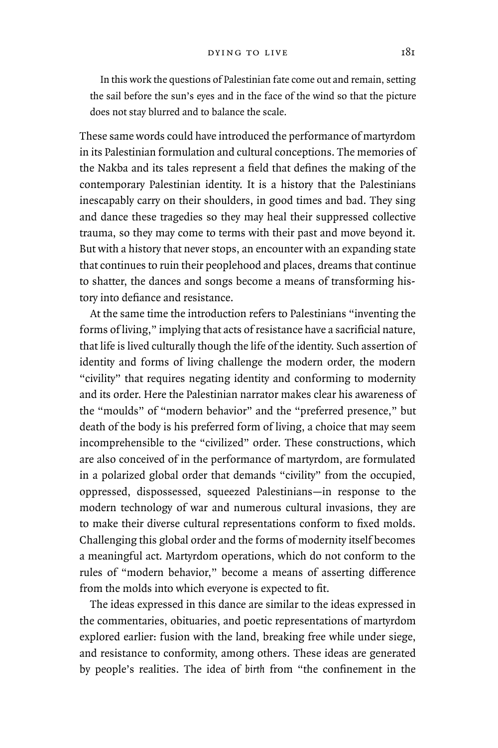> In this work the questions of Palestinian fate come out and remain, setting the sail before the sun's eyes and in the face of the wind so that the picture does not stay blurred and to balance the scale.

These same words could have introduced the performance of martyrdom in its Palestinian formulation and cultural conceptions. The memories of the Nakba and its tales represent a field that defines the making of the contemporary Palestinian identity. It is a history that the Palestinians inescapably carry on their shoulders, in good times and bad. They sing and dance these tragedies so they may heal their suppressed collective trauma, so they may come to terms with their past and move beyond it. But with a history that never stops, an encounter with an expanding state that continues to ruin their peoplehood and places, dreams that continue to shatter, the dances and songs become a means of transforming history into defiance and resistance.

At the same time the introduction refers to Palestinians "inventing the forms of living," implying that acts of resistance have a sacrificial nature, that life is lived culturally though the life of the identity. Such assertion of identity and forms of living challenge the modern order, the modern "civility" that requires negating identity and conforming to modernity and its order. Here the Palestinian narrator makes clear his awareness of the "moulds" of "modern behavior" and the "preferred presence," but death of the body is his preferred form of living, a choice that may seem incomprehensible to the "civilized" order. These constructions, which are also conceived of in the performance of martyrdom, are formulated in a polarized global order that demands "civility" from the occupied, oppressed, dispossessed, squeezed Palestinians—in response to the modern technology of war and numerous cultural invasions, they are to make their diverse cultural representations conform to fixed molds. Challenging this global order and the forms of modernity itself becomes a meaningful act. Martyrdom operations, which do not conform to the rules of "modern behavior," become a means of asserting difference from the molds into which everyone is expected to fit.

The ideas expressed in this dance are similar to the ideas expressed in the commentaries, obituaries, and poetic representations of martyrdom explored earlier: fusion with the land, breaking free while under siege, and resistance to conformity, among others. These ideas are generated by people's realities. The idea of *birth* from "the confinement in the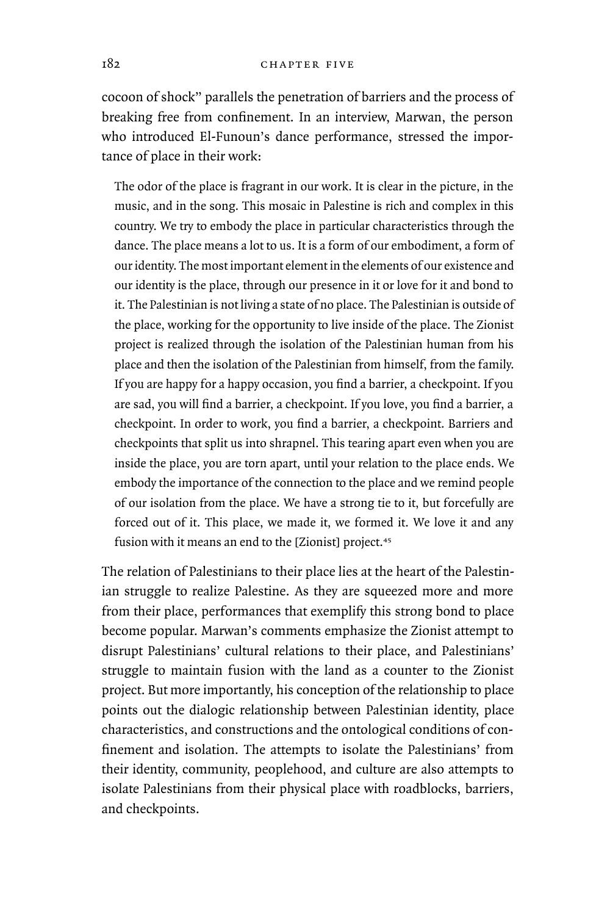cocoon of shock" parallels the penetration of barriers and the process of breaking free from confinement. In an interview, Marwan, the person who introduced El-Funoun's dance performance, stressed the importance of place in their work:

> The odor of the place is fragrant in our work. It is clear in the picture, in the music, and in the song. This mosaic in Palestine is rich and complex in this country. We try to embody the place in particular characteristics through the dance. The place means a lot to us. It is a form of our embodiment, a form of our identity. The most important element in the elements of our existence and our identity is the place, through our presence in it or love for it and bond to it. The Palestinian is not living a state of no place. The Palestinian is outside of the place, working for the opportunity to live inside of the place. The Zionist project is realized through the isolation of the Palestinian human from his place and then the isolation of the Palestinian from himself, from the family. If you are happy for a happy occasion, you find a barrier, a checkpoint. If you are sad, you will find a barrier, a checkpoint. If you love, you find a barrier, a checkpoint. In order to work, you find a barrier, a checkpoint. Barriers and checkpoints that split us into shrapnel. This tearing apart even when you are inside the place, you are torn apart, until your relation to the place ends. We embody the importance of the connection to the place and we remind people of our isolation from the place. We have a strong tie to it, but forcefully are forced out of it. This place, we made it, we formed it. We love it and any fusion with it means an end to the [Zionist] project.[45]

The relation of Palestinians to their place lies at the heart of the Palestinian struggle to realize Palestine. As they are squeezed more and more from their place, performances that exemplify this strong bond to place become popular. Marwan's comments emphasize the Zionist attempt to disrupt Palestinians' cultural relations to their place, and Palestinians' struggle to maintain fusion with the land as a counter to the Zionist project. But more importantly, his conception of the relationship to place points out the dialogic relationship between Palestinian identity, place characteristics, and constructions and the ontological conditions of confinement and isolation. The attempts to isolate the Palestinians' from their identity, community, peoplehood, and culture are also attempts to isolate Palestinians from their physical place with roadblocks, barriers, and checkpoints.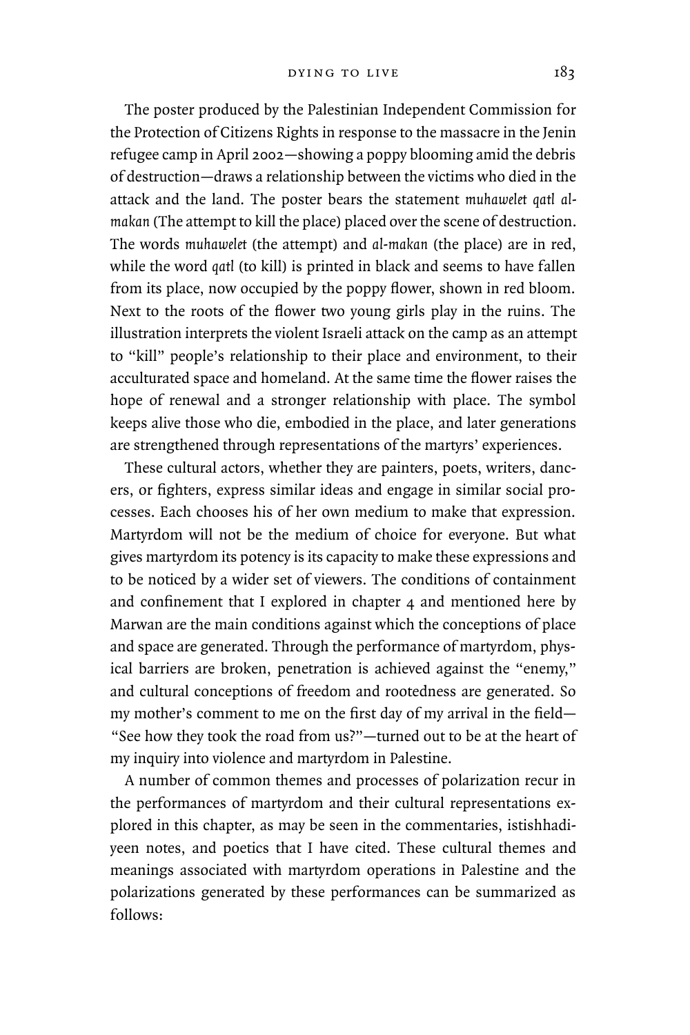The poster produced by the Palestinian Independent Commission for the Protection of Citizens Rights in response to the massacre in the Jenin refugee camp in April 2002—showing a poppy blooming amid the debris of destruction—draws a relationship between the victims who died in the attack and the land. The poster bears the statement *muhawelet qatl al-makan* (The attempt to kill the place) placed over the scene of destruction. The words *muhawelet* (the attempt) and *al-makan* (the place) are in red, while the word *qatl* (to kill) is printed in black and seems to have fallen from its place, now occupied by the poppy flower, shown in red bloom. Next to the roots of the flower two young girls play in the ruins. The illustration interprets the violent Israeli attack on the camp as an attempt to "kill" people's relationship to their place and environment, to their acculturated space and homeland. At the same time the flower raises the hope of renewal and a stronger relationship with place. The symbol keeps alive those who die, embodied in the place, and later generations are strengthened through representations of the martyrs' experiences.

These cultural actors, whether they are painters, poets, writers, dancers, or fighters, express similar ideas and engage in similar social processes. Each chooses his of her own medium to make that expression. Martyrdom will not be the medium of choice for everyone. But what gives martyrdom its potency is its capacity to make these expressions and to be noticed by a wider set of viewers. The conditions of containment and confinement that I explored in chapter 4 and mentioned here by Marwan are the main conditions against which the conceptions of place and space are generated. Through the performance of martyrdom, physical barriers are broken, penetration is achieved against the "enemy," and cultural conceptions of freedom and rootedness are generated. So my mother's comment to me on the first day of my arrival in the field—"See how they took the road from us?"—turned out to be at the heart of my inquiry into violence and martyrdom in Palestine.

A number of common themes and processes of polarization recur in the performances of martyrdom and their cultural representations explored in this chapter, as may be seen in the commentaries, istishhadiyeen notes, and poetics that I have cited. These cultural themes and meanings associated with martyrdom operations in Palestine and the polarizations generated by these performances can be summarized as follows: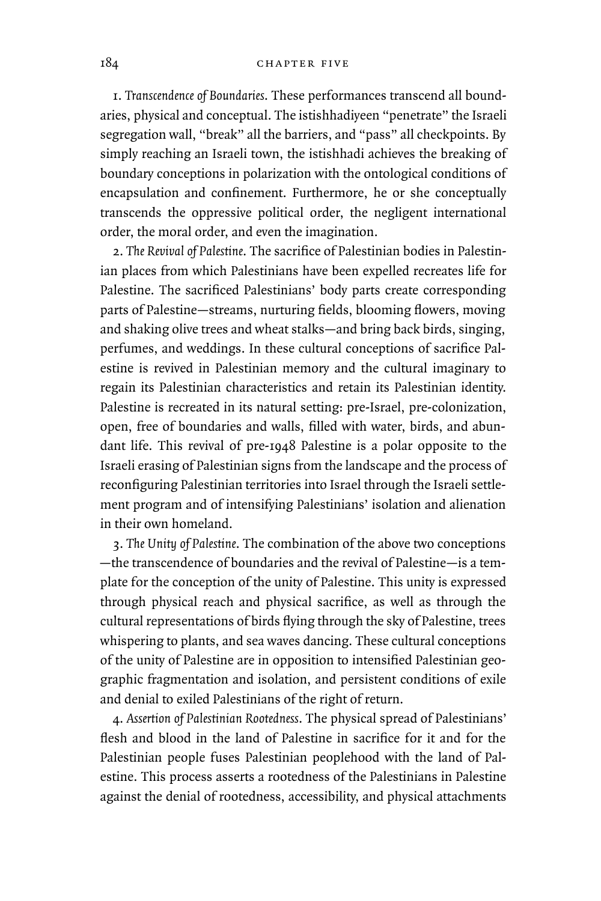1. *Transcendence of Boundaries*. These performances transcend all boundaries, physical and conceptual. The istishhadiyeen "penetrate" the Israeli segregation wall, "break" all the barriers, and "pass" all checkpoints. By simply reaching an Israeli town, the istishhadi achieves the breaking of boundary conceptions in polarization with the ontological conditions of encapsulation and confinement. Furthermore, he or she conceptually transcends the oppressive political order, the negligent international order, the moral order, and even the imagination.

2. *The Revival of Palestine*. The sacrifice of Palestinian bodies in Palestinian places from which Palestinians have been expelled recreates life for Palestine. The sacrificed Palestinians' body parts create corresponding parts of Palestine—streams, nurturing fields, blooming flowers, moving and shaking olive trees and wheat stalks—and bring back birds, singing, perfumes, and weddings. In these cultural conceptions of sacrifice Palestine is revived in Palestinian memory and the cultural imaginary to regain its Palestinian characteristics and retain its Palestinian identity. Palestine is recreated in its natural setting: pre-Israel, pre-colonization, open, free of boundaries and walls, filled with water, birds, and abundant life. This revival of pre-1948 Palestine is a polar opposite to the Israeli erasing of Palestinian signs from the landscape and the process of reconfiguring Palestinian territories into Israel through the Israeli settlement program and of intensifying Palestinians' isolation and alienation in their own homeland.

3. *The Unity of Palestine*. The combination of the above two conceptions—the transcendence of boundaries and the revival of Palestine—is a template for the conception of the unity of Palestine. This unity is expressed through physical reach and physical sacrifice, as well as through the cultural representations of birds flying through the sky of Palestine, trees whispering to plants, and sea waves dancing. These cultural conceptions of the unity of Palestine are in opposition to intensified Palestinian geographic fragmentation and isolation, and persistent conditions of exile and denial to exiled Palestinians of the right of return.

4. *Assertion of Palestinian Rootedness*. The physical spread of Palestinians' flesh and blood in the land of Palestine in sacrifice for it and for the Palestinian people fuses Palestinian peoplehood with the land of Palestine. This process asserts a rootedness of the Palestinians in Palestine against the denial of rootedness, accessibility, and physical attachments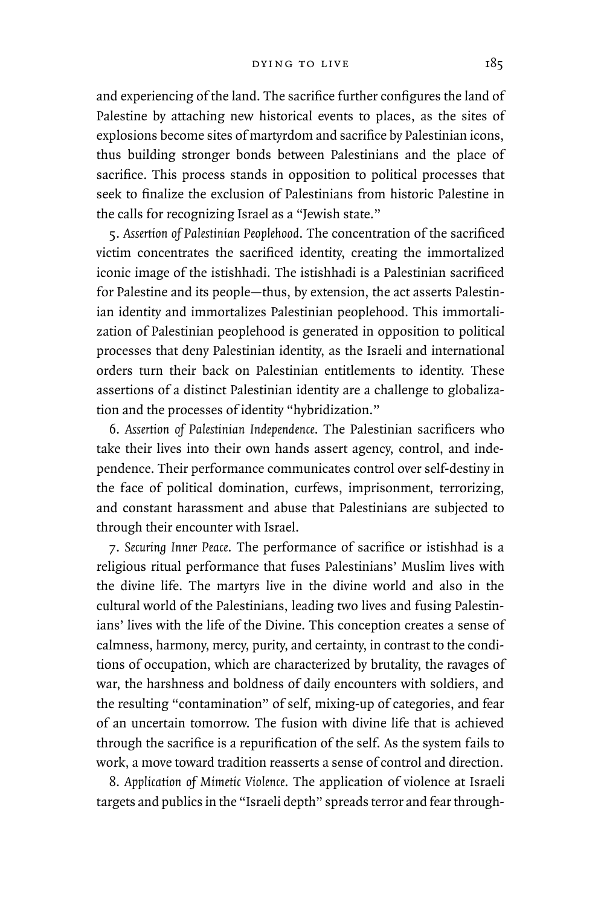and experiencing of the land. The sacrifice further configures the land of Palestine by attaching new historical events to places, as the sites of explosions become sites of martyrdom and sacrifice by Palestinian icons, thus building stronger bonds between Palestinians and the place of sacrifice. This process stands in opposition to political processes that seek to finalize the exclusion of Palestinians from historic Palestine in the calls for recognizing Israel as a "Jewish state."

5. *Assertion of Palestinian Peoplehood*. The concentration of the sacrificed victim concentrates the sacrificed identity, creating the immortalized iconic image of the istishhadi. The istishhadi is a Palestinian sacrificed for Palestine and its people—thus, by extension, the act asserts Palestinian identity and immortalizes Palestinian peoplehood. This immortalization of Palestinian peoplehood is generated in opposition to political processes that deny Palestinian identity, as the Israeli and international orders turn their back on Palestinian entitlements to identity. These assertions of a distinct Palestinian identity are a challenge to globalization and the processes of identity "hybridization."

6. *Assertion of Palestinian Independence*. The Palestinian sacrificers who take their lives into their own hands assert agency, control, and independence. Their performance communicates control over self-destiny in the face of political domination, curfews, imprisonment, terrorizing, and constant harassment and abuse that Palestinians are subjected to through their encounter with Israel.

7. *Securing Inner Peace*. The performance of sacrifice or istishhad is a religious ritual performance that fuses Palestinians' Muslim lives with the divine life. The martyrs live in the divine world and also in the cultural world of the Palestinians, leading two lives and fusing Palestinians' lives with the life of the Divine. This conception creates a sense of calmness, harmony, mercy, purity, and certainty, in contrast to the conditions of occupation, which are characterized by brutality, the ravages of war, the harshness and boldness of daily encounters with soldiers, and the resulting "contamination" of self, mixing-up of categories, and fear of an uncertain tomorrow. The fusion with divine life that is achieved through the sacrifice is a repurification of the self. As the system fails to work, a move toward tradition reasserts a sense of control and direction.

8. *Application of Mimetic Violence*. The application of violence at Israeli targets and publics in the "Israeli depth" spreads terror and fear through-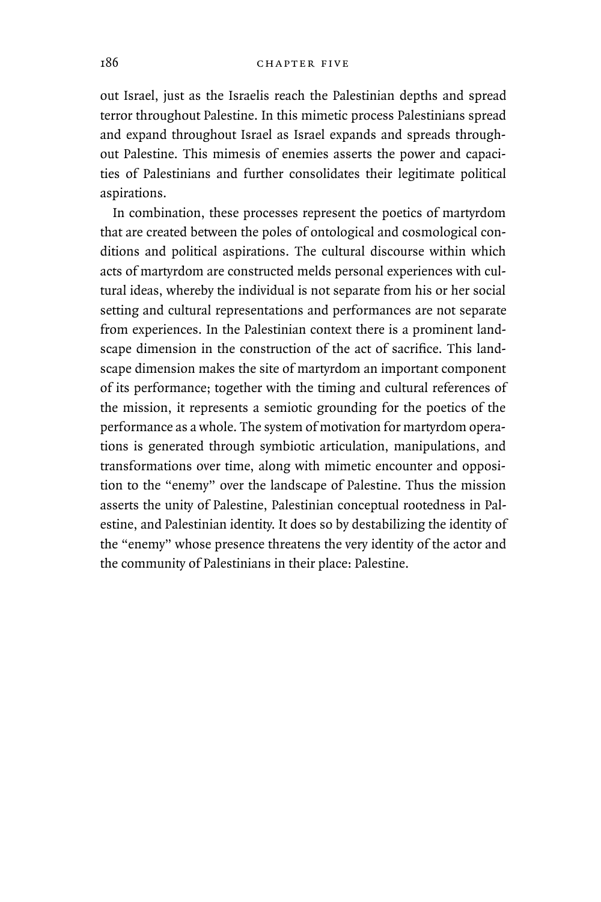out Israel, just as the Israelis reach the Palestinian depths and spread terror throughout Palestine. In this mimetic process Palestinians spread and expand throughout Israel as Israel expands and spreads throughout Palestine. This mimesis of enemies asserts the power and capacities of Palestinians and further consolidates their legitimate political aspirations.

In combination, these processes represent the poetics of martyrdom that are created between the poles of ontological and cosmological conditions and political aspirations. The cultural discourse within which acts of martyrdom are constructed melds personal experiences with cultural ideas, whereby the individual is not separate from his or her social setting and cultural representations and performances are not separate from experiences. In the Palestinian context there is a prominent landscape dimension in the construction of the act of sacrifice. This landscape dimension makes the site of martyrdom an important component of its performance; together with the timing and cultural references of the mission, it represents a semiotic grounding for the poetics of the performance as a whole. The system of motivation for martyrdom operations is generated through symbiotic articulation, manipulations, and transformations over time, along with mimetic encounter and opposition to the "enemy" over the landscape of Palestine. Thus the mission asserts the unity of Palestine, Palestinian conceptual rootedness in Palestine, and Palestinian identity. It does so by destabilizing the identity of the "enemy" whose presence threatens the very identity of the actor and the community of Palestinians in their place: Palestine.